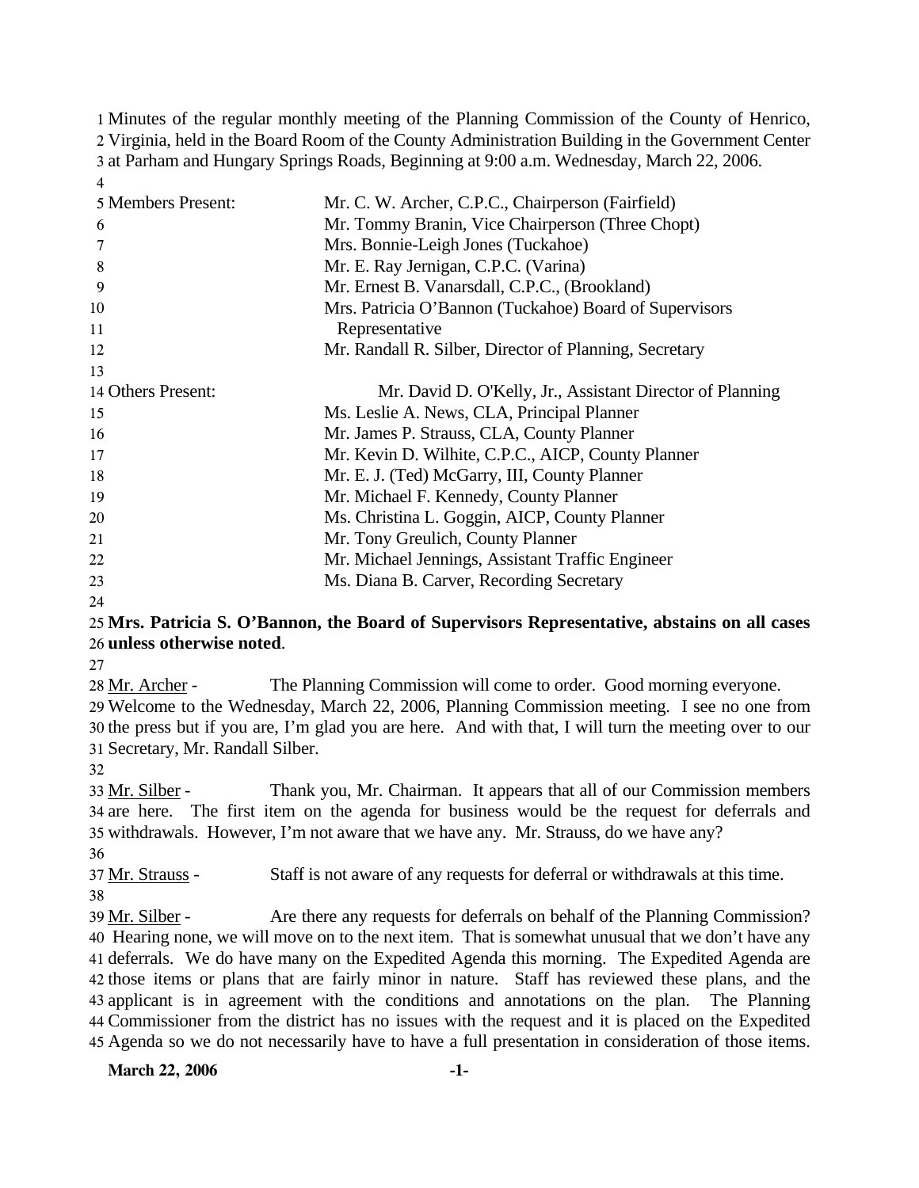Minutes of the regular monthly meeting of the Planning Commission of the County of Henrico, Virginia, held in the Board Room of the County Administration Building in the Government Center at Parham and Hungary Springs Roads, Beginning at 9:00 a.m. Wednesday, March 22, 2006.

| | |
|---|---|
| Members Present: | Mr. C. W. Archer, C.P.C., Chairperson (Fairfield) |
| | Mr. Tommy Branin, Vice Chairperson (Three Chopt) |
| | Mrs. Bonnie-Leigh Jones (Tuckahoe) |
| | Mr. E. Ray Jernigan, C.P.C. (Varina) |
| | Mr. Ernest B. Vanarsdall, C.P.C., (Brookland) |
| | Mrs. Patricia O'Bannon (Tuckahoe) Board of Supervisors Representative |
| | Mr. Randall R. Silber, Director of Planning, Secretary |
| Others Present: | Mr. David D. O'Kelly, Jr., Assistant Director of Planning |
| | Ms. Leslie A. News, CLA, Principal Planner |
| | Mr. James P. Strauss, CLA, County Planner |
| | Mr. Kevin D. Wilhite, C.P.C., AICP, County Planner |
| | Mr. E. J. (Ted) McGarry, III, County Planner |
| | Mr. Michael F. Kennedy, County Planner |
| | Ms. Christina L. Goggin, AICP, County Planner |
| | Mr. Tony Greulich, County Planner |
| | Mr. Michael Jennings, Assistant Traffic Engineer |
| | Ms. Diana B. Carver, Recording Secretary |

**Mrs. Patricia S. O'Bannon, the Board of Supervisors Representative, abstains on all cases unless otherwise noted**.

Mr. Archer - The Planning Commission will come to order. Good morning everyone. Welcome to the Wednesday, March 22, 2006, Planning Commission meeting. I see no one from the press but if you are, I'm glad you are here. And with that, I will turn the meeting over to our Secretary, Mr. Randall Silber.

Mr. Silber - Thank you, Mr. Chairman. It appears that all of our Commission members are here. The first item on the agenda for business would be the request for deferrals and withdrawals. However, I'm not aware that we have any. Mr. Strauss, do we have any?

Mr. Strauss - Staff is not aware of any requests for deferral or withdrawals at this time.

Mr. Silber - Are there any requests for deferrals on behalf of the Planning Commission? Hearing none, we will move on to the next item. That is somewhat unusual that we don't have any deferrals. We do have many on the Expedited Agenda this morning. The Expedited Agenda are those items or plans that are fairly minor in nature. Staff has reviewed these plans, and the applicant is in agreement with the conditions and annotations on the plan. The Planning Commissioner from the district has no issues with the request and it is placed on the Expedited Agenda so we do not necessarily have to have a full presentation in consideration of those items.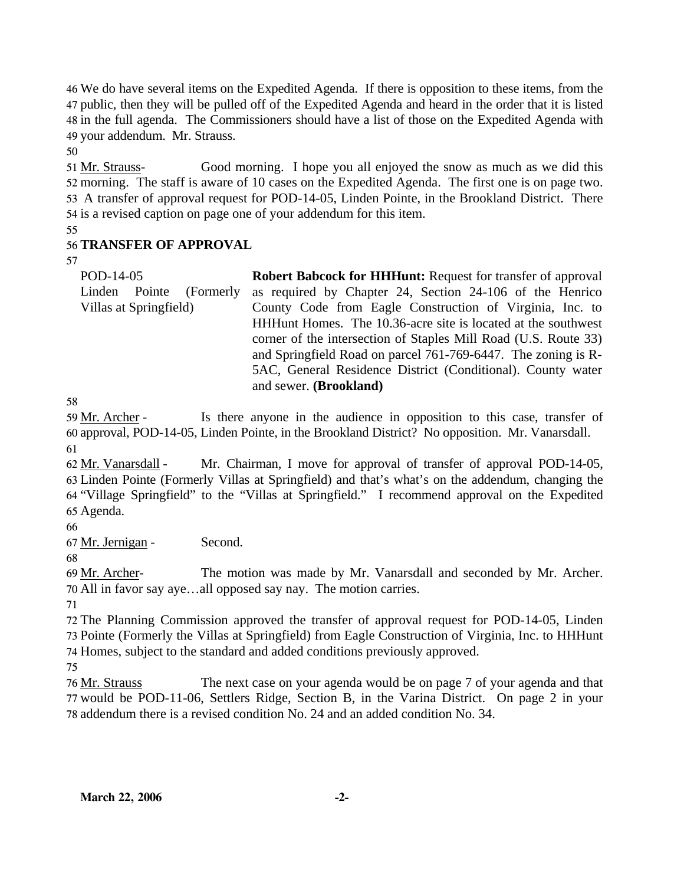We do have several items on the Expedited Agenda. If there is opposition to these items, from the public, then they will be pulled off of the Expedited Agenda and heard in the order that it is listed in the full agenda. The Commissioners should have a list of those on the Expedited Agenda with your addendum. Mr. Strauss.

Mr. Strauss- Good morning. I hope you all enjoyed the snow as much as we did this morning. The staff is aware of 10 cases on the Expedited Agenda. The first one is on page two. A transfer of approval request for POD-14-05, Linden Pointe, in the Brookland District. There is a revised caption on page one of your addendum for this item.

## TRANSFER OF APPROVAL

POD-14-05
Linden Pointe (Formerly Villas at Springfield)

**Robert Babcock for HHHunt:** Request for transfer of approval as required by Chapter 24, Section 24-106 of the Henrico County Code from Eagle Construction of Virginia, Inc. to HHHunt Homes. The 10.36-acre site is located at the southwest corner of the intersection of Staples Mill Road (U.S. Route 33) and Springfield Road on parcel 761-769-6447. The zoning is R-5AC, General Residence District (Conditional). County water and sewer. **(Brookland)**

Mr. Archer - Is there anyone in the audience in opposition to this case, transfer of approval, POD-14-05, Linden Pointe, in the Brookland District? No opposition. Mr. Vanarsdall.

Mr. Vanarsdall - Mr. Chairman, I move for approval of transfer of approval POD-14-05, Linden Pointe (Formerly Villas at Springfield) and that's what's on the addendum, changing the "Village Springfield" to the "Villas at Springfield." I recommend approval on the Expedited Agenda.

Mr. Jernigan - Second.

Mr. Archer- The motion was made by Mr. Vanarsdall and seconded by Mr. Archer. All in favor say aye…all opposed say nay. The motion carries.

The Planning Commission approved the transfer of approval request for POD-14-05, Linden Pointe (Formerly the Villas at Springfield) from Eagle Construction of Virginia, Inc. to HHHunt Homes, subject to the standard and added conditions previously approved.

Mr. Strauss The next case on your agenda would be on page 7 of your agenda and that would be POD-11-06, Settlers Ridge, Section B, in the Varina District. On page 2 in your addendum there is a revised condition No. 24 and an added condition No. 34.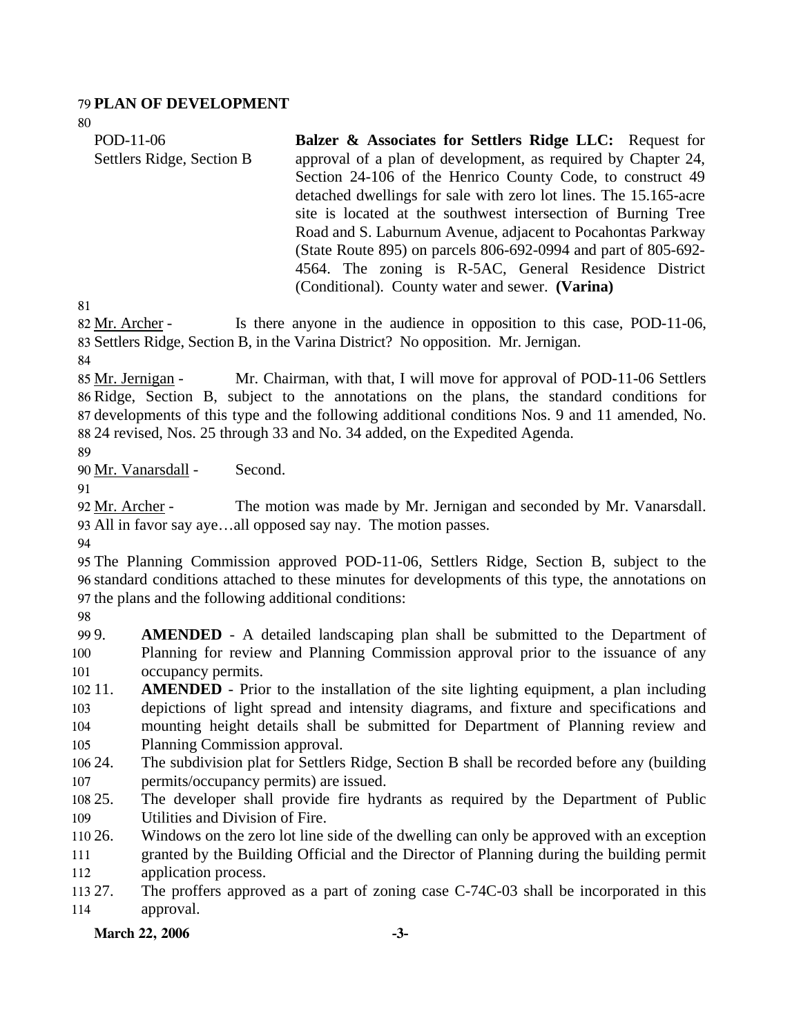**PLAN OF DEVELOPMENT**

POD-11-06
Settlers Ridge, Section B

**Balzer & Associates for Settlers Ridge LLC:** Request for approval of a plan of development, as required by Chapter 24, Section 24-106 of the Henrico County Code, to construct 49 detached dwellings for sale with zero lot lines. The 15.165-acre site is located at the southwest intersection of Burning Tree Road and S. Laburnum Avenue, adjacent to Pocahontas Parkway (State Route 895) on parcels 806-692-0994 and part of 805-692-4564. The zoning is R-5AC, General Residence District (Conditional). County water and sewer. **(Varina)**

Mr. Archer - Is there anyone in the audience in opposition to this case, POD-11-06, Settlers Ridge, Section B, in the Varina District? No opposition. Mr. Jernigan.

Mr. Jernigan - Mr. Chairman, with that, I will move for approval of POD-11-06 Settlers Ridge, Section B, subject to the annotations on the plans, the standard conditions for developments of this type and the following additional conditions Nos. 9 and 11 amended, No. 24 revised, Nos. 25 through 33 and No. 34 added, on the Expedited Agenda.

Mr. Vanarsdall - Second.

Mr. Archer - The motion was made by Mr. Jernigan and seconded by Mr. Vanarsdall. All in favor say aye…all opposed say nay. The motion passes.

The Planning Commission approved POD-11-06, Settlers Ridge, Section B, subject to the standard conditions attached to these minutes for developments of this type, the annotations on the plans and the following additional conditions:

9. **AMENDED** - A detailed landscaping plan shall be submitted to the Department of Planning for review and Planning Commission approval prior to the issuance of any occupancy permits.
11. **AMENDED** - Prior to the installation of the site lighting equipment, a plan including depictions of light spread and intensity diagrams, and fixture and specifications and mounting height details shall be submitted for Department of Planning review and Planning Commission approval.
24. The subdivision plat for Settlers Ridge, Section B shall be recorded before any (building permits/occupancy permits) are issued.
25. The developer shall provide fire hydrants as required by the Department of Public Utilities and Division of Fire.
26. Windows on the zero lot line side of the dwelling can only be approved with an exception granted by the Building Official and the Director of Planning during the building permit application process.
27. The proffers approved as a part of zoning case C-74C-03 shall be incorporated in this approval.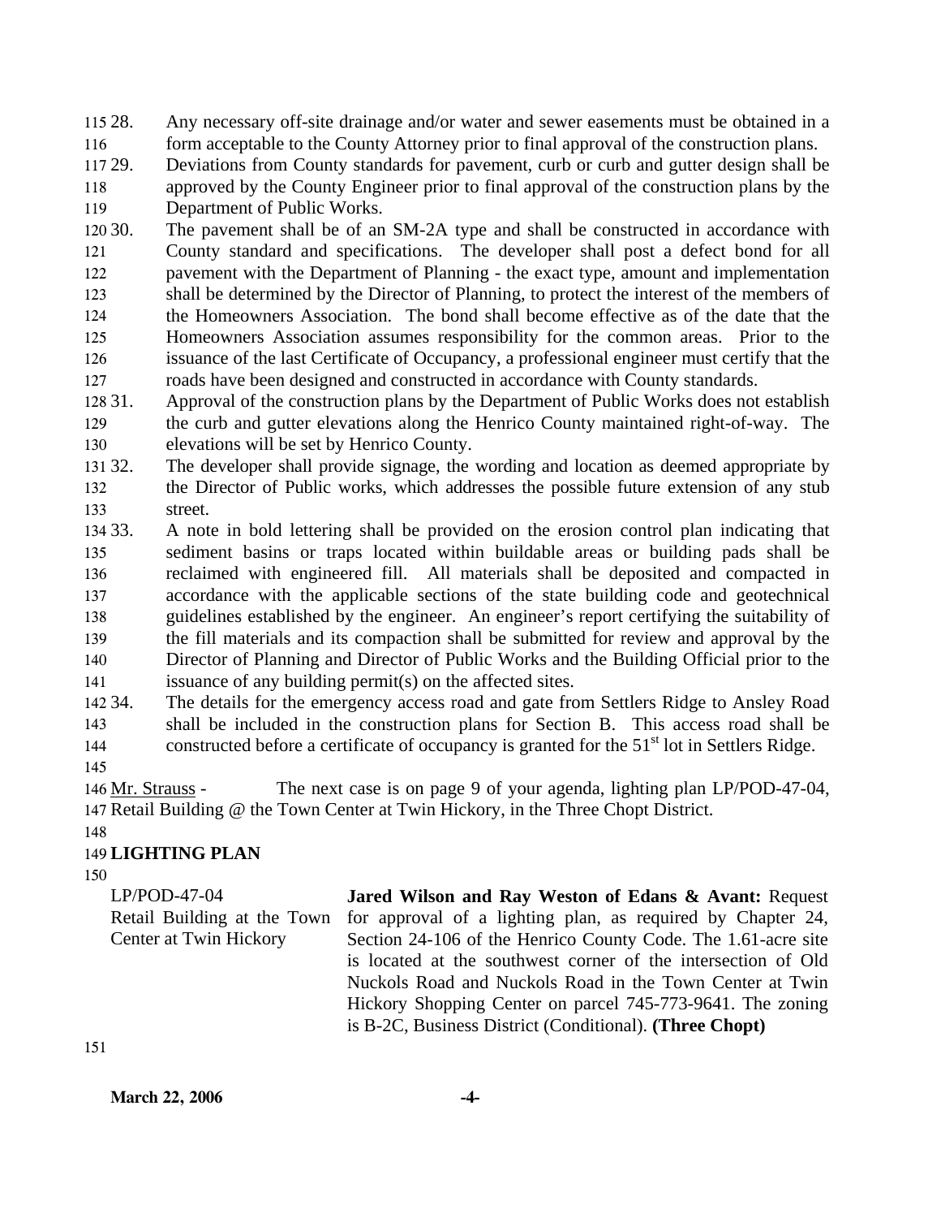28. Any necessary off-site drainage and/or water and sewer easements must be obtained in a form acceptable to the County Attorney prior to final approval of the construction plans.

29. Deviations from County standards for pavement, curb or curb and gutter design shall be approved by the County Engineer prior to final approval of the construction plans by the Department of Public Works.

30. The pavement shall be of an SM-2A type and shall be constructed in accordance with County standard and specifications. The developer shall post a defect bond for all pavement with the Department of Planning - the exact type, amount and implementation shall be determined by the Director of Planning, to protect the interest of the members of the Homeowners Association. The bond shall become effective as of the date that the Homeowners Association assumes responsibility for the common areas. Prior to the issuance of the last Certificate of Occupancy, a professional engineer must certify that the roads have been designed and constructed in accordance with County standards.

31. Approval of the construction plans by the Department of Public Works does not establish the curb and gutter elevations along the Henrico County maintained right-of-way. The elevations will be set by Henrico County.

32. The developer shall provide signage, the wording and location as deemed appropriate by the Director of Public works, which addresses the possible future extension of any stub street.

33. A note in bold lettering shall be provided on the erosion control plan indicating that sediment basins or traps located within buildable areas or building pads shall be reclaimed with engineered fill. All materials shall be deposited and compacted in accordance with the applicable sections of the state building code and geotechnical guidelines established by the engineer. An engineer's report certifying the suitability of the fill materials and its compaction shall be submitted for review and approval by the Director of Planning and Director of Public Works and the Building Official prior to the issuance of any building permit(s) on the affected sites.

34. The details for the emergency access road and gate from Settlers Ridge to Ansley Road shall be included in the construction plans for Section B. This access road shall be constructed before a certificate of occupancy is granted for the 51st lot in Settlers Ridge.

Mr. Strauss - The next case is on page 9 of your agenda, lighting plan LP/POD-47-04, Retail Building @ the Town Center at Twin Hickory, in the Three Chopt District.

**LIGHTING PLAN**

LP/POD-47-04
Retail Building at the Town Center at Twin Hickory

**Jared Wilson and Ray Weston of Edans & Avant:** Request for approval of a lighting plan, as required by Chapter 24, Section 24-106 of the Henrico County Code. The 1.61-acre site is located at the southwest corner of the intersection of Old Nuckols Road and Nuckols Road in the Town Center at Twin Hickory Shopping Center on parcel 745-773-9641. The zoning is B-2C, Business District (Conditional). **(Three Chopt)**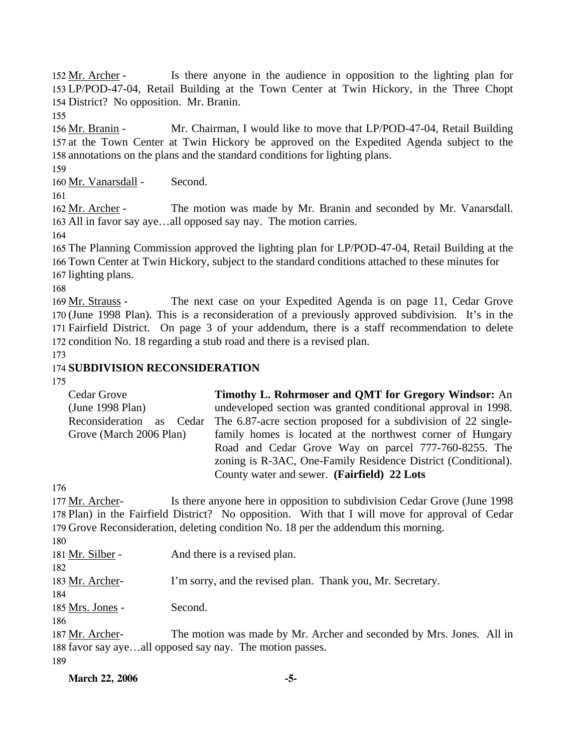152 Mr. Archer - Is there anyone in the audience in opposition to the lighting plan for
153 LP/POD-47-04, Retail Building at the Town Center at Twin Hickory, in the Three Chopt
154 District? No opposition. Mr. Branin.

155

156 Mr. Branin - Mr. Chairman, I would like to move that LP/POD-47-04, Retail Building
157 at the Town Center at Twin Hickory be approved on the Expedited Agenda subject to the
158 annotations on the plans and the standard conditions for lighting plans.

159

160 Mr. Vanarsdall - Second.

161

162 Mr. Archer - The motion was made by Mr. Branin and seconded by Mr. Vanarsdall.
163 All in favor say aye…all opposed say nay. The motion carries.

164

165 The Planning Commission approved the lighting plan for LP/POD-47-04, Retail Building at the
166 Town Center at Twin Hickory, subject to the standard conditions attached to these minutes for
167 lighting plans.

168

169 Mr. Strauss - The next case on your Expedited Agenda is on page 11, Cedar Grove
170 (June 1998 Plan). This is a reconsideration of a previously approved subdivision. It's in the
171 Fairfield District. On page 3 of your addendum, there is a staff recommendation to delete
172 condition No. 18 regarding a stub road and there is a revised plan.

173

174 **SUBDIVISION RECONSIDERATION**

175

| | |
|---|---|
| Cedar Grove (June 1998 Plan) Reconsideration as Cedar Grove (March 2006 Plan) | **Timothy L. Rohrmoser and QMT for Gregory Windsor:** An undeveloped section was granted conditional approval in 1998. The 6.87-acre section proposed for a subdivision of 22 single-family homes is located at the northwest corner of Hungary Road and Cedar Grove Way on parcel 777-760-8255. The zoning is R-3AC, One-Family Residence District (Conditional). County water and sewer. **(Fairfield) 22 Lots** |

176

177 Mr. Archer- Is there anyone here in opposition to subdivision Cedar Grove (June 1998
178 Plan) in the Fairfield District? No opposition. With that I will move for approval of Cedar
179 Grove Reconsideration, deleting condition No. 18 per the addendum this morning.

180

181 Mr. Silber - And there is a revised plan.

182

183 Mr. Archer- I'm sorry, and the revised plan. Thank you, Mr. Secretary.

184

185 Mrs. Jones - Second.

186

187 Mr. Archer- The motion was made by Mr. Archer and seconded by Mrs. Jones. All in
188 favor say aye…all opposed say nay. The motion passes.

189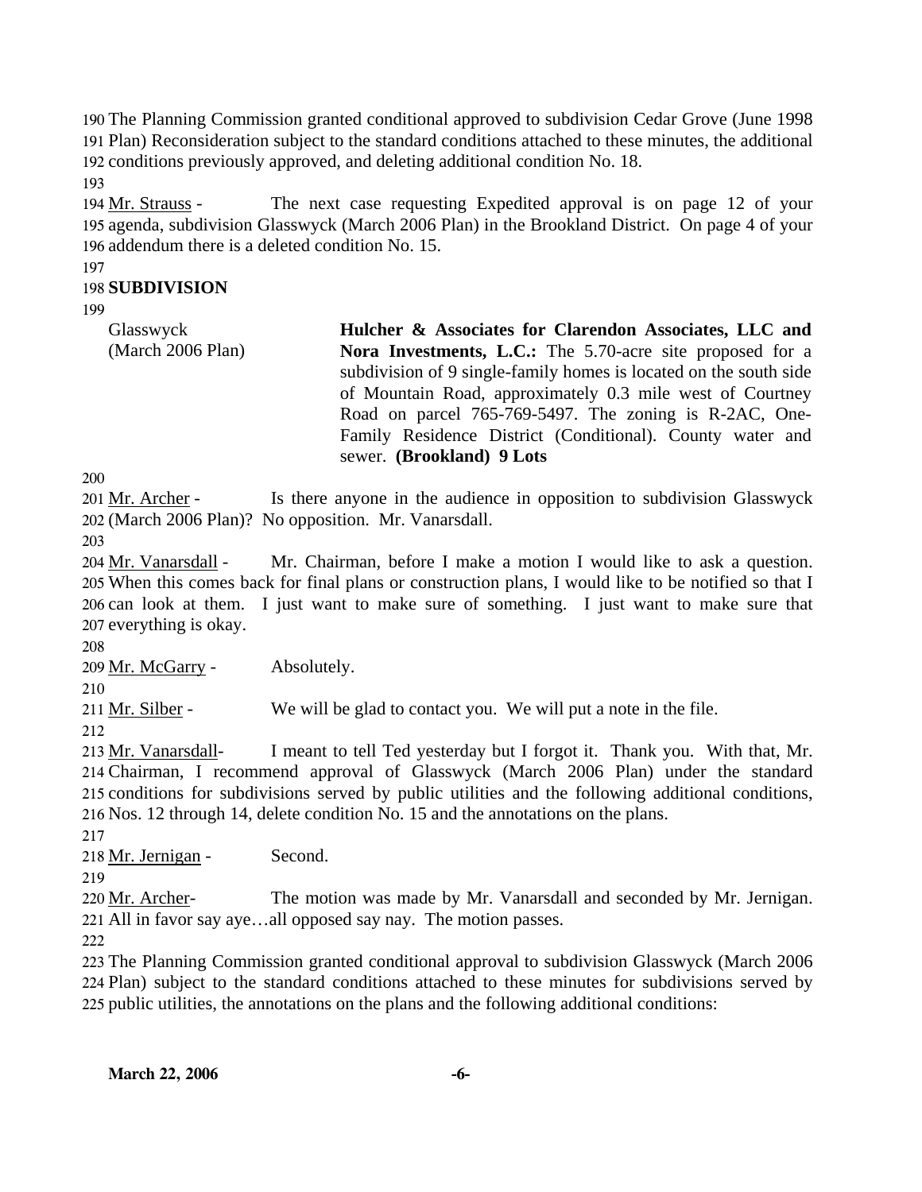The Planning Commission granted conditional approved to subdivision Cedar Grove (June 1998 Plan) Reconsideration subject to the standard conditions attached to these minutes, the additional conditions previously approved, and deleting additional condition No. 18.

Mr. Strauss - The next case requesting Expedited approval is on page 12 of your agenda, subdivision Glasswyck (March 2006 Plan) in the Brookland District. On page 4 of your addendum there is a deleted condition No. 15.

**SUBDIVISION**

Glasswyck (March 2006 Plan)

**Hulcher & Associates for Clarendon Associates, LLC and Nora Investments, L.C.:** The 5.70-acre site proposed for a subdivision of 9 single-family homes is located on the south side of Mountain Road, approximately 0.3 mile west of Courtney Road on parcel 765-769-5497. The zoning is R-2AC, One-Family Residence District (Conditional). County water and sewer. **(Brookland) 9 Lots**

Mr. Archer - Is there anyone in the audience in opposition to subdivision Glasswyck (March 2006 Plan)? No opposition. Mr. Vanarsdall.

Mr. Vanarsdall - Mr. Chairman, before I make a motion I would like to ask a question. When this comes back for final plans or construction plans, I would like to be notified so that I can look at them. I just want to make sure of something. I just want to make sure that everything is okay.

Mr. McGarry - Absolutely.

Mr. Silber - We will be glad to contact you. We will put a note in the file.

Mr. Vanarsdall- I meant to tell Ted yesterday but I forgot it. Thank you. With that, Mr. Chairman, I recommend approval of Glasswyck (March 2006 Plan) under the standard conditions for subdivisions served by public utilities and the following additional conditions, Nos. 12 through 14, delete condition No. 15 and the annotations on the plans.

Mr. Jernigan - Second.

Mr. Archer- The motion was made by Mr. Vanarsdall and seconded by Mr. Jernigan. All in favor say aye…all opposed say nay. The motion passes.

The Planning Commission granted conditional approval to subdivision Glasswyck (March 2006 Plan) subject to the standard conditions attached to these minutes for subdivisions served by public utilities, the annotations on the plans and the following additional conditions: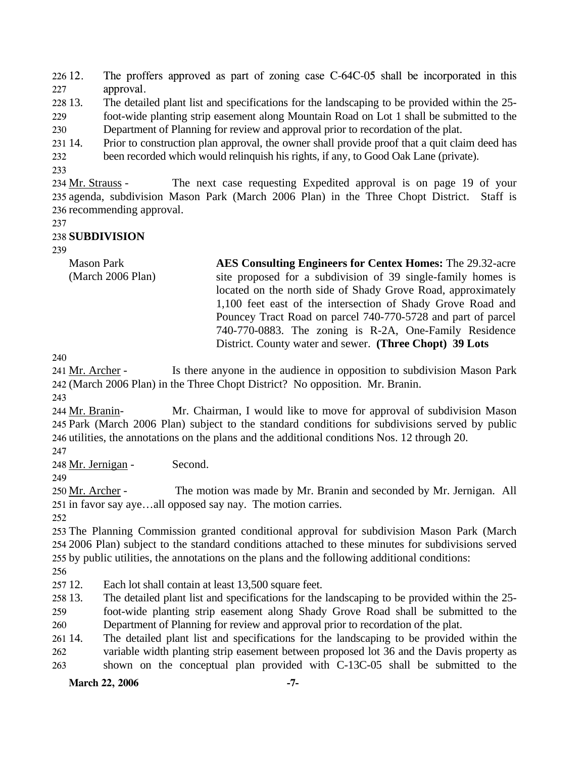12. The proffers approved as part of zoning case C-64C-05 shall be incorporated in this approval.
13. The detailed plant list and specifications for the landscaping to be provided within the 25-foot-wide planting strip easement along Mountain Road on Lot 1 shall be submitted to the Department of Planning for review and approval prior to recordation of the plat.
14. Prior to construction plan approval, the owner shall provide proof that a quit claim deed has been recorded which would relinquish his rights, if any, to Good Oak Lane (private).

Mr. Strauss - The next case requesting Expedited approval is on page 19 of your agenda, subdivision Mason Park (March 2006 Plan) in the Three Chopt District. Staff is recommending approval.

**SUBDIVISION**

Mason Park (March 2006 Plan)

**AES Consulting Engineers for Centex Homes:** The 29.32-acre site proposed for a subdivision of 39 single-family homes is located on the north side of Shady Grove Road, approximately 1,100 feet east of the intersection of Shady Grove Road and Pouncey Tract Road on parcel 740-770-5728 and part of parcel 740-770-0883. The zoning is R-2A, One-Family Residence District. County water and sewer. **(Three Chopt) 39 Lots**

Mr. Archer - Is there anyone in the audience in opposition to subdivision Mason Park (March 2006 Plan) in the Three Chopt District? No opposition. Mr. Branin.

Mr. Branin- Mr. Chairman, I would like to move for approval of subdivision Mason Park (March 2006 Plan) subject to the standard conditions for subdivisions served by public utilities, the annotations on the plans and the additional conditions Nos. 12 through 20.

Mr. Jernigan - Second.

Mr. Archer - The motion was made by Mr. Branin and seconded by Mr. Jernigan. All in favor say aye…all opposed say nay. The motion carries.

The Planning Commission granted conditional approval for subdivision Mason Park (March 2006 Plan) subject to the standard conditions attached to these minutes for subdivisions served by public utilities, the annotations on the plans and the following additional conditions:

12. Each lot shall contain at least 13,500 square feet.
13. The detailed plant list and specifications for the landscaping to be provided within the 25-foot-wide planting strip easement along Shady Grove Road shall be submitted to the Department of Planning for review and approval prior to recordation of the plat.
14. The detailed plant list and specifications for the landscaping to be provided within the variable width planting strip easement between proposed lot 36 and the Davis property as shown on the conceptual plan provided with C-13C-05 shall be submitted to the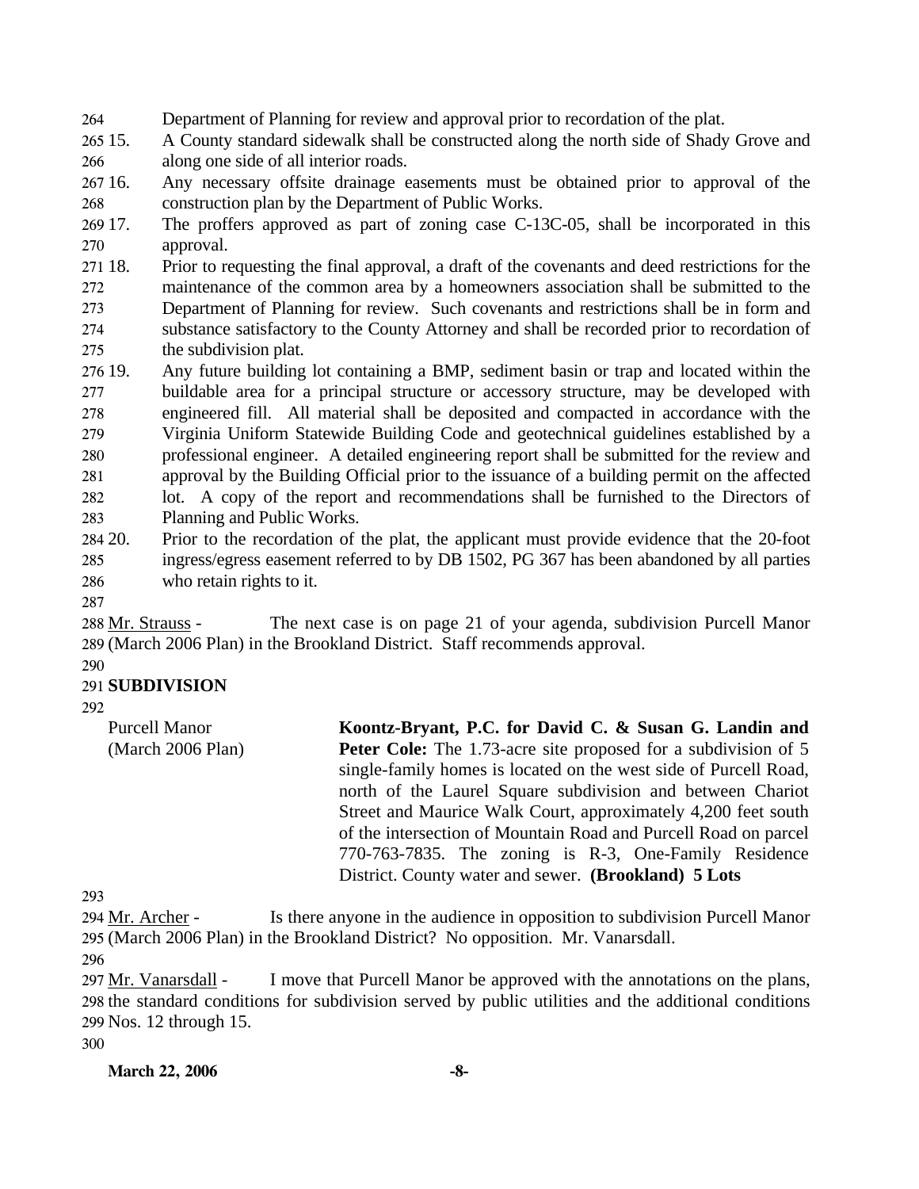Department of Planning for review and approval prior to recordation of the plat.

15. A County standard sidewalk shall be constructed along the north side of Shady Grove and along one side of all interior roads.

16. Any necessary offsite drainage easements must be obtained prior to approval of the construction plan by the Department of Public Works.

17. The proffers approved as part of zoning case C-13C-05, shall be incorporated in this approval.

18. Prior to requesting the final approval, a draft of the covenants and deed restrictions for the maintenance of the common area by a homeowners association shall be submitted to the Department of Planning for review. Such covenants and restrictions shall be in form and substance satisfactory to the County Attorney and shall be recorded prior to recordation of the subdivision plat.

19. Any future building lot containing a BMP, sediment basin or trap and located within the buildable area for a principal structure or accessory structure, may be developed with engineered fill. All material shall be deposited and compacted in accordance with the Virginia Uniform Statewide Building Code and geotechnical guidelines established by a professional engineer. A detailed engineering report shall be submitted for the review and approval by the Building Official prior to the issuance of a building permit on the affected lot. A copy of the report and recommendations shall be furnished to the Directors of Planning and Public Works.

20. Prior to the recordation of the plat, the applicant must provide evidence that the 20-foot ingress/egress easement referred to by DB 1502, PG 367 has been abandoned by all parties who retain rights to it.

Mr. Strauss - The next case is on page 21 of your agenda, subdivision Purcell Manor (March 2006 Plan) in the Brookland District. Staff recommends approval.

**SUBDIVISION**

Purcell Manor (March 2006 Plan)

**Koontz-Bryant, P.C. for David C. & Susan G. Landin and Peter Cole:** The 1.73-acre site proposed for a subdivision of 5 single-family homes is located on the west side of Purcell Road, north of the Laurel Square subdivision and between Chariot Street and Maurice Walk Court, approximately 4,200 feet south of the intersection of Mountain Road and Purcell Road on parcel 770-763-7835. The zoning is R-3, One-Family Residence District. County water and sewer. **(Brookland) 5 Lots**

Mr. Archer - Is there anyone in the audience in opposition to subdivision Purcell Manor (March 2006 Plan) in the Brookland District? No opposition. Mr. Vanarsdall.

Mr. Vanarsdall - I move that Purcell Manor be approved with the annotations on the plans, the standard conditions for subdivision served by public utilities and the additional conditions Nos. 12 through 15.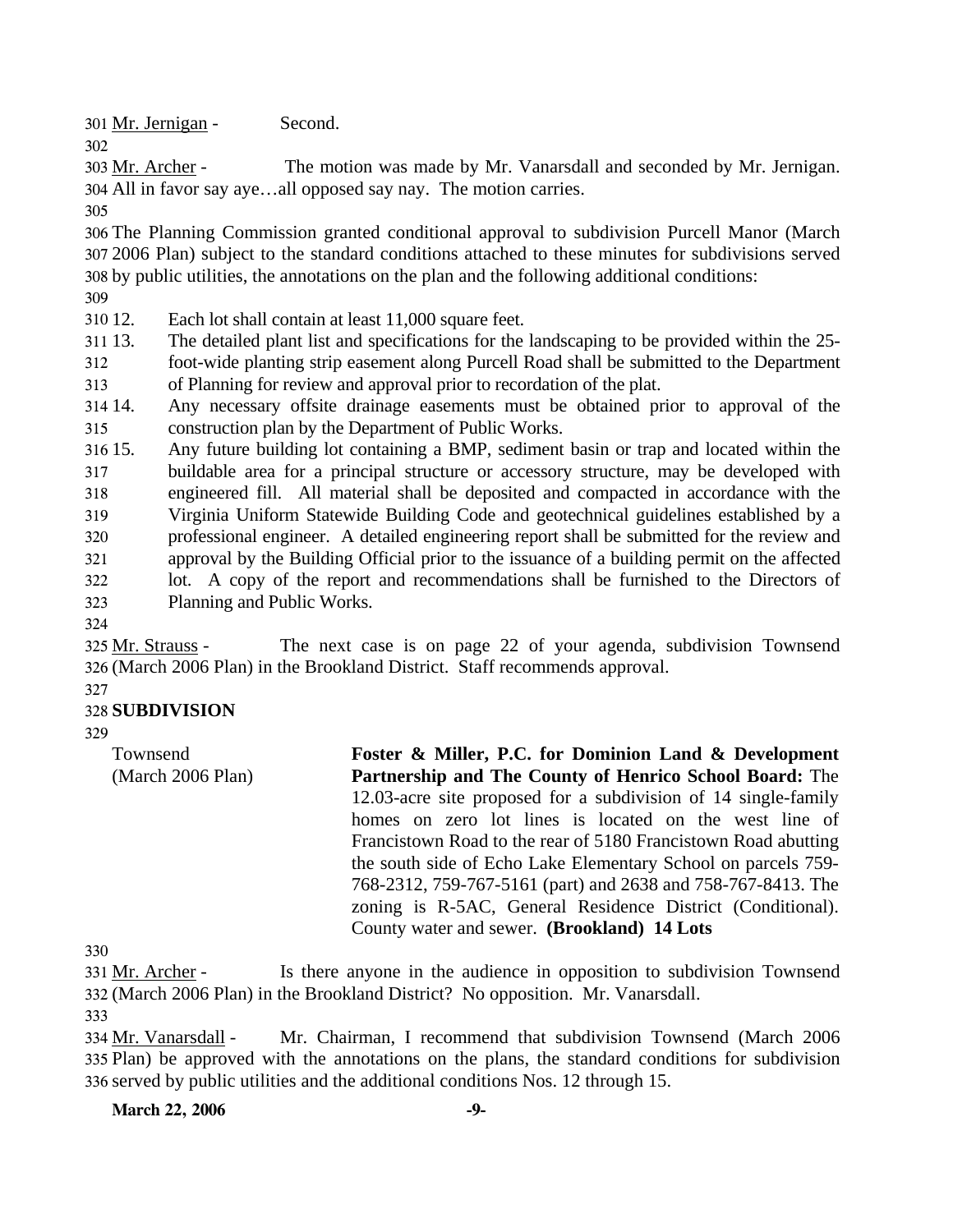Mr. Jernigan - Second.

Mr. Archer - The motion was made by Mr. Vanarsdall and seconded by Mr. Jernigan. All in favor say aye…all opposed say nay. The motion carries.

The Planning Commission granted conditional approval to subdivision Purcell Manor (March 2006 Plan) subject to the standard conditions attached to these minutes for subdivisions served by public utilities, the annotations on the plan and the following additional conditions:

12. Each lot shall contain at least 11,000 square feet.
13. The detailed plant list and specifications for the landscaping to be provided within the 25-foot-wide planting strip easement along Purcell Road shall be submitted to the Department of Planning for review and approval prior to recordation of the plat.
14. Any necessary offsite drainage easements must be obtained prior to approval of the construction plan by the Department of Public Works.
15. Any future building lot containing a BMP, sediment basin or trap and located within the buildable area for a principal structure or accessory structure, may be developed with engineered fill. All material shall be deposited and compacted in accordance with the Virginia Uniform Statewide Building Code and geotechnical guidelines established by a professional engineer. A detailed engineering report shall be submitted for the review and approval by the Building Official prior to the issuance of a building permit on the affected lot. A copy of the report and recommendations shall be furnished to the Directors of Planning and Public Works.

Mr. Strauss - The next case is on page 22 of your agenda, subdivision Townsend (March 2006 Plan) in the Brookland District. Staff recommends approval.

**SUBDIVISION**

Townsend (March 2006 Plan)

**Foster & Miller, P.C. for Dominion Land & Development Partnership and The County of Henrico School Board:** The 12.03-acre site proposed for a subdivision of 14 single-family homes on zero lot lines is located on the west line of Francistown Road to the rear of 5180 Francistown Road abutting the south side of Echo Lake Elementary School on parcels 759-768-2312, 759-767-5161 (part) and 2638 and 758-767-8413. The zoning is R-5AC, General Residence District (Conditional). County water and sewer. **(Brookland) 14 Lots**

Mr. Archer - Is there anyone in the audience in opposition to subdivision Townsend (March 2006 Plan) in the Brookland District? No opposition. Mr. Vanarsdall.

Mr. Vanarsdall - Mr. Chairman, I recommend that subdivision Townsend (March 2006 Plan) be approved with the annotations on the plans, the standard conditions for subdivision served by public utilities and the additional conditions Nos. 12 through 15.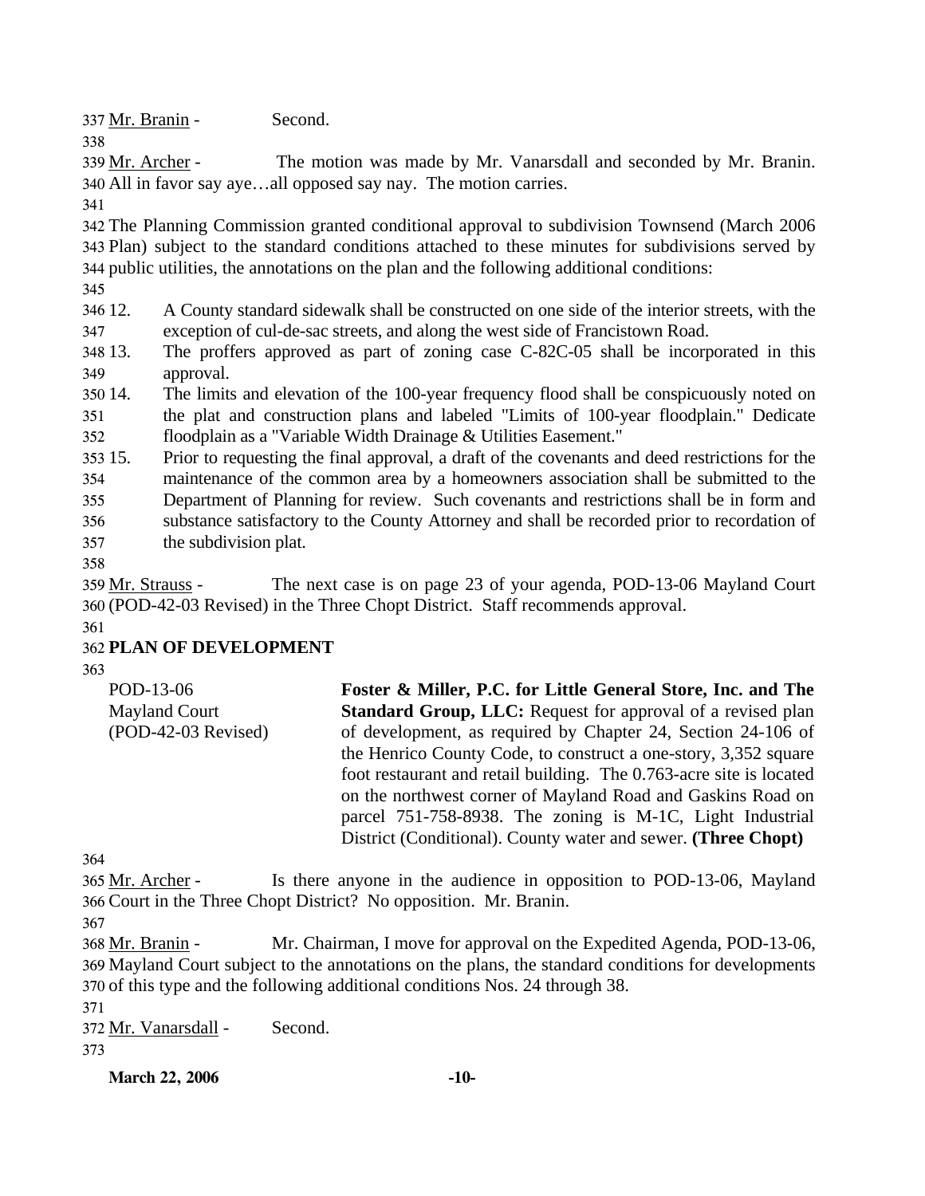Mr. Branin - Second.

Mr. Archer - The motion was made by Mr. Vanarsdall and seconded by Mr. Branin. All in favor say aye…all opposed say nay. The motion carries.

The Planning Commission granted conditional approval to subdivision Townsend (March 2006 Plan) subject to the standard conditions attached to these minutes for subdivisions served by public utilities, the annotations on the plan and the following additional conditions:

12. A County standard sidewalk shall be constructed on one side of the interior streets, with the exception of cul-de-sac streets, and along the west side of Francistown Road.
13. The proffers approved as part of zoning case C-82C-05 shall be incorporated in this approval.
14. The limits and elevation of the 100-year frequency flood shall be conspicuously noted on the plat and construction plans and labeled "Limits of 100-year floodplain." Dedicate floodplain as a "Variable Width Drainage & Utilities Easement."
15. Prior to requesting the final approval, a draft of the covenants and deed restrictions for the maintenance of the common area by a homeowners association shall be submitted to the Department of Planning for review. Such covenants and restrictions shall be in form and substance satisfactory to the County Attorney and shall be recorded prior to recordation of the subdivision plat.

Mr. Strauss - The next case is on page 23 of your agenda, POD-13-06 Mayland Court (POD-42-03 Revised) in the Three Chopt District. Staff recommends approval.

## PLAN OF DEVELOPMENT

POD-13-06
Mayland Court
(POD-42-03 Revised)

**Foster & Miller, P.C. for Little General Store, Inc. and The Standard Group, LLC:** Request for approval of a revised plan of development, as required by Chapter 24, Section 24-106 of the Henrico County Code, to construct a one-story, 3,352 square foot restaurant and retail building. The 0.763-acre site is located on the northwest corner of Mayland Road and Gaskins Road on parcel 751-758-8938. The zoning is M-1C, Light Industrial District (Conditional). County water and sewer. **(Three Chopt)**

Mr. Archer - Is there anyone in the audience in opposition to POD-13-06, Mayland Court in the Three Chopt District? No opposition. Mr. Branin.

Mr. Branin - Mr. Chairman, I move for approval on the Expedited Agenda, POD-13-06, Mayland Court subject to the annotations on the plans, the standard conditions for developments of this type and the following additional conditions Nos. 24 through 38.

Mr. Vanarsdall - Second.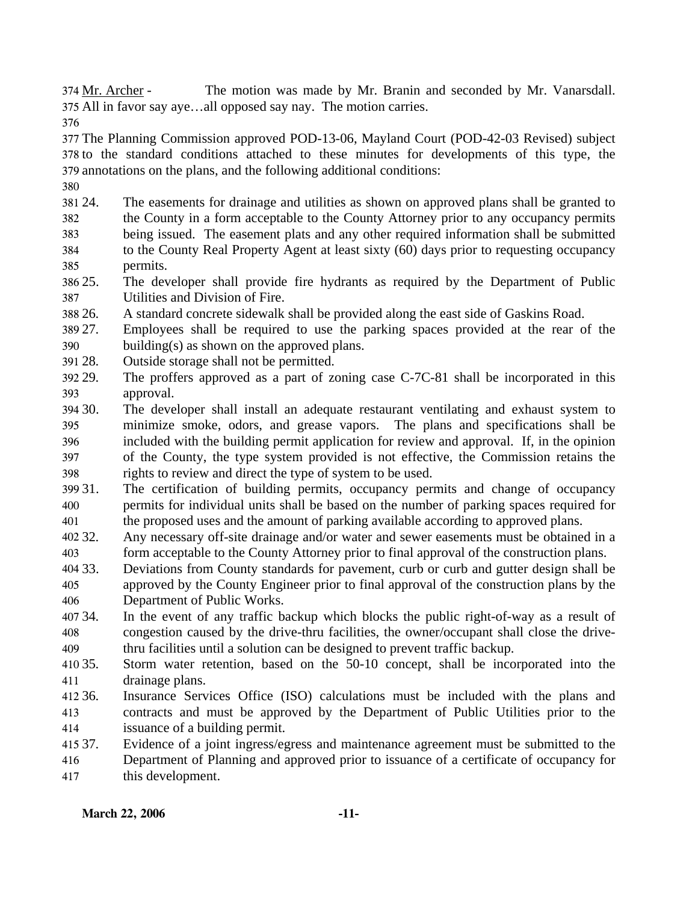Mr. Archer - The motion was made by Mr. Branin and seconded by Mr. Vanarsdall. All in favor say aye…all opposed say nay. The motion carries.

The Planning Commission approved POD-13-06, Mayland Court (POD-42-03 Revised) subject to the standard conditions attached to these minutes for developments of this type, the annotations on the plans, and the following additional conditions:

24. The easements for drainage and utilities as shown on approved plans shall be granted to the County in a form acceptable to the County Attorney prior to any occupancy permits being issued. The easement plats and any other required information shall be submitted to the County Real Property Agent at least sixty (60) days prior to requesting occupancy permits.
25. The developer shall provide fire hydrants as required by the Department of Public Utilities and Division of Fire.
26. A standard concrete sidewalk shall be provided along the east side of Gaskins Road.
27. Employees shall be required to use the parking spaces provided at the rear of the building(s) as shown on the approved plans.
28. Outside storage shall not be permitted.
29. The proffers approved as a part of zoning case C-7C-81 shall be incorporated in this approval.
30. The developer shall install an adequate restaurant ventilating and exhaust system to minimize smoke, odors, and grease vapors. The plans and specifications shall be included with the building permit application for review and approval. If, in the opinion of the County, the type system provided is not effective, the Commission retains the rights to review and direct the type of system to be used.
31. The certification of building permits, occupancy permits and change of occupancy permits for individual units shall be based on the number of parking spaces required for the proposed uses and the amount of parking available according to approved plans.
32. Any necessary off-site drainage and/or water and sewer easements must be obtained in a form acceptable to the County Attorney prior to final approval of the construction plans.
33. Deviations from County standards for pavement, curb or curb and gutter design shall be approved by the County Engineer prior to final approval of the construction plans by the Department of Public Works.
34. In the event of any traffic backup which blocks the public right-of-way as a result of congestion caused by the drive-thru facilities, the owner/occupant shall close the drive-thru facilities until a solution can be designed to prevent traffic backup.
35. Storm water retention, based on the 50-10 concept, shall be incorporated into the drainage plans.
36. Insurance Services Office (ISO) calculations must be included with the plans and contracts and must be approved by the Department of Public Utilities prior to the issuance of a building permit.
37. Evidence of a joint ingress/egress and maintenance agreement must be submitted to the Department of Planning and approved prior to issuance of a certificate of occupancy for this development.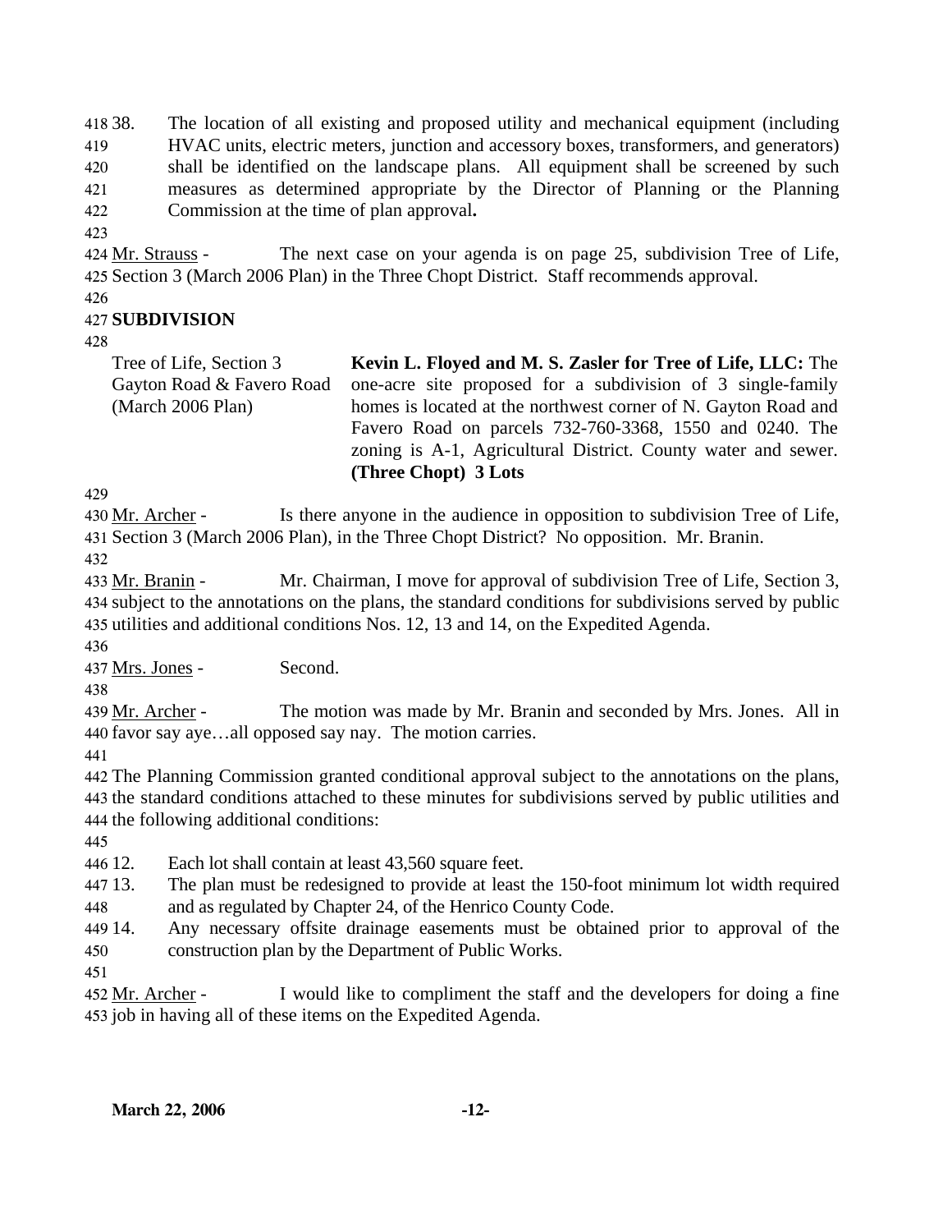38. The location of all existing and proposed utility and mechanical equipment (including HVAC units, electric meters, junction and accessory boxes, transformers, and generators) shall be identified on the landscape plans. All equipment shall be screened by such measures as determined appropriate by the Director of Planning or the Planning Commission at the time of plan approval**.**

Mr. Strauss - The next case on your agenda is on page 25, subdivision Tree of Life, Section 3 (March 2006 Plan) in the Three Chopt District. Staff recommends approval.

**SUBDIVISION**

| | |
|---|---|
| Tree of Life, Section 3<br>Gayton Road & Favero Road<br>(March 2006 Plan) | **Kevin L. Floyed and M. S. Zasler for Tree of Life, LLC:** The one-acre site proposed for a subdivision of 3 single-family homes is located at the northwest corner of N. Gayton Road and Favero Road on parcels 732-760-3368, 1550 and 0240. The zoning is A-1, Agricultural District. County water and sewer. **(Three Chopt) 3 Lots** |

Mr. Archer - Is there anyone in the audience in opposition to subdivision Tree of Life, Section 3 (March 2006 Plan), in the Three Chopt District? No opposition. Mr. Branin.

Mr. Branin - Mr. Chairman, I move for approval of subdivision Tree of Life, Section 3, subject to the annotations on the plans, the standard conditions for subdivisions served by public utilities and additional conditions Nos. 12, 13 and 14, on the Expedited Agenda.

Mrs. Jones - Second.

Mr. Archer - The motion was made by Mr. Branin and seconded by Mrs. Jones. All in favor say aye…all opposed say nay. The motion carries.

The Planning Commission granted conditional approval subject to the annotations on the plans, the standard conditions attached to these minutes for subdivisions served by public utilities and the following additional conditions:

12. Each lot shall contain at least 43,560 square feet.
13. The plan must be redesigned to provide at least the 150-foot minimum lot width required and as regulated by Chapter 24, of the Henrico County Code.
14. Any necessary offsite drainage easements must be obtained prior to approval of the construction plan by the Department of Public Works.

Mr. Archer - I would like to compliment the staff and the developers for doing a fine job in having all of these items on the Expedited Agenda.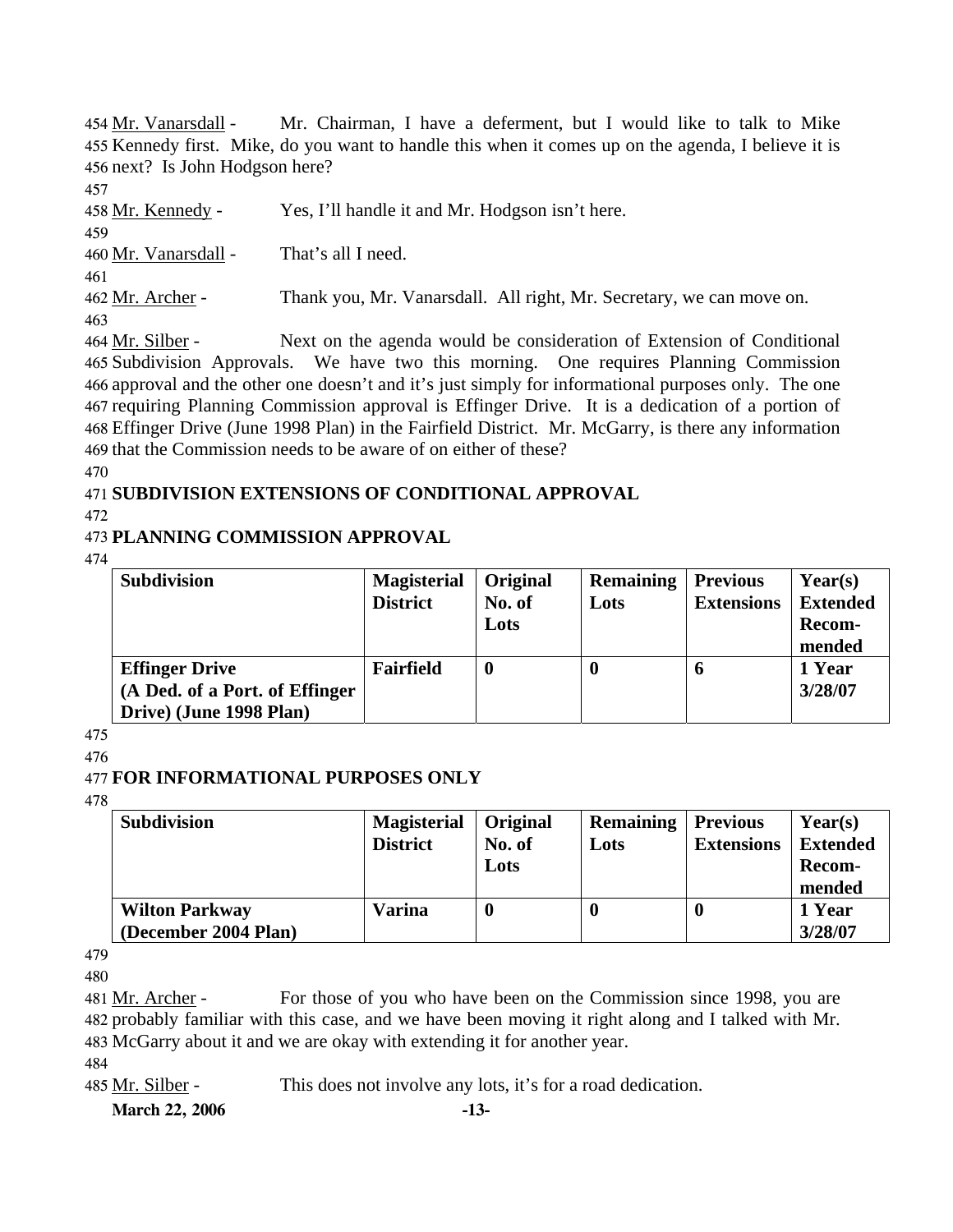Mr. Vanarsdall - Mr. Chairman, I have a deferment, but I would like to talk to Mike Kennedy first. Mike, do you want to handle this when it comes up on the agenda, I believe it is next? Is John Hodgson here?

Mr. Kennedy - Yes, I'll handle it and Mr. Hodgson isn't here.

Mr. Vanarsdall - That's all I need.

Mr. Archer - Thank you, Mr. Vanarsdall. All right, Mr. Secretary, we can move on.

Mr. Silber - Next on the agenda would be consideration of Extension of Conditional Subdivision Approvals. We have two this morning. One requires Planning Commission approval and the other one doesn't and it's just simply for informational purposes only. The one requiring Planning Commission approval is Effinger Drive. It is a dedication of a portion of Effinger Drive (June 1998 Plan) in the Fairfield District. Mr. McGarry, is there any information that the Commission needs to be aware of on either of these?

**SUBDIVISION EXTENSIONS OF CONDITIONAL APPROVAL**

**PLANNING COMMISSION APPROVAL**

| Subdivision | Magisterial District | Original No. of Lots | Remaining Lots | Previous Extensions | Year(s) Extended Recom-mended |
|---|---|---|---|---|---|
| **Effinger Drive (A Ded. of a Port. of Effinger Drive) (June 1998 Plan)** | **Fairfield** | **0** | **0** | **6** | **1 Year 3/28/07** |

**FOR INFORMATIONAL PURPOSES ONLY**

| Subdivision | Magisterial District | Original No. of Lots | Remaining Lots | Previous Extensions | Year(s) Extended Recom-mended |
|---|---|---|---|---|---|
| **Wilton Parkway (December 2004 Plan)** | **Varina** | **0** | **0** | **0** | **1 Year 3/28/07** |

Mr. Archer - For those of you who have been on the Commission since 1998, you are probably familiar with this case, and we have been moving it right along and I talked with Mr. McGarry about it and we are okay with extending it for another year.

Mr. Silber - This does not involve any lots, it's for a road dedication.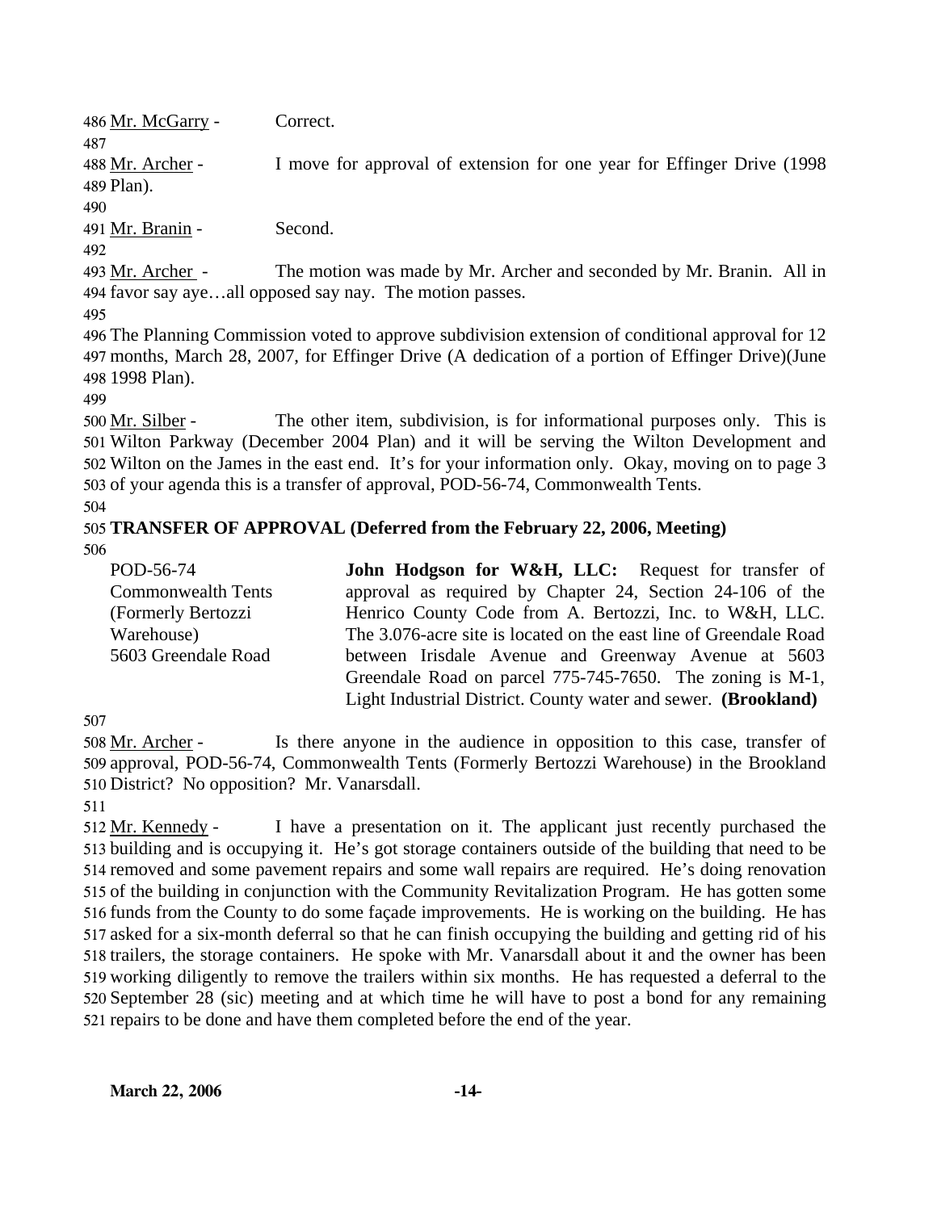486 Mr. McGarry - Correct.

487

488 Mr. Archer - I move for approval of extension for one year for Effinger Drive (1998 489 Plan).

490

491 Mr. Branin - Second.

492

493 Mr. Archer - The motion was made by Mr. Archer and seconded by Mr. Branin. All in 494 favor say aye…all opposed say nay. The motion passes.

495

496 The Planning Commission voted to approve subdivision extension of conditional approval for 12 497 months, March 28, 2007, for Effinger Drive (A dedication of a portion of Effinger Drive)(June 498 1998 Plan).

499

500 Mr. Silber - The other item, subdivision, is for informational purposes only. This is 501 Wilton Parkway (December 2004 Plan) and it will be serving the Wilton Development and 502 Wilton on the James in the east end. It's for your information only. Okay, moving on to page 3 503 of your agenda this is a transfer of approval, POD-56-74, Commonwealth Tents.

504

505 **TRANSFER OF APPROVAL (Deferred from the February 22, 2006, Meeting)**

506

POD-56-74
Commonwealth Tents
(Formerly Bertozzi Warehouse)
5603 Greendale Road

**John Hodgson for W&H, LLC:** Request for transfer of approval as required by Chapter 24, Section 24-106 of the Henrico County Code from A. Bertozzi, Inc. to W&H, LLC. The 3.076-acre site is located on the east line of Greendale Road between Irisdale Avenue and Greenway Avenue at 5603 Greendale Road on parcel 775-745-7650. The zoning is M-1, Light Industrial District. County water and sewer. **(Brookland)**

507

508 Mr. Archer - Is there anyone in the audience in opposition to this case, transfer of 509 approval, POD-56-74, Commonwealth Tents (Formerly Bertozzi Warehouse) in the Brookland 510 District? No opposition? Mr. Vanarsdall.

511

512 Mr. Kennedy - I have a presentation on it. The applicant just recently purchased the 513 building and is occupying it. He's got storage containers outside of the building that need to be 514 removed and some pavement repairs and some wall repairs are required. He's doing renovation 515 of the building in conjunction with the Community Revitalization Program. He has gotten some 516 funds from the County to do some façade improvements. He is working on the building. He has 517 asked for a six-month deferral so that he can finish occupying the building and getting rid of his 518 trailers, the storage containers. He spoke with Mr. Vanarsdall about it and the owner has been 519 working diligently to remove the trailers within six months. He has requested a deferral to the 520 September 28 (sic) meeting and at which time he will have to post a bond for any remaining 521 repairs to be done and have them completed before the end of the year.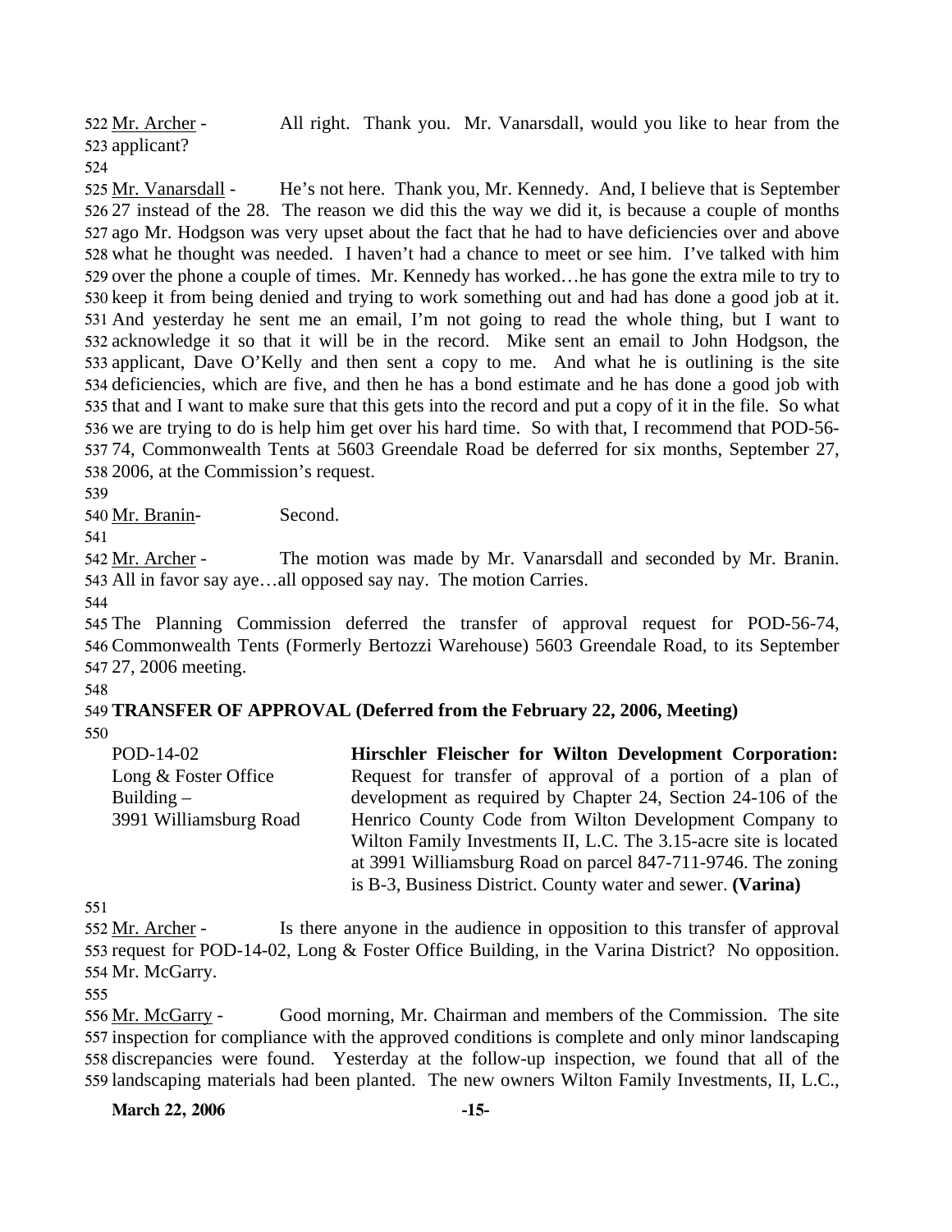522 Mr. Archer - All right. Thank you. Mr. Vanarsdall, would you like to hear from the
523 applicant?
524
525 Mr. Vanarsdall - He's not here. Thank you, Mr. Kennedy. And, I believe that is September
526 27 instead of the 28. The reason we did this the way we did it, is because a couple of months
527 ago Mr. Hodgson was very upset about the fact that he had to have deficiencies over and above
528 what he thought was needed. I haven't had a chance to meet or see him. I've talked with him
529 over the phone a couple of times. Mr. Kennedy has worked…he has gone the extra mile to try to
530 keep it from being denied and trying to work something out and had has done a good job at it.
531 And yesterday he sent me an email, I'm not going to read the whole thing, but I want to
532 acknowledge it so that it will be in the record. Mike sent an email to John Hodgson, the
533 applicant, Dave O'Kelly and then sent a copy to me. And what he is outlining is the site
534 deficiencies, which are five, and then he has a bond estimate and he has done a good job with
535 that and I want to make sure that this gets into the record and put a copy of it in the file. So what
536 we are trying to do is help him get over his hard time. So with that, I recommend that POD-56-
537 74, Commonwealth Tents at 5603 Greendale Road be deferred for six months, September 27,
538 2006, at the Commission's request.
539
540 Mr. Branin- Second.
541
542 Mr. Archer - The motion was made by Mr. Vanarsdall and seconded by Mr. Branin.
543 All in favor say aye…all opposed say nay. The motion Carries.
544
545 The Planning Commission deferred the transfer of approval request for POD-56-74,
546 Commonwealth Tents (Formerly Bertozzi Warehouse) 5603 Greendale Road, to its September
547 27, 2006 meeting.
548
549 **TRANSFER OF APPROVAL (Deferred from the February 22, 2006, Meeting)**
550

| | |
|---|---|
| POD-14-02<br>Long & Foster Office Building –<br>3991 Williamsburg Road | **Hirschler Fleischer for Wilton Development Corporation:** Request for transfer of approval of a portion of a plan of development as required by Chapter 24, Section 24-106 of the Henrico County Code from Wilton Development Company to Wilton Family Investments II, L.C. The 3.15-acre site is located at 3991 Williamsburg Road on parcel 847-711-9746. The zoning is B-3, Business District. County water and sewer. **(Varina)** |

551
552 Mr. Archer - Is there anyone in the audience in opposition to this transfer of approval
553 request for POD-14-02, Long & Foster Office Building, in the Varina District? No opposition.
554 Mr. McGarry.
555
556 Mr. McGarry - Good morning, Mr. Chairman and members of the Commission. The site
557 inspection for compliance with the approved conditions is complete and only minor landscaping
558 discrepancies were found. Yesterday at the follow-up inspection, we found that all of the
559 landscaping materials had been planted. The new owners Wilton Family Investments, II, L.C.,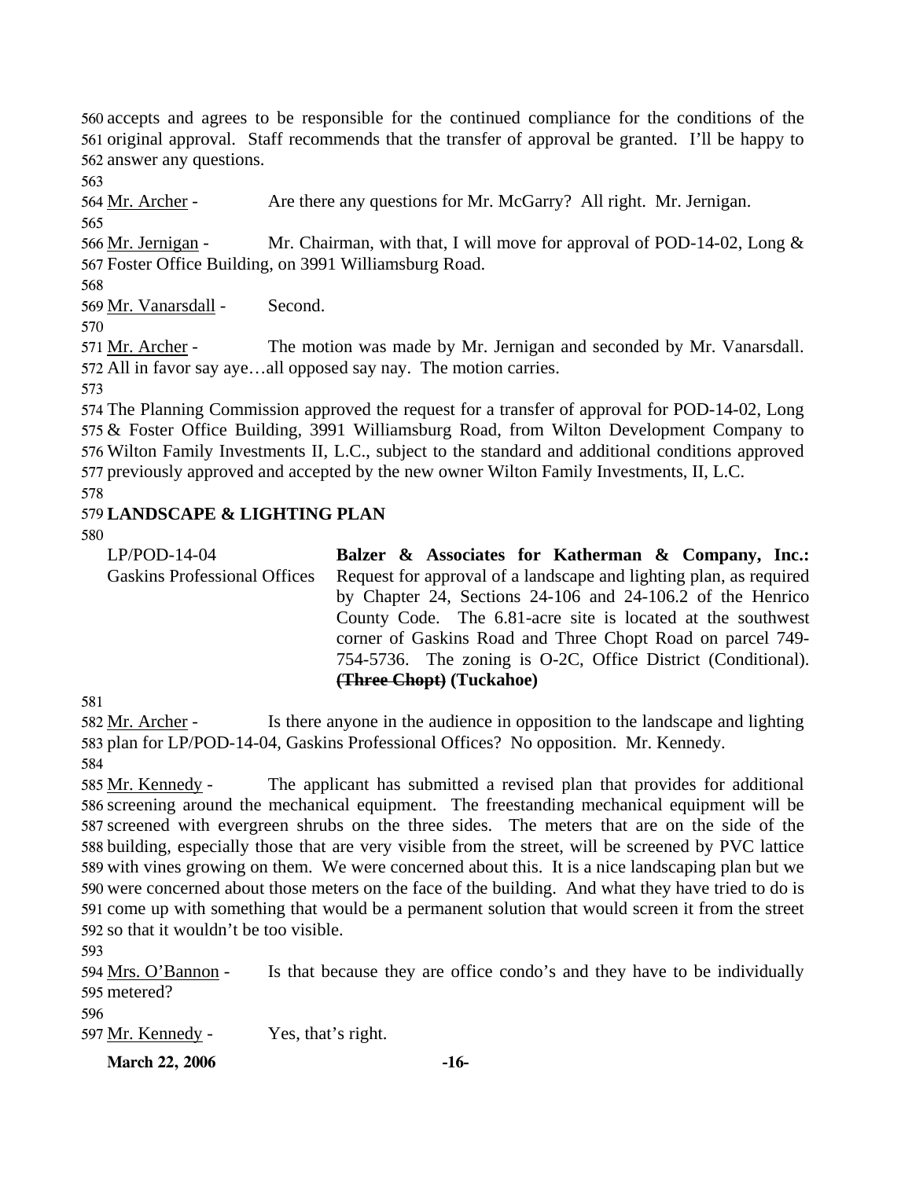accepts and agrees to be responsible for the continued compliance for the conditions of the original approval. Staff recommends that the transfer of approval be granted. I'll be happy to answer any questions.

Mr. Archer - Are there any questions for Mr. McGarry? All right. Mr. Jernigan.

Mr. Jernigan - Mr. Chairman, with that, I will move for approval of POD-14-02, Long & Foster Office Building, on 3991 Williamsburg Road.

Mr. Vanarsdall - Second.

Mr. Archer - The motion was made by Mr. Jernigan and seconded by Mr. Vanarsdall. All in favor say aye…all opposed say nay. The motion carries.

The Planning Commission approved the request for a transfer of approval for POD-14-02, Long & Foster Office Building, 3991 Williamsburg Road, from Wilton Development Company to Wilton Family Investments II, L.C., subject to the standard and additional conditions approved previously approved and accepted by the new owner Wilton Family Investments, II, L.C.

**LANDSCAPE & LIGHTING PLAN**

LP/POD-14-04
Gaskins Professional Offices

**Balzer & Associates for Katherman & Company, Inc.:** Request for approval of a landscape and lighting plan, as required by Chapter 24, Sections 24-106 and 24-106.2 of the Henrico County Code. The 6.81-acre site is located at the southwest corner of Gaskins Road and Three Chopt Road on parcel 749-754-5736. The zoning is O-2C, Office District (Conditional). **~~(Three Chopt)~~ (Tuckahoe)**

Mr. Archer - Is there anyone in the audience in opposition to the landscape and lighting plan for LP/POD-14-04, Gaskins Professional Offices? No opposition. Mr. Kennedy.

Mr. Kennedy - The applicant has submitted a revised plan that provides for additional screening around the mechanical equipment. The freestanding mechanical equipment will be screened with evergreen shrubs on the three sides. The meters that are on the side of the building, especially those that are very visible from the street, will be screened by PVC lattice with vines growing on them. We were concerned about this. It is a nice landscaping plan but we were concerned about those meters on the face of the building. And what they have tried to do is come up with something that would be a permanent solution that would screen it from the street so that it wouldn't be too visible.

Mrs. O'Bannon - Is that because they are office condo's and they have to be individually metered?

Mr. Kennedy - Yes, that's right.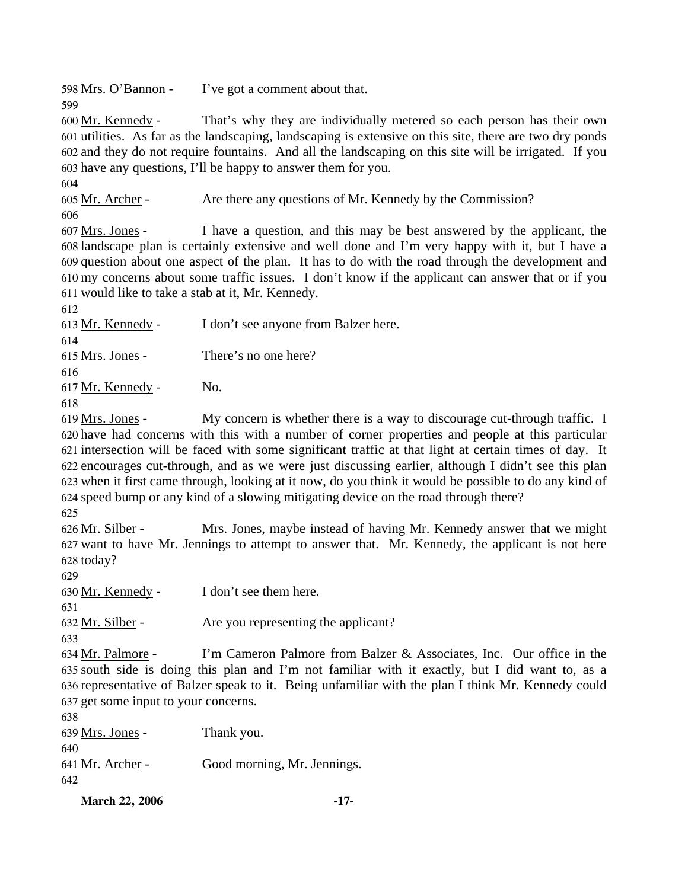598 Mrs. O'Bannon - I've got a comment about that.

599

600 Mr. Kennedy - That's why they are individually metered so each person has their own 601 utilities. As far as the landscaping, landscaping is extensive on this site, there are two dry ponds 602 and they do not require fountains. And all the landscaping on this site will be irrigated. If you 603 have any questions, I'll be happy to answer them for you.

604

605 Mr. Archer - Are there any questions of Mr. Kennedy by the Commission?

606

607 Mrs. Jones - I have a question, and this may be best answered by the applicant, the 608 landscape plan is certainly extensive and well done and I'm very happy with it, but I have a 609 question about one aspect of the plan. It has to do with the road through the development and 610 my concerns about some traffic issues. I don't know if the applicant can answer that or if you 611 would like to take a stab at it, Mr. Kennedy.

612

613 Mr. Kennedy - I don't see anyone from Balzer here.

614

615 Mrs. Jones - There's no one here?

616

617 Mr. Kennedy - No.

618

619 Mrs. Jones - My concern is whether there is a way to discourage cut-through traffic. I 620 have had concerns with this with a number of corner properties and people at this particular 621 intersection will be faced with some significant traffic at that light at certain times of day. It 622 encourages cut-through, and as we were just discussing earlier, although I didn't see this plan 623 when it first came through, looking at it now, do you think it would be possible to do any kind of 624 speed bump or any kind of a slowing mitigating device on the road through there?

625

626 Mr. Silber - Mrs. Jones, maybe instead of having Mr. Kennedy answer that we might 627 want to have Mr. Jennings to attempt to answer that. Mr. Kennedy, the applicant is not here 628 today?

629

630 Mr. Kennedy - I don't see them here.

631

632 Mr. Silber - Are you representing the applicant?

633

634 Mr. Palmore - I'm Cameron Palmore from Balzer & Associates, Inc. Our office in the 635 south side is doing this plan and I'm not familiar with it exactly, but I did want to, as a 636 representative of Balzer speak to it. Being unfamiliar with the plan I think Mr. Kennedy could 637 get some input to your concerns.

638

639 Mrs. Jones - Thank you.

640

641 Mr. Archer - Good morning, Mr. Jennings.

642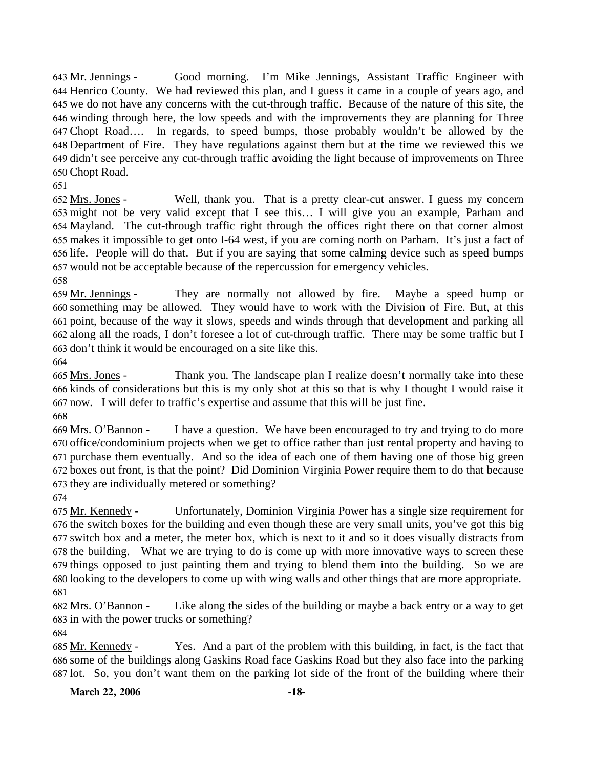643 Mr. Jennings - Good morning. I'm Mike Jennings, Assistant Traffic Engineer with 644 Henrico County. We had reviewed this plan, and I guess it came in a couple of years ago, and 645 we do not have any concerns with the cut-through traffic. Because of the nature of this site, the 646 winding through here, the low speeds and with the improvements they are planning for Three 647 Chopt Road…. In regards, to speed bumps, those probably wouldn't be allowed by the 648 Department of Fire. They have regulations against them but at the time we reviewed this we 649 didn't see perceive any cut-through traffic avoiding the light because of improvements on Three 650 Chopt Road.

651

652 Mrs. Jones - Well, thank you. That is a pretty clear-cut answer. I guess my concern 653 might not be very valid except that I see this… I will give you an example, Parham and 654 Mayland. The cut-through traffic right through the offices right there on that corner almost 655 makes it impossible to get onto I-64 west, if you are coming north on Parham. It's just a fact of 656 life. People will do that. But if you are saying that some calming device such as speed bumps 657 would not be acceptable because of the repercussion for emergency vehicles.

658

659 Mr. Jennings - They are normally not allowed by fire. Maybe a speed hump or 660 something may be allowed. They would have to work with the Division of Fire. But, at this 661 point, because of the way it slows, speeds and winds through that development and parking all 662 along all the roads, I don't foresee a lot of cut-through traffic. There may be some traffic but I 663 don't think it would be encouraged on a site like this.

664

665 Mrs. Jones - Thank you. The landscape plan I realize doesn't normally take into these 666 kinds of considerations but this is my only shot at this so that is why I thought I would raise it 667 now. I will defer to traffic's expertise and assume that this will be just fine.

668

669 Mrs. O'Bannon - I have a question. We have been encouraged to try and trying to do more 670 office/condominium projects when we get to office rather than just rental property and having to 671 purchase them eventually. And so the idea of each one of them having one of those big green 672 boxes out front, is that the point? Did Dominion Virginia Power require them to do that because 673 they are individually metered or something?

674

675 Mr. Kennedy - Unfortunately, Dominion Virginia Power has a single size requirement for 676 the switch boxes for the building and even though these are very small units, you've got this big 677 switch box and a meter, the meter box, which is next to it and so it does visually distracts from 678 the building. What we are trying to do is come up with more innovative ways to screen these 679 things opposed to just painting them and trying to blend them into the building. So we are 680 looking to the developers to come up with wing walls and other things that are more appropriate.

681

682 Mrs. O'Bannon - Like along the sides of the building or maybe a back entry or a way to get 683 in with the power trucks or something?

684

685 Mr. Kennedy - Yes. And a part of the problem with this building, in fact, is the fact that 686 some of the buildings along Gaskins Road face Gaskins Road but they also face into the parking 687 lot. So, you don't want them on the parking lot side of the front of the building where their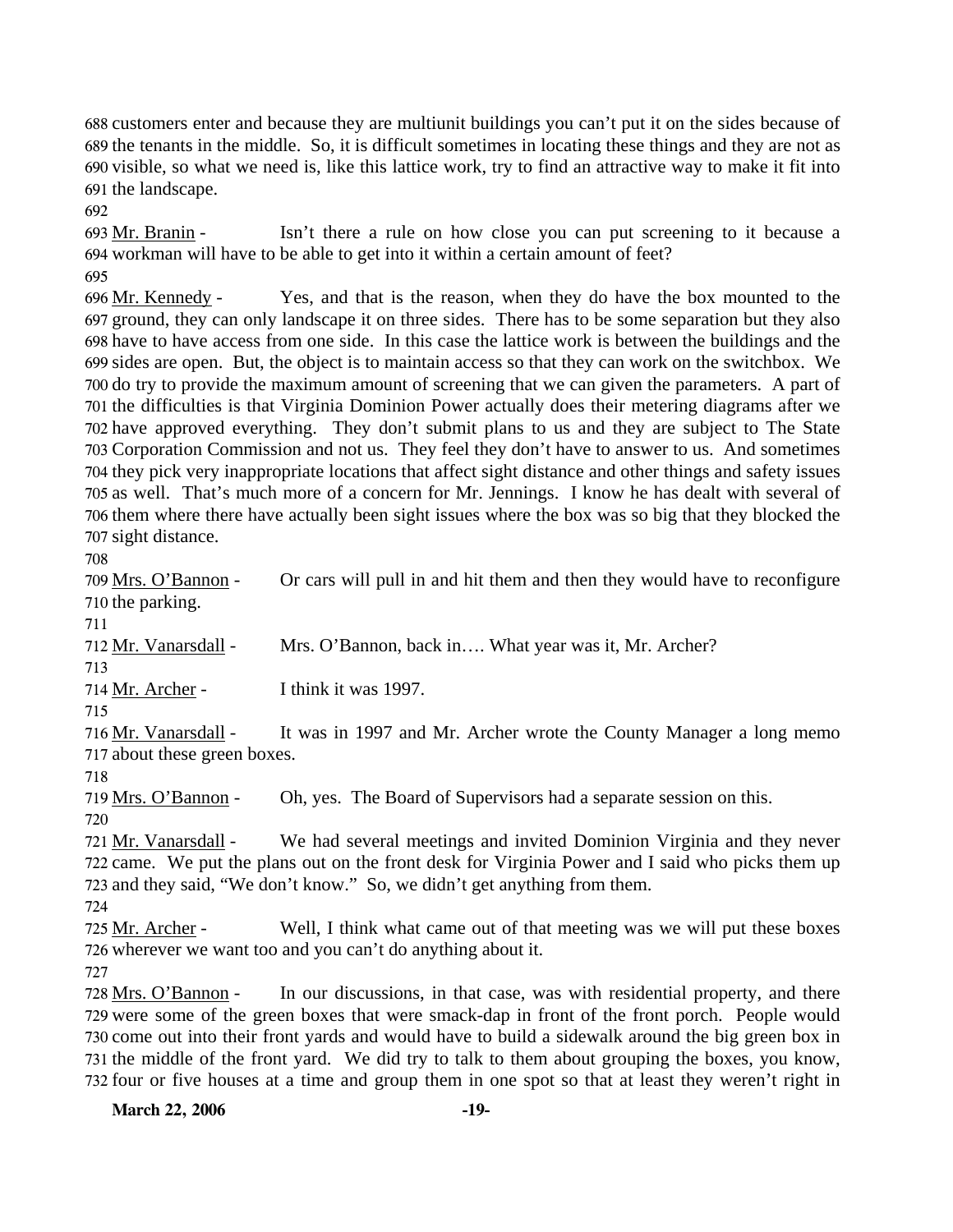customers enter and because they are multiunit buildings you can't put it on the sides because of the tenants in the middle. So, it is difficult sometimes in locating these things and they are not as visible, so what we need is, like this lattice work, try to find an attractive way to make it fit into the landscape.

Mr. Branin - Isn't there a rule on how close you can put screening to it because a workman will have to be able to get into it within a certain amount of feet?

Mr. Kennedy - Yes, and that is the reason, when they do have the box mounted to the ground, they can only landscape it on three sides. There has to be some separation but they also have to have access from one side. In this case the lattice work is between the buildings and the sides are open. But, the object is to maintain access so that they can work on the switchbox. We do try to provide the maximum amount of screening that we can given the parameters. A part of the difficulties is that Virginia Dominion Power actually does their metering diagrams after we have approved everything. They don't submit plans to us and they are subject to The State Corporation Commission and not us. They feel they don't have to answer to us. And sometimes they pick very inappropriate locations that affect sight distance and other things and safety issues as well. That's much more of a concern for Mr. Jennings. I know he has dealt with several of them where there have actually been sight issues where the box was so big that they blocked the sight distance.

Mrs. O'Bannon - Or cars will pull in and hit them and then they would have to reconfigure the parking.

Mr. Vanarsdall - Mrs. O'Bannon, back in…. What year was it, Mr. Archer?

Mr. Archer - I think it was 1997.

Mr. Vanarsdall - It was in 1997 and Mr. Archer wrote the County Manager a long memo about these green boxes.

Mrs. O'Bannon - Oh, yes. The Board of Supervisors had a separate session on this.

Mr. Vanarsdall - We had several meetings and invited Dominion Virginia and they never came. We put the plans out on the front desk for Virginia Power and I said who picks them up and they said, "We don't know." So, we didn't get anything from them.

Mr. Archer - Well, I think what came out of that meeting was we will put these boxes wherever we want too and you can't do anything about it.

Mrs. O'Bannon - In our discussions, in that case, was with residential property, and there were some of the green boxes that were smack-dap in front of the front porch. People would come out into their front yards and would have to build a sidewalk around the big green box in the middle of the front yard. We did try to talk to them about grouping the boxes, you know, four or five houses at a time and group them in one spot so that at least they weren't right in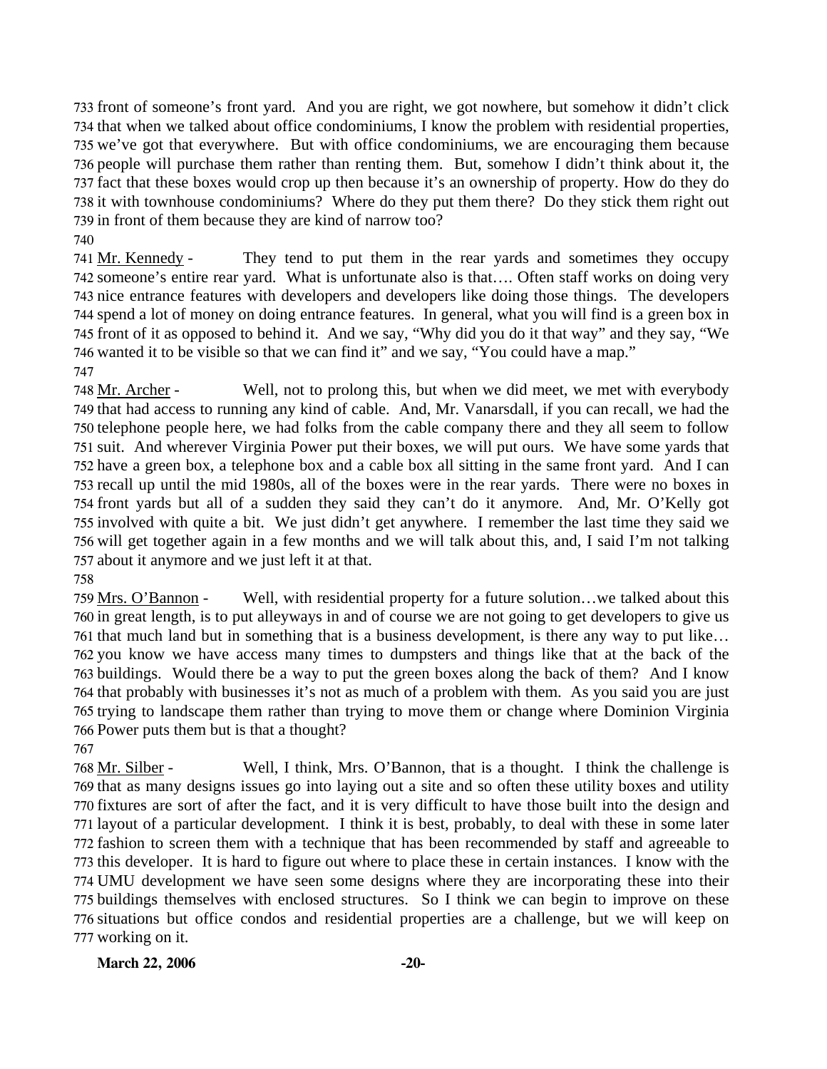733 front of someone's front yard. And you are right, we got nowhere, but somehow it didn't click 734 that when we talked about office condominiums, I know the problem with residential properties, 735 we've got that everywhere. But with office condominiums, we are encouraging them because 736 people will purchase them rather than renting them. But, somehow I didn't think about it, the 737 fact that these boxes would crop up then because it's an ownership of property. How do they do 738 it with townhouse condominiums? Where do they put them there? Do they stick them right out 739 in front of them because they are kind of narrow too?

740

741 Mr. Kennedy - They tend to put them in the rear yards and sometimes they occupy 742 someone's entire rear yard. What is unfortunate also is that…. Often staff works on doing very 743 nice entrance features with developers and developers like doing those things. The developers 744 spend a lot of money on doing entrance features. In general, what you will find is a green box in 745 front of it as opposed to behind it. And we say, "Why did you do it that way" and they say, "We 746 wanted it to be visible so that we can find it" and we say, "You could have a map."

747

748 Mr. Archer - Well, not to prolong this, but when we did meet, we met with everybody 749 that had access to running any kind of cable. And, Mr. Vanarsdall, if you can recall, we had the 750 telephone people here, we had folks from the cable company there and they all seem to follow 751 suit. And wherever Virginia Power put their boxes, we will put ours. We have some yards that 752 have a green box, a telephone box and a cable box all sitting in the same front yard. And I can 753 recall up until the mid 1980s, all of the boxes were in the rear yards. There were no boxes in 754 front yards but all of a sudden they said they can't do it anymore. And, Mr. O'Kelly got 755 involved with quite a bit. We just didn't get anywhere. I remember the last time they said we 756 will get together again in a few months and we will talk about this, and, I said I'm not talking 757 about it anymore and we just left it at that.

758

759 Mrs. O'Bannon - Well, with residential property for a future solution…we talked about this 760 in great length, is to put alleyways in and of course we are not going to get developers to give us 761 that much land but in something that is a business development, is there any way to put like… 762 you know we have access many times to dumpsters and things like that at the back of the 763 buildings. Would there be a way to put the green boxes along the back of them? And I know 764 that probably with businesses it's not as much of a problem with them. As you said you are just 765 trying to landscape them rather than trying to move them or change where Dominion Virginia 766 Power puts them but is that a thought?

767

768 Mr. Silber - Well, I think, Mrs. O'Bannon, that is a thought. I think the challenge is 769 that as many designs issues go into laying out a site and so often these utility boxes and utility 770 fixtures are sort of after the fact, and it is very difficult to have those built into the design and 771 layout of a particular development. I think it is best, probably, to deal with these in some later 772 fashion to screen them with a technique that has been recommended by staff and agreeable to 773 this developer. It is hard to figure out where to place these in certain instances. I know with the 774 UMU development we have seen some designs where they are incorporating these into their 775 buildings themselves with enclosed structures. So I think we can begin to improve on these 776 situations but office condos and residential properties are a challenge, but we will keep on 777 working on it.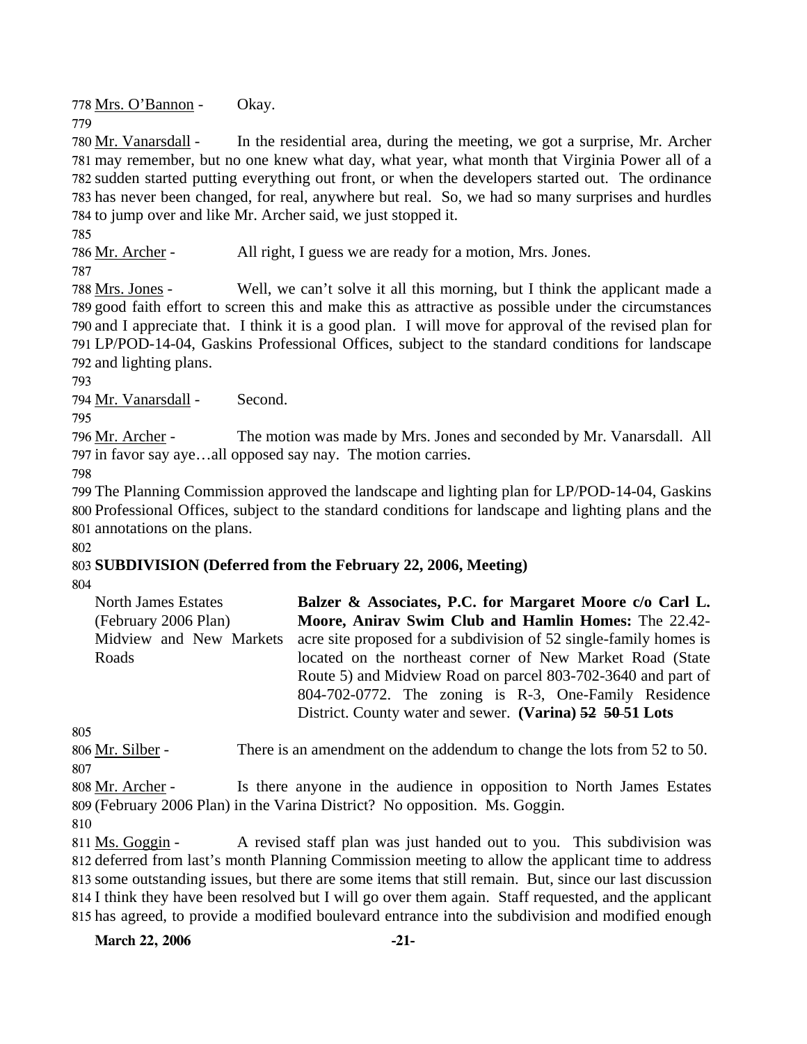778 Mrs. O'Bannon - Okay.

779

780 Mr. Vanarsdall - In the residential area, during the meeting, we got a surprise, Mr. Archer
781 may remember, but no one knew what day, what year, what month that Virginia Power all of a
782 sudden started putting everything out front, or when the developers started out. The ordinance
783 has never been changed, for real, anywhere but real. So, we had so many surprises and hurdles
784 to jump over and like Mr. Archer said, we just stopped it.

785

786 Mr. Archer - All right, I guess we are ready for a motion, Mrs. Jones.

787

788 Mrs. Jones - Well, we can't solve it all this morning, but I think the applicant made a
789 good faith effort to screen this and make this as attractive as possible under the circumstances
790 and I appreciate that. I think it is a good plan. I will move for approval of the revised plan for
791 LP/POD-14-04, Gaskins Professional Offices, subject to the standard conditions for landscape
792 and lighting plans.

793

794 Mr. Vanarsdall - Second.

795

796 Mr. Archer - The motion was made by Mrs. Jones and seconded by Mr. Vanarsdall. All
797 in favor say aye…all opposed say nay. The motion carries.

798

799 The Planning Commission approved the landscape and lighting plan for LP/POD-14-04, Gaskins
800 Professional Offices, subject to the standard conditions for landscape and lighting plans and the
801 annotations on the plans.

802

803 **SUBDIVISION (Deferred from the February 22, 2006, Meeting)**

804

| | |
|---|---|
| North James Estates (February 2006 Plan) Midview and New Markets Roads | **Balzer & Associates, P.C. for Margaret Moore c/o Carl L. Moore, Anirav Swim Club and Hamlin Homes:** The 22.42-acre site proposed for a subdivision of 52 single-family homes is located on the northeast corner of New Market Road (State Route 5) and Midview Road on parcel 803-702-3640 and part of 804-702-0772. The zoning is R-3, One-Family Residence District. County water and sewer. **(Varina) ~~52~~ ~~50~~ 51 Lots** |

805

806 Mr. Silber - There is an amendment on the addendum to change the lots from 52 to 50.

807

808 Mr. Archer - Is there anyone in the audience in opposition to North James Estates
809 (February 2006 Plan) in the Varina District? No opposition. Ms. Goggin.

810

811 Ms. Goggin - A revised staff plan was just handed out to you. This subdivision was
812 deferred from last's month Planning Commission meeting to allow the applicant time to address
813 some outstanding issues, but there are some items that still remain. But, since our last discussion
814 I think they have been resolved but I will go over them again. Staff requested, and the applicant
815 has agreed, to provide a modified boulevard entrance into the subdivision and modified enough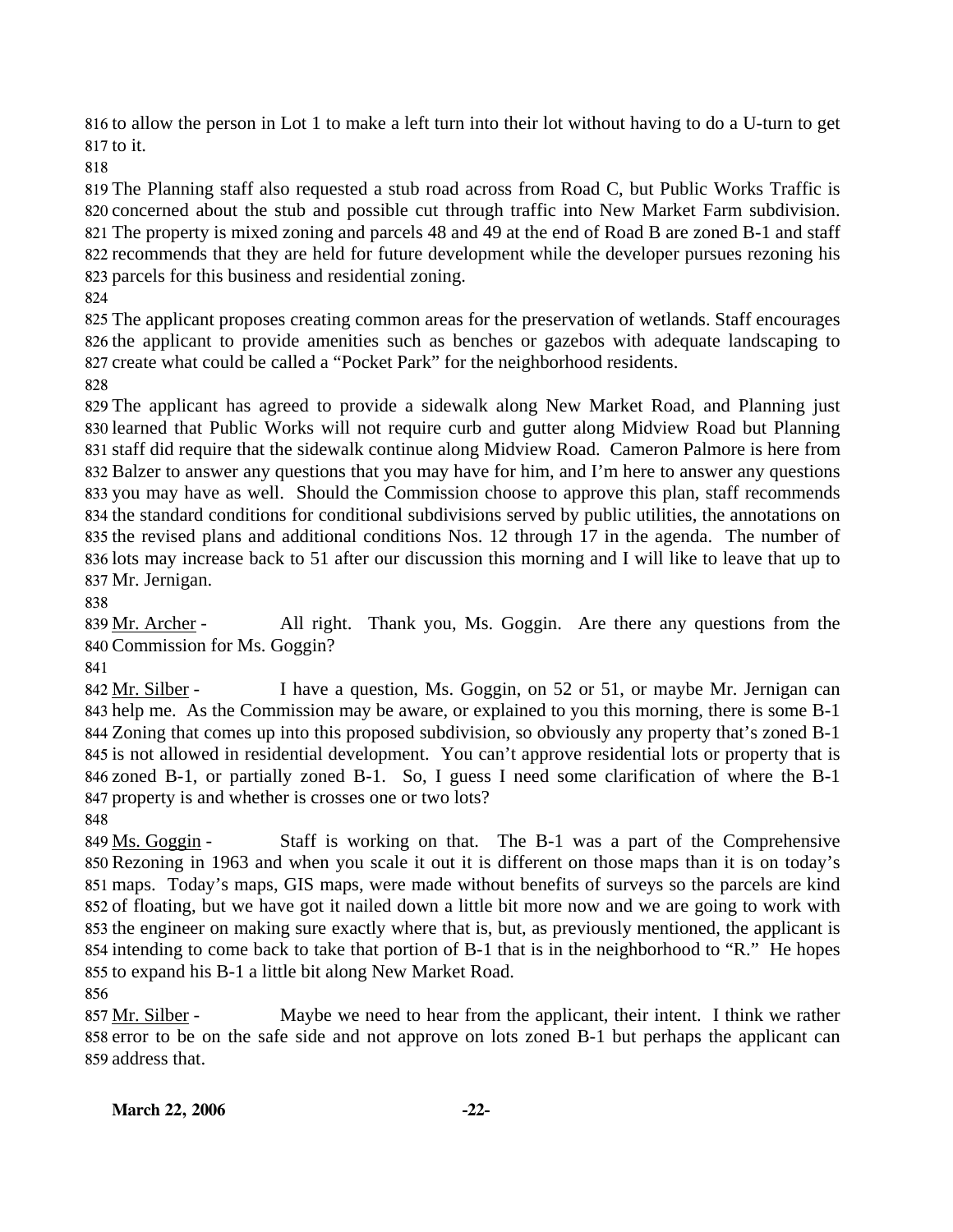to allow the person in Lot 1 to make a left turn into their lot without having to do a U-turn to get to it.

The Planning staff also requested a stub road across from Road C, but Public Works Traffic is concerned about the stub and possible cut through traffic into New Market Farm subdivision. The property is mixed zoning and parcels 48 and 49 at the end of Road B are zoned B-1 and staff recommends that they are held for future development while the developer pursues rezoning his parcels for this business and residential zoning.

The applicant proposes creating common areas for the preservation of wetlands. Staff encourages the applicant to provide amenities such as benches or gazebos with adequate landscaping to create what could be called a "Pocket Park" for the neighborhood residents.

The applicant has agreed to provide a sidewalk along New Market Road, and Planning just learned that Public Works will not require curb and gutter along Midview Road but Planning staff did require that the sidewalk continue along Midview Road. Cameron Palmore is here from Balzer to answer any questions that you may have for him, and I'm here to answer any questions you may have as well. Should the Commission choose to approve this plan, staff recommends the standard conditions for conditional subdivisions served by public utilities, the annotations on the revised plans and additional conditions Nos. 12 through 17 in the agenda. The number of lots may increase back to 51 after our discussion this morning and I will like to leave that up to Mr. Jernigan.

Mr. Archer - All right. Thank you, Ms. Goggin. Are there any questions from the Commission for Ms. Goggin?

Mr. Silber - I have a question, Ms. Goggin, on 52 or 51, or maybe Mr. Jernigan can help me. As the Commission may be aware, or explained to you this morning, there is some B-1 Zoning that comes up into this proposed subdivision, so obviously any property that's zoned B-1 is not allowed in residential development. You can't approve residential lots or property that is zoned B-1, or partially zoned B-1. So, I guess I need some clarification of where the B-1 property is and whether is crosses one or two lots?

Ms. Goggin - Staff is working on that. The B-1 was a part of the Comprehensive Rezoning in 1963 and when you scale it out it is different on those maps than it is on today's maps. Today's maps, GIS maps, were made without benefits of surveys so the parcels are kind of floating, but we have got it nailed down a little bit more now and we are going to work with the engineer on making sure exactly where that is, but, as previously mentioned, the applicant is intending to come back to take that portion of B-1 that is in the neighborhood to "R." He hopes to expand his B-1 a little bit along New Market Road.

Mr. Silber - Maybe we need to hear from the applicant, their intent. I think we rather error to be on the safe side and not approve on lots zoned B-1 but perhaps the applicant can address that.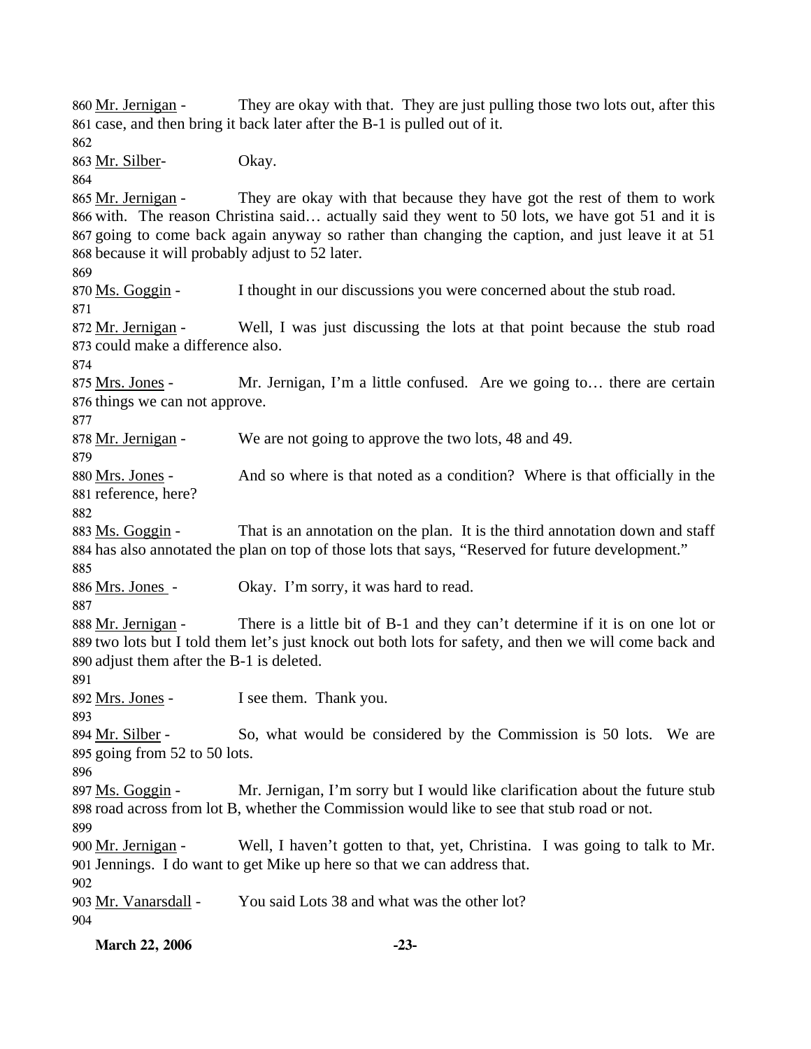860 Mr. Jernigan - They are okay with that. They are just pulling those two lots out, after this
861 case, and then bring it back later after the B-1 is pulled out of it.
862
863 Mr. Silber- Okay.
864
865 Mr. Jernigan - They are okay with that because they have got the rest of them to work
866 with. The reason Christina said… actually said they went to 50 lots, we have got 51 and it is
867 going to come back again anyway so rather than changing the caption, and just leave it at 51
868 because it will probably adjust to 52 later.
869
870 Ms. Goggin - I thought in our discussions you were concerned about the stub road.
871
872 Mr. Jernigan - Well, I was just discussing the lots at that point because the stub road
873 could make a difference also.
874
875 Mrs. Jones - Mr. Jernigan, I'm a little confused. Are we going to… there are certain
876 things we can not approve.
877
878 Mr. Jernigan - We are not going to approve the two lots, 48 and 49.
879
880 Mrs. Jones - And so where is that noted as a condition? Where is that officially in the
881 reference, here?
882
883 Ms. Goggin - That is an annotation on the plan. It is the third annotation down and staff
884 has also annotated the plan on top of those lots that says, "Reserved for future development."
885
886 Mrs. Jones - Okay. I'm sorry, it was hard to read.
887
888 Mr. Jernigan - There is a little bit of B-1 and they can't determine if it is on one lot or
889 two lots but I told them let's just knock out both lots for safety, and then we will come back and
890 adjust them after the B-1 is deleted.
891
892 Mrs. Jones - I see them. Thank you.
893
894 Mr. Silber - So, what would be considered by the Commission is 50 lots. We are
895 going from 52 to 50 lots.
896
897 Ms. Goggin - Mr. Jernigan, I'm sorry but I would like clarification about the future stub
898 road across from lot B, whether the Commission would like to see that stub road or not.
899
900 Mr. Jernigan - Well, I haven't gotten to that, yet, Christina. I was going to talk to Mr.
901 Jennings. I do want to get Mike up here so that we can address that.
902
903 Mr. Vanarsdall - You said Lots 38 and what was the other lot?
904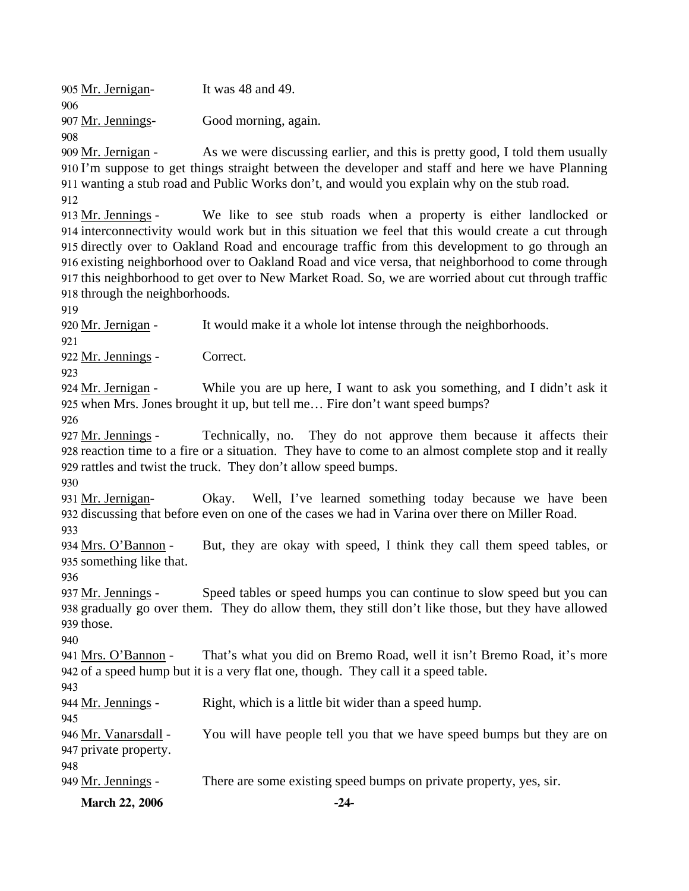905 Mr. Jernigan- It was 48 and 49.

906

907 Mr. Jennings- Good morning, again.

908

909 Mr. Jernigan - As we were discussing earlier, and this is pretty good, I told them usually
910 I'm suppose to get things straight between the developer and staff and here we have Planning
911 wanting a stub road and Public Works don't, and would you explain why on the stub road.

912

913 Mr. Jennings - We like to see stub roads when a property is either landlocked or
914 interconnectivity would work but in this situation we feel that this would create a cut through
915 directly over to Oakland Road and encourage traffic from this development to go through an
916 existing neighborhood over to Oakland Road and vice versa, that neighborhood to come through
917 this neighborhood to get over to New Market Road. So, we are worried about cut through traffic
918 through the neighborhoods.

919

920 Mr. Jernigan - It would make it a whole lot intense through the neighborhoods.

921

922 Mr. Jennings - Correct.

923

924 Mr. Jernigan - While you are up here, I want to ask you something, and I didn't ask it
925 when Mrs. Jones brought it up, but tell me… Fire don't want speed bumps?

926

927 Mr. Jennings - Technically, no. They do not approve them because it affects their
928 reaction time to a fire or a situation. They have to come to an almost complete stop and it really
929 rattles and twist the truck. They don't allow speed bumps.

930

931 Mr. Jernigan- Okay. Well, I've learned something today because we have been
932 discussing that before even on one of the cases we had in Varina over there on Miller Road.

933

934 Mrs. O'Bannon - But, they are okay with speed, I think they call them speed tables, or
935 something like that.

936

937 Mr. Jennings - Speed tables or speed humps you can continue to slow speed but you can
938 gradually go over them. They do allow them, they still don't like those, but they have allowed
939 those.

940

941 Mrs. O'Bannon - That's what you did on Bremo Road, well it isn't Bremo Road, it's more
942 of a speed hump but it is a very flat one, though. They call it a speed table.

943

944 Mr. Jennings - Right, which is a little bit wider than a speed hump.

945

946 Mr. Vanarsdall - You will have people tell you that we have speed bumps but they are on
947 private property.

948

949 Mr. Jennings - There are some existing speed bumps on private property, yes, sir.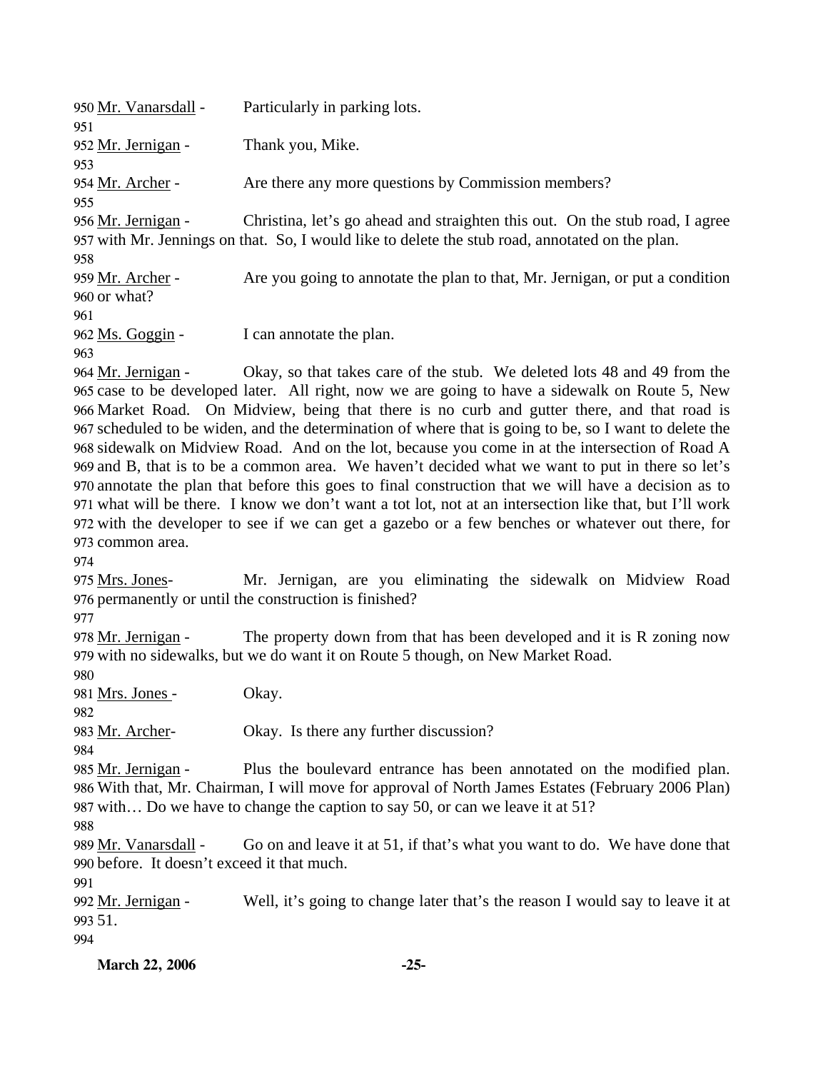950 Mr. Vanarsdall - Particularly in parking lots.
951
952 Mr. Jernigan - Thank you, Mike.
953
954 Mr. Archer - Are there any more questions by Commission members?
955
956 Mr. Jernigan - Christina, let's go ahead and straighten this out. On the stub road, I agree
957 with Mr. Jennings on that. So, I would like to delete the stub road, annotated on the plan.
958
959 Mr. Archer - Are you going to annotate the plan to that, Mr. Jernigan, or put a condition
960 or what?
961
962 Ms. Goggin - I can annotate the plan.
963
964 Mr. Jernigan - Okay, so that takes care of the stub. We deleted lots 48 and 49 from the
965 case to be developed later. All right, now we are going to have a sidewalk on Route 5, New
966 Market Road. On Midview, being that there is no curb and gutter there, and that road is
967 scheduled to be widen, and the determination of where that is going to be, so I want to delete the
968 sidewalk on Midview Road. And on the lot, because you come in at the intersection of Road A
969 and B, that is to be a common area. We haven't decided what we want to put in there so let's
970 annotate the plan that before this goes to final construction that we will have a decision as to
971 what will be there. I know we don't want a tot lot, not at an intersection like that, but I'll work
972 with the developer to see if we can get a gazebo or a few benches or whatever out there, for
973 common area.
974
975 Mrs. Jones- Mr. Jernigan, are you eliminating the sidewalk on Midview Road
976 permanently or until the construction is finished?
977
978 Mr. Jernigan - The property down from that has been developed and it is R zoning now
979 with no sidewalks, but we do want it on Route 5 though, on New Market Road.
980
981 Mrs. Jones - Okay.
982
983 Mr. Archer- Okay. Is there any further discussion?
984
985 Mr. Jernigan - Plus the boulevard entrance has been annotated on the modified plan.
986 With that, Mr. Chairman, I will move for approval of North James Estates (February 2006 Plan)
987 with… Do we have to change the caption to say 50, or can we leave it at 51?
988
989 Mr. Vanarsdall - Go on and leave it at 51, if that's what you want to do. We have done that
990 before. It doesn't exceed it that much.
991
992 Mr. Jernigan - Well, it's going to change later that's the reason I would say to leave it at
993 51.
994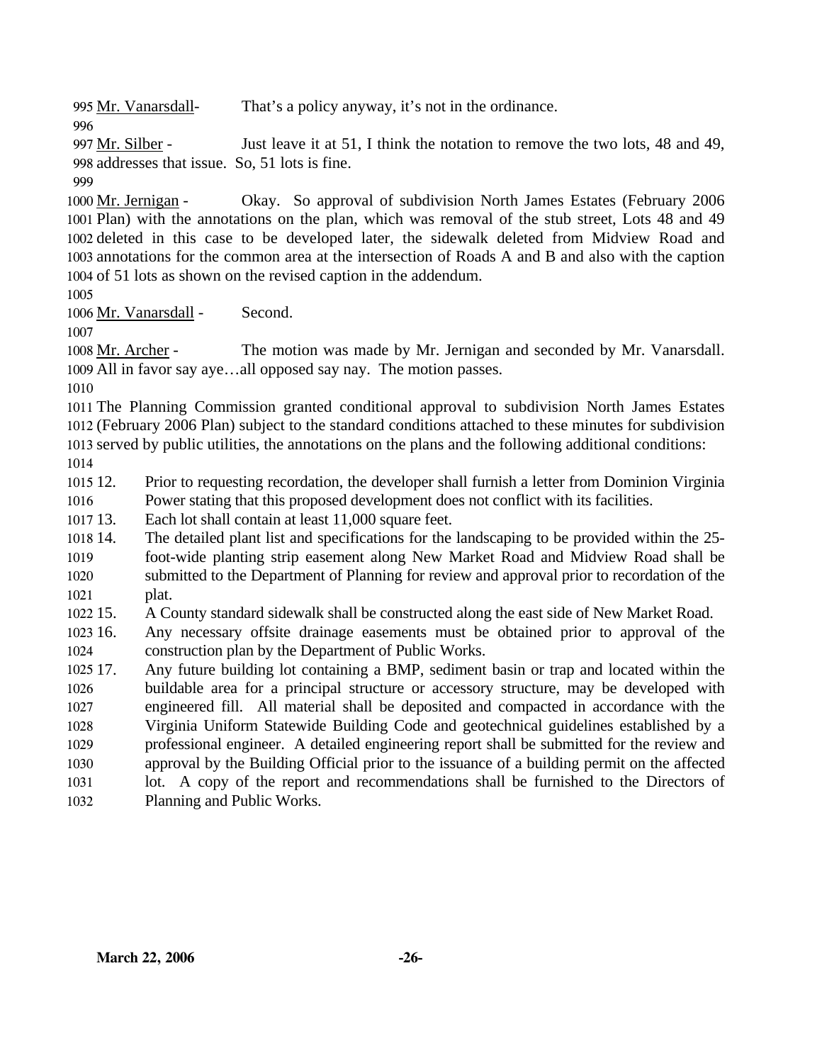Mr. Vanarsdall- That's a policy anyway, it's not in the ordinance.

Mr. Silber - Just leave it at 51, I think the notation to remove the two lots, 48 and 49, addresses that issue. So, 51 lots is fine.

Mr. Jernigan - Okay. So approval of subdivision North James Estates (February 2006 Plan) with the annotations on the plan, which was removal of the stub street, Lots 48 and 49 deleted in this case to be developed later, the sidewalk deleted from Midview Road and annotations for the common area at the intersection of Roads A and B and also with the caption of 51 lots as shown on the revised caption in the addendum.

Mr. Vanarsdall - Second.

Mr. Archer - The motion was made by Mr. Jernigan and seconded by Mr. Vanarsdall. All in favor say aye…all opposed say nay. The motion passes.

The Planning Commission granted conditional approval to subdivision North James Estates (February 2006 Plan) subject to the standard conditions attached to these minutes for subdivision served by public utilities, the annotations on the plans and the following additional conditions:

12. Prior to requesting recordation, the developer shall furnish a letter from Dominion Virginia Power stating that this proposed development does not conflict with its facilities.
13. Each lot shall contain at least 11,000 square feet.
14. The detailed plant list and specifications for the landscaping to be provided within the 25-foot-wide planting strip easement along New Market Road and Midview Road shall be submitted to the Department of Planning for review and approval prior to recordation of the plat.
15. A County standard sidewalk shall be constructed along the east side of New Market Road.
16. Any necessary offsite drainage easements must be obtained prior to approval of the construction plan by the Department of Public Works.
17. Any future building lot containing a BMP, sediment basin or trap and located within the buildable area for a principal structure or accessory structure, may be developed with engineered fill. All material shall be deposited and compacted in accordance with the Virginia Uniform Statewide Building Code and geotechnical guidelines established by a professional engineer. A detailed engineering report shall be submitted for the review and approval by the Building Official prior to the issuance of a building permit on the affected lot. A copy of the report and recommendations shall be furnished to the Directors of Planning and Public Works.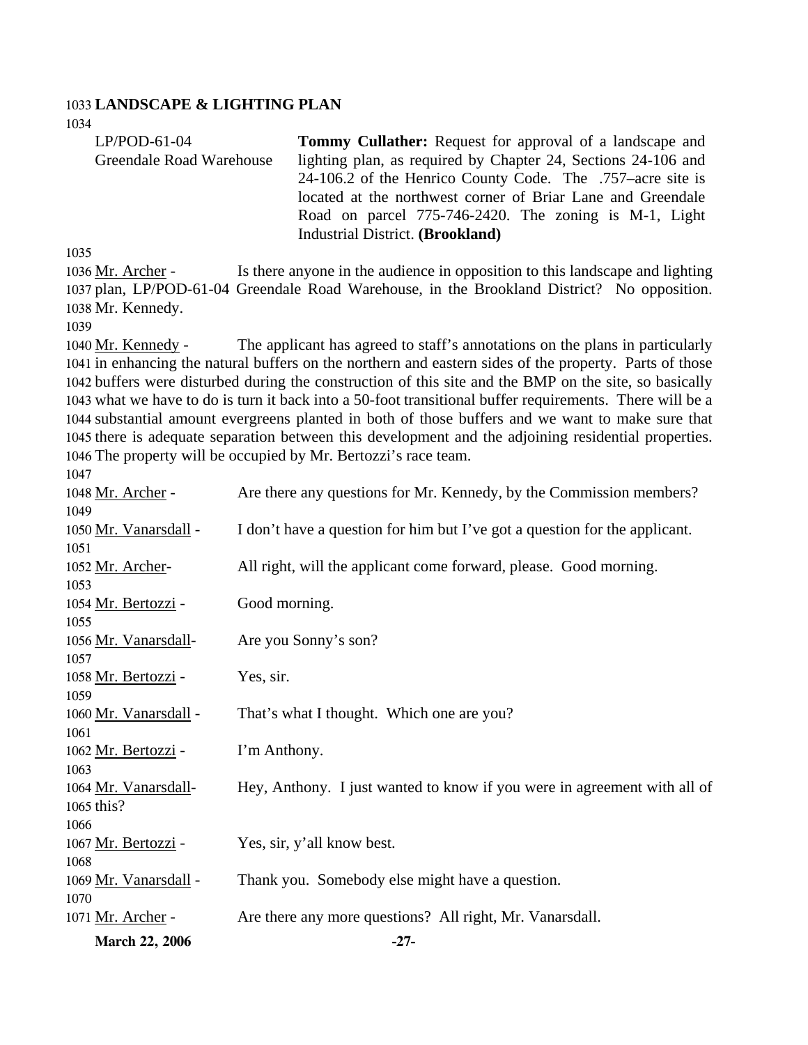**LANDSCAPE & LIGHTING PLAN**

LP/POD-61-04
Greendale Road Warehouse

**Tommy Cullather:** Request for approval of a landscape and lighting plan, as required by Chapter 24, Sections 24-106 and 24-106.2 of the Henrico County Code. The .757–acre site is located at the northwest corner of Briar Lane and Greendale Road on parcel 775-746-2420. The zoning is M-1, Light Industrial District. **(Brookland)**

Mr. Archer - Is there anyone in the audience in opposition to this landscape and lighting plan, LP/POD-61-04 Greendale Road Warehouse, in the Brookland District? No opposition. Mr. Kennedy.

Mr. Kennedy - The applicant has agreed to staff's annotations on the plans in particularly in enhancing the natural buffers on the northern and eastern sides of the property. Parts of those buffers were disturbed during the construction of this site and the BMP on the site, so basically what we have to do is turn it back into a 50-foot transitional buffer requirements. There will be a substantial amount evergreens planted in both of those buffers and we want to make sure that there is adequate separation between this development and the adjoining residential properties. The property will be occupied by Mr. Bertozzi's race team.

Mr. Archer - Are there any questions for Mr. Kennedy, by the Commission members?

Mr. Vanarsdall - I don't have a question for him but I've got a question for the applicant.

Mr. Archer- All right, will the applicant come forward, please. Good morning.

Mr. Bertozzi - Good morning.

Mr. Vanarsdall- Are you Sonny's son?

Mr. Bertozzi - Yes, sir.

Mr. Vanarsdall - That's what I thought. Which one are you?

Mr. Bertozzi - I'm Anthony.

Mr. Vanarsdall- Hey, Anthony. I just wanted to know if you were in agreement with all of this?

Mr. Bertozzi - Yes, sir, y'all know best.

Mr. Vanarsdall - Thank you. Somebody else might have a question.

Mr. Archer - Are there any more questions? All right, Mr. Vanarsdall.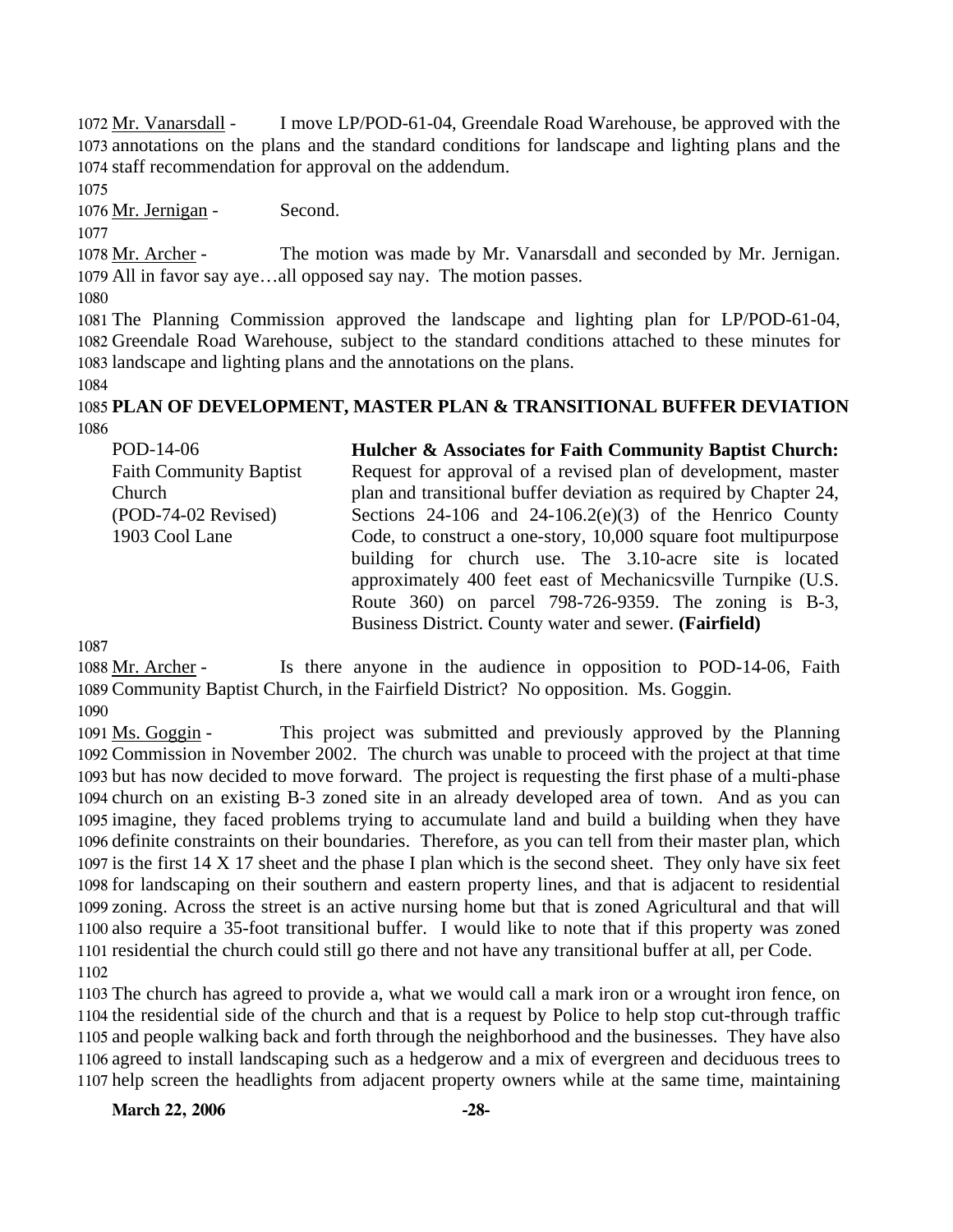Mr. Vanarsdall - I move LP/POD-61-04, Greendale Road Warehouse, be approved with the annotations on the plans and the standard conditions for landscape and lighting plans and the staff recommendation for approval on the addendum.

Mr. Jernigan - Second.

Mr. Archer - The motion was made by Mr. Vanarsdall and seconded by Mr. Jernigan. All in favor say aye…all opposed say nay. The motion passes.

The Planning Commission approved the landscape and lighting plan for LP/POD-61-04, Greendale Road Warehouse, subject to the standard conditions attached to these minutes for landscape and lighting plans and the annotations on the plans.

**PLAN OF DEVELOPMENT, MASTER PLAN & TRANSITIONAL BUFFER DEVIATION**

| | |
|---|---|
| POD-14-06<br>Faith Community Baptist Church<br>(POD-74-02 Revised)<br>1903 Cool Lane | **Hulcher & Associates for Faith Community Baptist Church:** Request for approval of a revised plan of development, master plan and transitional buffer deviation as required by Chapter 24, Sections 24-106 and 24-106.2(e)(3) of the Henrico County Code, to construct a one-story, 10,000 square foot multipurpose building for church use. The 3.10-acre site is located approximately 400 feet east of Mechanicsville Turnpike (U.S. Route 360) on parcel 798-726-9359. The zoning is B-3, Business District. County water and sewer. **(Fairfield)** |

Mr. Archer - Is there anyone in the audience in opposition to POD-14-06, Faith Community Baptist Church, in the Fairfield District? No opposition. Ms. Goggin.

Ms. Goggin - This project was submitted and previously approved by the Planning Commission in November 2002. The church was unable to proceed with the project at that time but has now decided to move forward. The project is requesting the first phase of a multi-phase church on an existing B-3 zoned site in an already developed area of town. And as you can imagine, they faced problems trying to accumulate land and build a building when they have definite constraints on their boundaries. Therefore, as you can tell from their master plan, which is the first 14 X 17 sheet and the phase I plan which is the second sheet. They only have six feet for landscaping on their southern and eastern property lines, and that is adjacent to residential zoning. Across the street is an active nursing home but that is zoned Agricultural and that will also require a 35-foot transitional buffer. I would like to note that if this property was zoned residential the church could still go there and not have any transitional buffer at all, per Code.

The church has agreed to provide a, what we would call a mark iron or a wrought iron fence, on the residential side of the church and that is a request by Police to help stop cut-through traffic and people walking back and forth through the neighborhood and the businesses. They have also agreed to install landscaping such as a hedgerow and a mix of evergreen and deciduous trees to help screen the headlights from adjacent property owners while at the same time, maintaining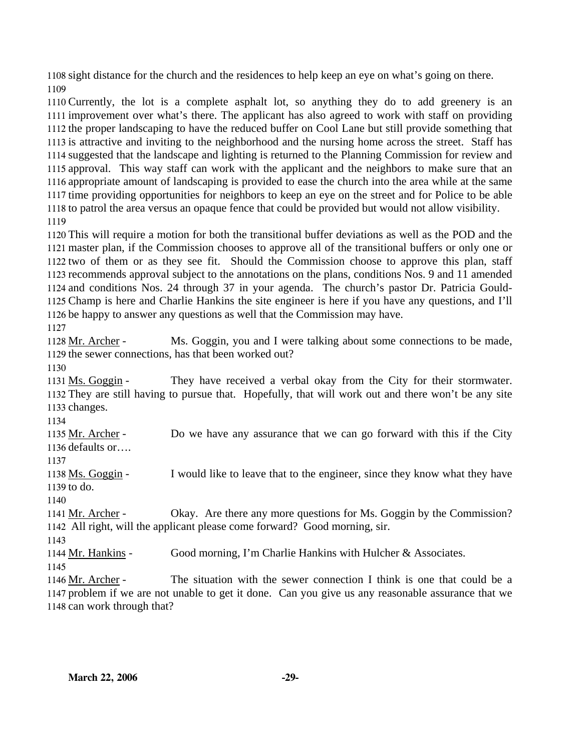1108 sight distance for the church and the residences to help keep an eye on what's going on there.
1109

1110 Currently, the lot is a complete asphalt lot, so anything they do to add greenery is an 1111 improvement over what's there. The applicant has also agreed to work with staff on providing 1112 the proper landscaping to have the reduced buffer on Cool Lane but still provide something that 1113 is attractive and inviting to the neighborhood and the nursing home across the street. Staff has 1114 suggested that the landscape and lighting is returned to the Planning Commission for review and 1115 approval. This way staff can work with the applicant and the neighbors to make sure that an 1116 appropriate amount of landscaping is provided to ease the church into the area while at the same 1117 time providing opportunities for neighbors to keep an eye on the street and for Police to be able 1118 to patrol the area versus an opaque fence that could be provided but would not allow visibility.
1119

1120 This will require a motion for both the transitional buffer deviations as well as the POD and the 1121 master plan, if the Commission chooses to approve all of the transitional buffers or only one or 1122 two of them or as they see fit. Should the Commission choose to approve this plan, staff 1123 recommends approval subject to the annotations on the plans, conditions Nos. 9 and 11 amended 1124 and conditions Nos. 24 through 37 in your agenda. The church's pastor Dr. Patricia Gould-1125 Champ is here and Charlie Hankins the site engineer is here if you have any questions, and I'll 1126 be happy to answer any questions as well that the Commission may have.
1127

1128 Mr. Archer - Ms. Goggin, you and I were talking about some connections to be made, 1129 the sewer connections, has that been worked out?
1130

1131 Ms. Goggin - They have received a verbal okay from the City for their stormwater. 1132 They are still having to pursue that. Hopefully, that will work out and there won't be any site 1133 changes.
1134

1135 Mr. Archer - Do we have any assurance that we can go forward with this if the City 1136 defaults or….
1137

1138 Ms. Goggin - I would like to leave that to the engineer, since they know what they have 1139 to do.
1140

1141 Mr. Archer - Okay. Are there any more questions for Ms. Goggin by the Commission? 1142 All right, will the applicant please come forward? Good morning, sir.
1143

1144 Mr. Hankins - Good morning, I'm Charlie Hankins with Hulcher & Associates.
1145

1146 Mr. Archer - The situation with the sewer connection I think is one that could be a 1147 problem if we are not unable to get it done. Can you give us any reasonable assurance that we 1148 can work through that?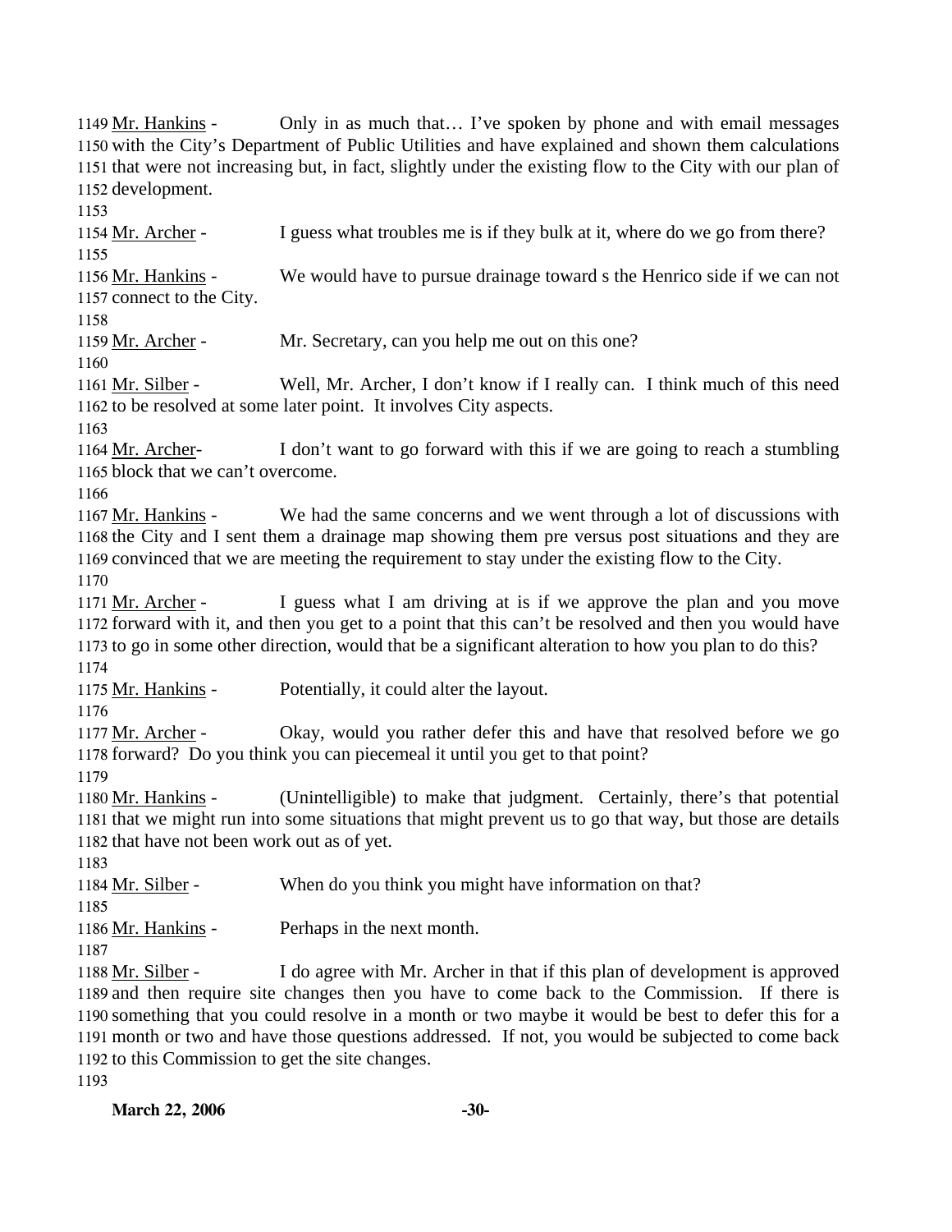1149 Mr. Hankins - Only in as much that… I've spoken by phone and with email messages
1150 with the City's Department of Public Utilities and have explained and shown them calculations
1151 that were not increasing but, in fact, slightly under the existing flow to the City with our plan of
1152 development.
1153
1154 Mr. Archer - I guess what troubles me is if they bulk at it, where do we go from there?
1155
1156 Mr. Hankins - We would have to pursue drainage toward s the Henrico side if we can not
1157 connect to the City.
1158
1159 Mr. Archer - Mr. Secretary, can you help me out on this one?
1160
1161 Mr. Silber - Well, Mr. Archer, I don't know if I really can. I think much of this need
1162 to be resolved at some later point. It involves City aspects.
1163
1164 Mr. Archer- I don't want to go forward with this if we are going to reach a stumbling
1165 block that we can't overcome.
1166
1167 Mr. Hankins - We had the same concerns and we went through a lot of discussions with
1168 the City and I sent them a drainage map showing them pre versus post situations and they are
1169 convinced that we are meeting the requirement to stay under the existing flow to the City.
1170
1171 Mr. Archer - I guess what I am driving at is if we approve the plan and you move
1172 forward with it, and then you get to a point that this can't be resolved and then you would have
1173 to go in some other direction, would that be a significant alteration to how you plan to do this?
1174
1175 Mr. Hankins - Potentially, it could alter the layout.
1176
1177 Mr. Archer - Okay, would you rather defer this and have that resolved before we go
1178 forward? Do you think you can piecemeal it until you get to that point?
1179
1180 Mr. Hankins - (Unintelligible) to make that judgment. Certainly, there's that potential
1181 that we might run into some situations that might prevent us to go that way, but those are details
1182 that have not been work out as of yet.
1183
1184 Mr. Silber - When do you think you might have information on that?
1185
1186 Mr. Hankins - Perhaps in the next month.
1187
1188 Mr. Silber - I do agree with Mr. Archer in that if this plan of development is approved
1189 and then require site changes then you have to come back to the Commission. If there is
1190 something that you could resolve in a month or two maybe it would be best to defer this for a
1191 month or two and have those questions addressed. If not, you would be subjected to come back
1192 to this Commission to get the site changes.
1193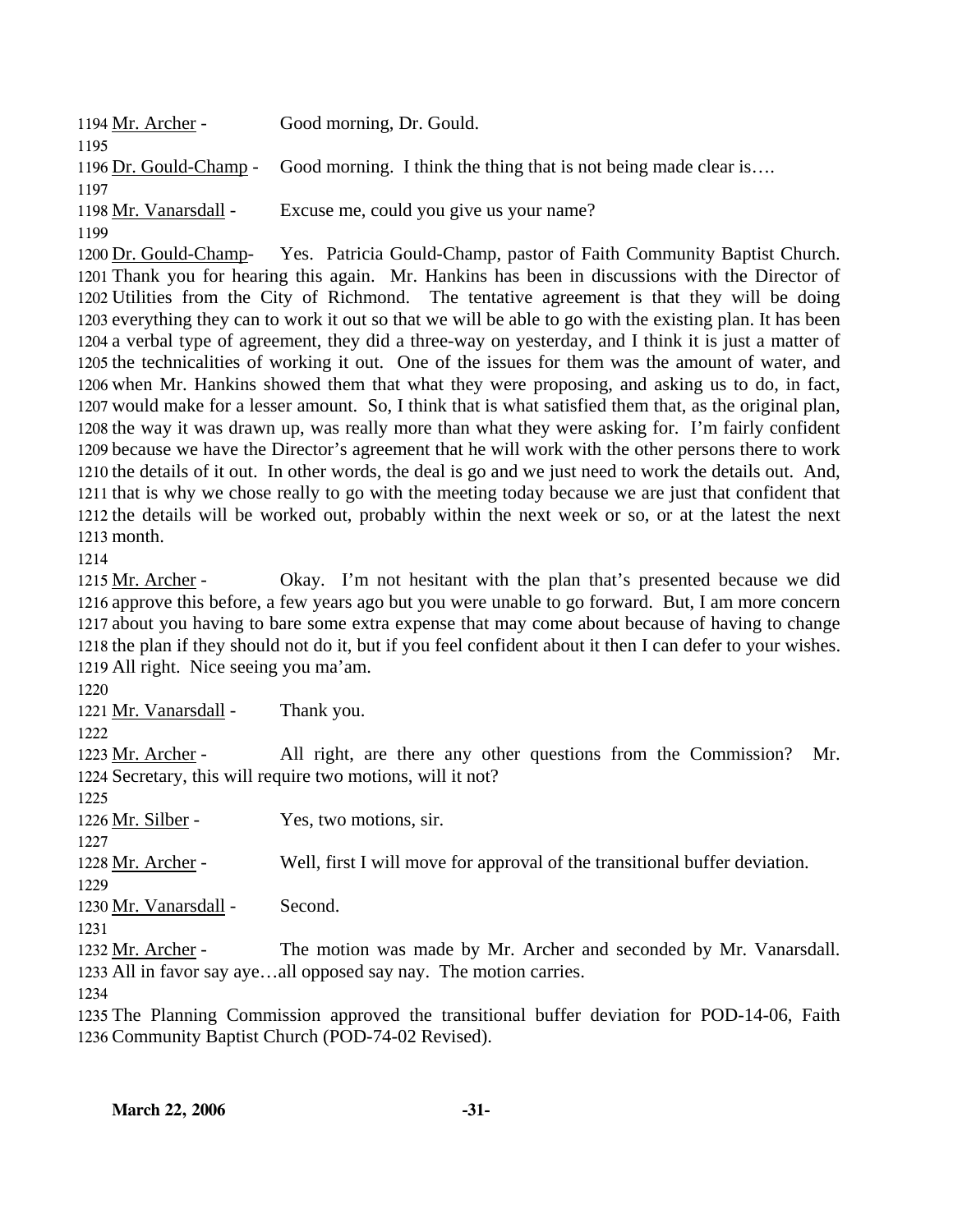1194 Mr. Archer - Good morning, Dr. Gould.

1195

1196 Dr. Gould-Champ - Good morning. I think the thing that is not being made clear is….

1197

1198 Mr. Vanarsdall - Excuse me, could you give us your name?

1199

1200 Dr. Gould-Champ- Yes. Patricia Gould-Champ, pastor of Faith Community Baptist Church.
1201 Thank you for hearing this again. Mr. Hankins has been in discussions with the Director of
1202 Utilities from the City of Richmond. The tentative agreement is that they will be doing
1203 everything they can to work it out so that we will be able to go with the existing plan. It has been
1204 a verbal type of agreement, they did a three-way on yesterday, and I think it is just a matter of
1205 the technicalities of working it out. One of the issues for them was the amount of water, and
1206 when Mr. Hankins showed them that what they were proposing, and asking us to do, in fact,
1207 would make for a lesser amount. So, I think that is what satisfied them that, as the original plan,
1208 the way it was drawn up, was really more than what they were asking for. I'm fairly confident
1209 because we have the Director's agreement that he will work with the other persons there to work
1210 the details of it out. In other words, the deal is go and we just need to work the details out. And,
1211 that is why we chose really to go with the meeting today because we are just that confident that
1212 the details will be worked out, probably within the next week or so, or at the latest the next
1213 month.

1214

1215 Mr. Archer - Okay. I'm not hesitant with the plan that's presented because we did
1216 approve this before, a few years ago but you were unable to go forward. But, I am more concern
1217 about you having to bare some extra expense that may come about because of having to change
1218 the plan if they should not do it, but if you feel confident about it then I can defer to your wishes.
1219 All right. Nice seeing you ma'am.

1220

1221 Mr. Vanarsdall - Thank you.

1222

1223 Mr. Archer - All right, are there any other questions from the Commission? Mr.
1224 Secretary, this will require two motions, will it not?

1225

1226 Mr. Silber - Yes, two motions, sir.

1227

1228 Mr. Archer - Well, first I will move for approval of the transitional buffer deviation.

1229

1230 Mr. Vanarsdall - Second.

1231

1232 Mr. Archer - The motion was made by Mr. Archer and seconded by Mr. Vanarsdall.
1233 All in favor say aye…all opposed say nay. The motion carries.

1234

1235 The Planning Commission approved the transitional buffer deviation for POD-14-06, Faith
1236 Community Baptist Church (POD-74-02 Revised).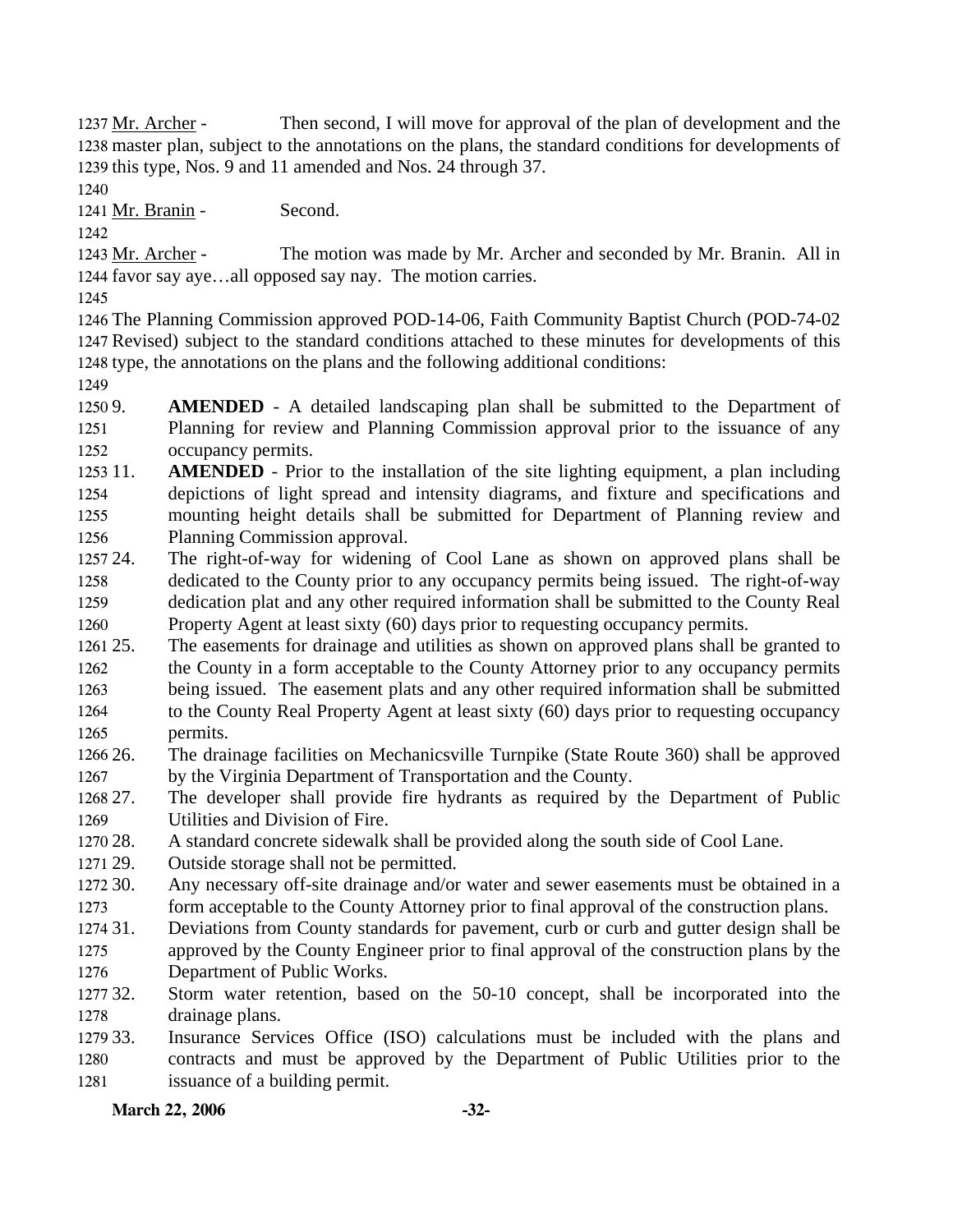Mr. Archer - Then second, I will move for approval of the plan of development and the master plan, subject to the annotations on the plans, the standard conditions for developments of this type, Nos. 9 and 11 amended and Nos. 24 through 37.

Mr. Branin - Second.

Mr. Archer - The motion was made by Mr. Archer and seconded by Mr. Branin. All in favor say aye…all opposed say nay. The motion carries.

The Planning Commission approved POD-14-06, Faith Community Baptist Church (POD-74-02 Revised) subject to the standard conditions attached to these minutes for developments of this type, the annotations on the plans and the following additional conditions:

9. **AMENDED** - A detailed landscaping plan shall be submitted to the Department of Planning for review and Planning Commission approval prior to the issuance of any occupancy permits.
11. **AMENDED** - Prior to the installation of the site lighting equipment, a plan including depictions of light spread and intensity diagrams, and fixture and specifications and mounting height details shall be submitted for Department of Planning review and Planning Commission approval.
24. The right-of-way for widening of Cool Lane as shown on approved plans shall be dedicated to the County prior to any occupancy permits being issued. The right-of-way dedication plat and any other required information shall be submitted to the County Real Property Agent at least sixty (60) days prior to requesting occupancy permits.
25. The easements for drainage and utilities as shown on approved plans shall be granted to the County in a form acceptable to the County Attorney prior to any occupancy permits being issued. The easement plats and any other required information shall be submitted to the County Real Property Agent at least sixty (60) days prior to requesting occupancy permits.
26. The drainage facilities on Mechanicsville Turnpike (State Route 360) shall be approved by the Virginia Department of Transportation and the County.
27. The developer shall provide fire hydrants as required by the Department of Public Utilities and Division of Fire.
28. A standard concrete sidewalk shall be provided along the south side of Cool Lane.
29. Outside storage shall not be permitted.
30. Any necessary off-site drainage and/or water and sewer easements must be obtained in a form acceptable to the County Attorney prior to final approval of the construction plans.
31. Deviations from County standards for pavement, curb or curb and gutter design shall be approved by the County Engineer prior to final approval of the construction plans by the Department of Public Works.
32. Storm water retention, based on the 50-10 concept, shall be incorporated into the drainage plans.
33. Insurance Services Office (ISO) calculations must be included with the plans and contracts and must be approved by the Department of Public Utilities prior to the issuance of a building permit.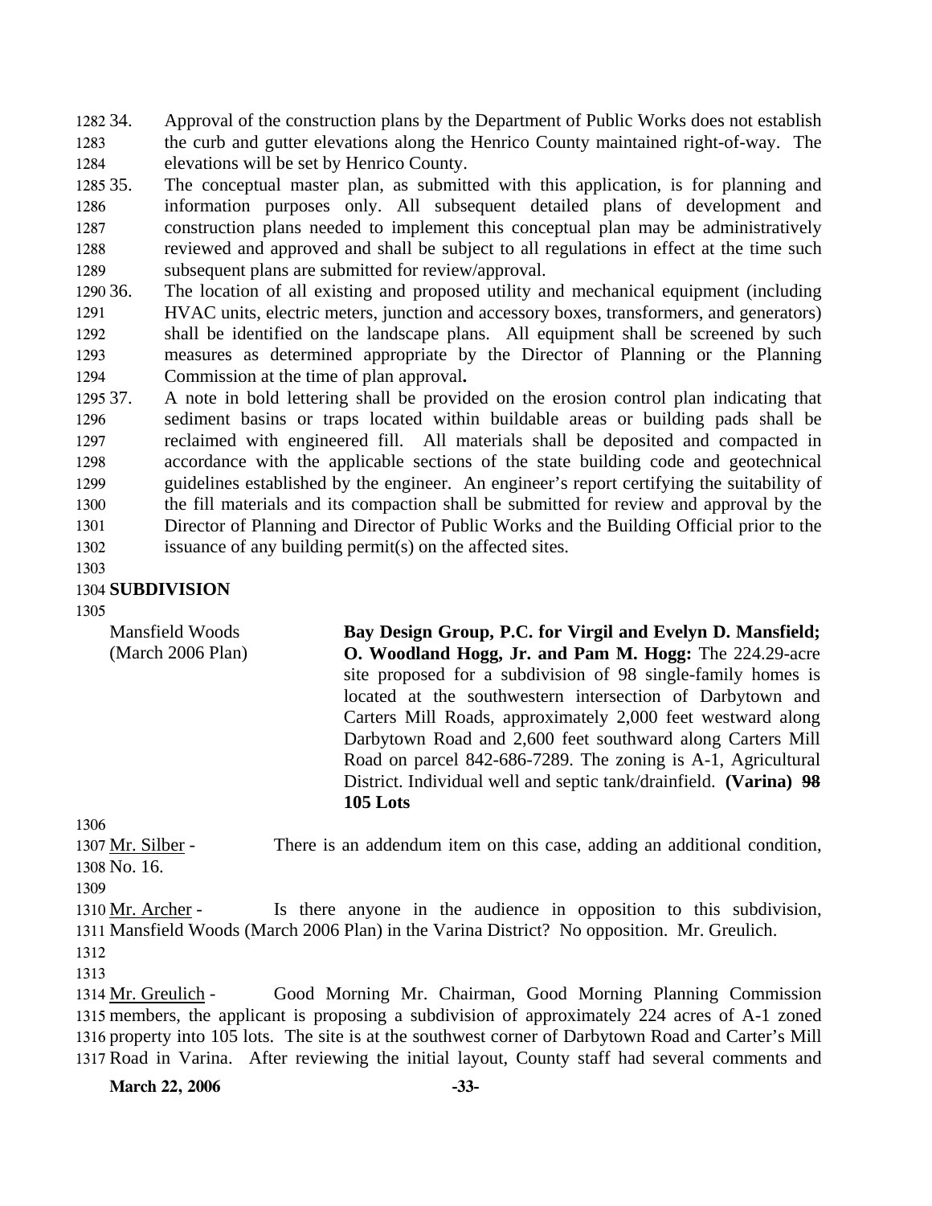34. Approval of the construction plans by the Department of Public Works does not establish the curb and gutter elevations along the Henrico County maintained right-of-way. The elevations will be set by Henrico County.

35. The conceptual master plan, as submitted with this application, is for planning and information purposes only. All subsequent detailed plans of development and construction plans needed to implement this conceptual plan may be administratively reviewed and approved and shall be subject to all regulations in effect at the time such subsequent plans are submitted for review/approval.

36. The location of all existing and proposed utility and mechanical equipment (including HVAC units, electric meters, junction and accessory boxes, transformers, and generators) shall be identified on the landscape plans. All equipment shall be screened by such measures as determined appropriate by the Director of Planning or the Planning Commission at the time of plan approval**.**

37. A note in bold lettering shall be provided on the erosion control plan indicating that sediment basins or traps located within buildable areas or building pads shall be reclaimed with engineered fill. All materials shall be deposited and compacted in accordance with the applicable sections of the state building code and geotechnical guidelines established by the engineer. An engineer's report certifying the suitability of the fill materials and its compaction shall be submitted for review and approval by the Director of Planning and Director of Public Works and the Building Official prior to the issuance of any building permit(s) on the affected sites.

## SUBDIVISION

Mansfield Woods (March 2006 Plan)

**Bay Design Group, P.C. for Virgil and Evelyn D. Mansfield; O. Woodland Hogg, Jr. and Pam M. Hogg:** The 224.29-acre site proposed for a subdivision of 98 single-family homes is located at the southwestern intersection of Darbytown and Carters Mill Roads, approximately 2,000 feet westward along Darbytown Road and 2,600 feet southward along Carters Mill Road on parcel 842-686-7289. The zoning is A-1, Agricultural District. Individual well and septic tank/drainfield. **(Varina)** ~~**98**~~ **105 Lots**

Mr. Silber - There is an addendum item on this case, adding an additional condition, No. 16.

Mr. Archer - Is there anyone in the audience in opposition to this subdivision, Mansfield Woods (March 2006 Plan) in the Varina District? No opposition. Mr. Greulich.

Mr. Greulich - Good Morning Mr. Chairman, Good Morning Planning Commission members, the applicant is proposing a subdivision of approximately 224 acres of A-1 zoned property into 105 lots. The site is at the southwest corner of Darbytown Road and Carter's Mill Road in Varina. After reviewing the initial layout, County staff had several comments and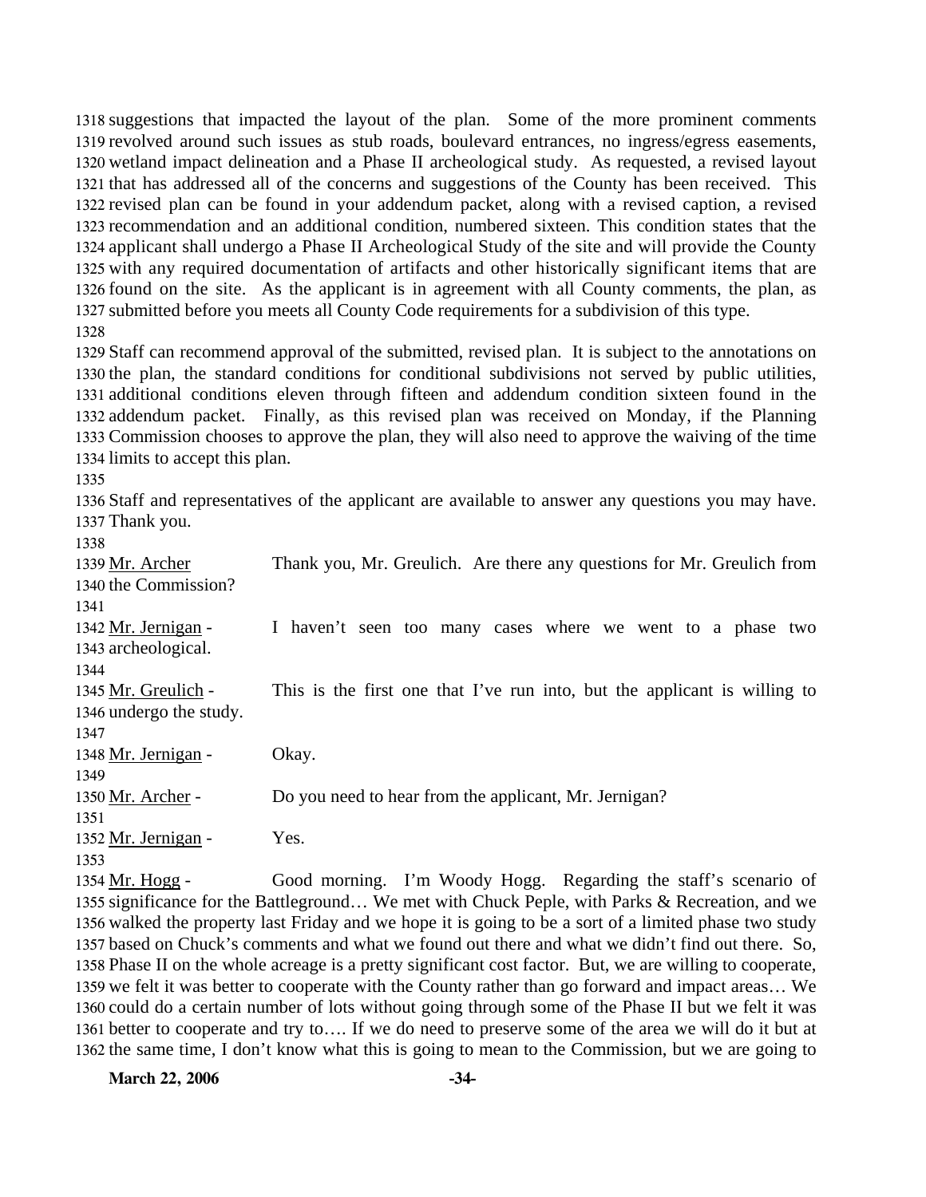suggestions that impacted the layout of the plan. Some of the more prominent comments revolved around such issues as stub roads, boulevard entrances, no ingress/egress easements, wetland impact delineation and a Phase II archeological study. As requested, a revised layout that has addressed all of the concerns and suggestions of the County has been received. This revised plan can be found in your addendum packet, along with a revised caption, a revised recommendation and an additional condition, numbered sixteen. This condition states that the applicant shall undergo a Phase II Archeological Study of the site and will provide the County with any required documentation of artifacts and other historically significant items that are found on the site. As the applicant is in agreement with all County comments, the plan, as submitted before you meets all County Code requirements for a subdivision of this type.

Staff can recommend approval of the submitted, revised plan. It is subject to the annotations on the plan, the standard conditions for conditional subdivisions not served by public utilities, additional conditions eleven through fifteen and addendum condition sixteen found in the addendum packet. Finally, as this revised plan was received on Monday, if the Planning Commission chooses to approve the plan, they will also need to approve the waiving of the time limits to accept this plan.

Staff and representatives of the applicant are available to answer any questions you may have. Thank you.

Mr. Archer Thank you, Mr. Greulich. Are there any questions for Mr. Greulich from the Commission?

Mr. Jernigan - I haven't seen too many cases where we went to a phase two archeological.

Mr. Greulich - This is the first one that I've run into, but the applicant is willing to undergo the study.

Mr. Jernigan - Okay.

Mr. Archer - Do you need to hear from the applicant, Mr. Jernigan?

Mr. Jernigan - Yes.

Mr. Hogg - Good morning. I'm Woody Hogg. Regarding the staff's scenario of significance for the Battleground… We met with Chuck Peple, with Parks & Recreation, and we walked the property last Friday and we hope it is going to be a sort of a limited phase two study based on Chuck's comments and what we found out there and what we didn't find out there. So, Phase II on the whole acreage is a pretty significant cost factor. But, we are willing to cooperate, we felt it was better to cooperate with the County rather than go forward and impact areas… We could do a certain number of lots without going through some of the Phase II but we felt it was better to cooperate and try to…. If we do need to preserve some of the area we will do it but at the same time, I don't know what this is going to mean to the Commission, but we are going to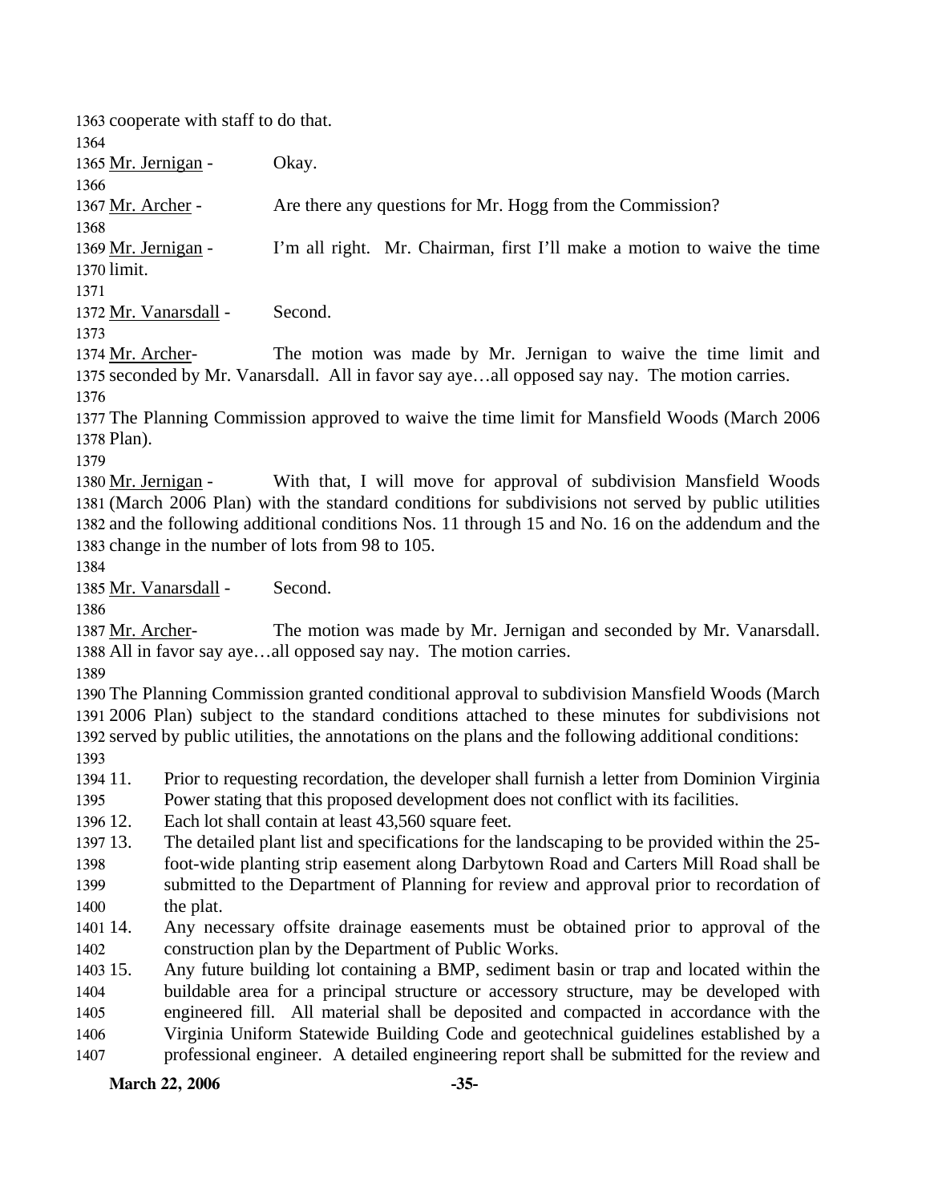cooperate with staff to do that.

Mr. Jernigan - Okay.

Mr. Archer - Are there any questions for Mr. Hogg from the Commission?

Mr. Jernigan - I'm all right. Mr. Chairman, first I'll make a motion to waive the time limit.

Mr. Vanarsdall - Second.

Mr. Archer- The motion was made by Mr. Jernigan to waive the time limit and seconded by Mr. Vanarsdall. All in favor say aye…all opposed say nay. The motion carries.

The Planning Commission approved to waive the time limit for Mansfield Woods (March 2006 Plan).

Mr. Jernigan - With that, I will move for approval of subdivision Mansfield Woods (March 2006 Plan) with the standard conditions for subdivisions not served by public utilities and the following additional conditions Nos. 11 through 15 and No. 16 on the addendum and the change in the number of lots from 98 to 105.

Mr. Vanarsdall - Second.

Mr. Archer- The motion was made by Mr. Jernigan and seconded by Mr. Vanarsdall. All in favor say aye…all opposed say nay. The motion carries.

The Planning Commission granted conditional approval to subdivision Mansfield Woods (March 2006 Plan) subject to the standard conditions attached to these minutes for subdivisions not served by public utilities, the annotations on the plans and the following additional conditions:

11. Prior to requesting recordation, the developer shall furnish a letter from Dominion Virginia Power stating that this proposed development does not conflict with its facilities.
12. Each lot shall contain at least 43,560 square feet.
13. The detailed plant list and specifications for the landscaping to be provided within the 25-foot-wide planting strip easement along Darbytown Road and Carters Mill Road shall be submitted to the Department of Planning for review and approval prior to recordation of the plat.
14. Any necessary offsite drainage easements must be obtained prior to approval of the construction plan by the Department of Public Works.
15. Any future building lot containing a BMP, sediment basin or trap and located within the buildable area for a principal structure or accessory structure, may be developed with engineered fill. All material shall be deposited and compacted in accordance with the Virginia Uniform Statewide Building Code and geotechnical guidelines established by a professional engineer. A detailed engineering report shall be submitted for the review and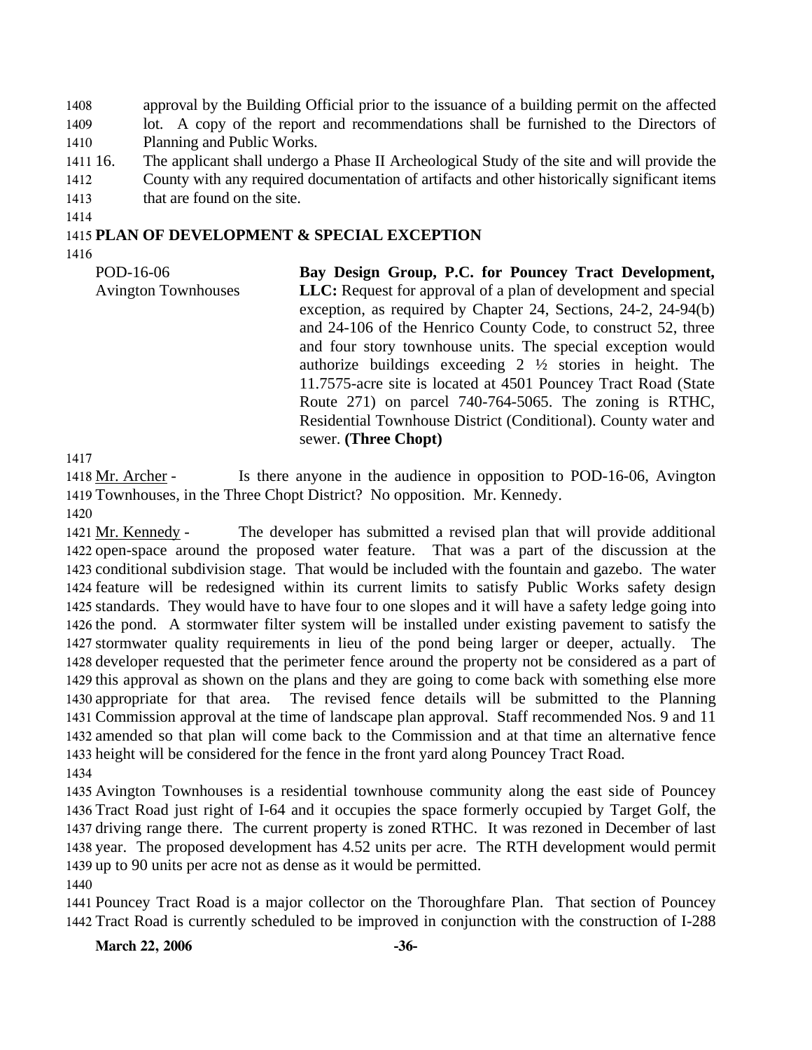approval by the Building Official prior to the issuance of a building permit on the affected lot. A copy of the report and recommendations shall be furnished to the Directors of Planning and Public Works.

16. The applicant shall undergo a Phase II Archeological Study of the site and will provide the County with any required documentation of artifacts and other historically significant items that are found on the site.

## PLAN OF DEVELOPMENT & SPECIAL EXCEPTION

POD-16-06
Avington Townhouses

**Bay Design Group, P.C. for Pouncey Tract Development, LLC:** Request for approval of a plan of development and special exception, as required by Chapter 24, Sections, 24-2, 24-94(b) and 24-106 of the Henrico County Code, to construct 52, three and four story townhouse units. The special exception would authorize buildings exceeding 2 ½ stories in height. The 11.7575-acre site is located at 4501 Pouncey Tract Road (State Route 271) on parcel 740-764-5065. The zoning is RTHC, Residential Townhouse District (Conditional). County water and sewer. **(Three Chopt)**

Mr. Archer - Is there anyone in the audience in opposition to POD-16-06, Avington Townhouses, in the Three Chopt District? No opposition. Mr. Kennedy.

Mr. Kennedy - The developer has submitted a revised plan that will provide additional open-space around the proposed water feature. That was a part of the discussion at the conditional subdivision stage. That would be included with the fountain and gazebo. The water feature will be redesigned within its current limits to satisfy Public Works safety design standards. They would have to have four to one slopes and it will have a safety ledge going into the pond. A stormwater filter system will be installed under existing pavement to satisfy the stormwater quality requirements in lieu of the pond being larger or deeper, actually. The developer requested that the perimeter fence around the property not be considered as a part of this approval as shown on the plans and they are going to come back with something else more appropriate for that area. The revised fence details will be submitted to the Planning Commission approval at the time of landscape plan approval. Staff recommended Nos. 9 and 11 amended so that plan will come back to the Commission and at that time an alternative fence height will be considered for the fence in the front yard along Pouncey Tract Road.

Avington Townhouses is a residential townhouse community along the east side of Pouncey Tract Road just right of I-64 and it occupies the space formerly occupied by Target Golf, the driving range there. The current property is zoned RTHC. It was rezoned in December of last year. The proposed development has 4.52 units per acre. The RTH development would permit up to 90 units per acre not as dense as it would be permitted.

Pouncey Tract Road is a major collector on the Thoroughfare Plan. That section of Pouncey Tract Road is currently scheduled to be improved in conjunction with the construction of I-288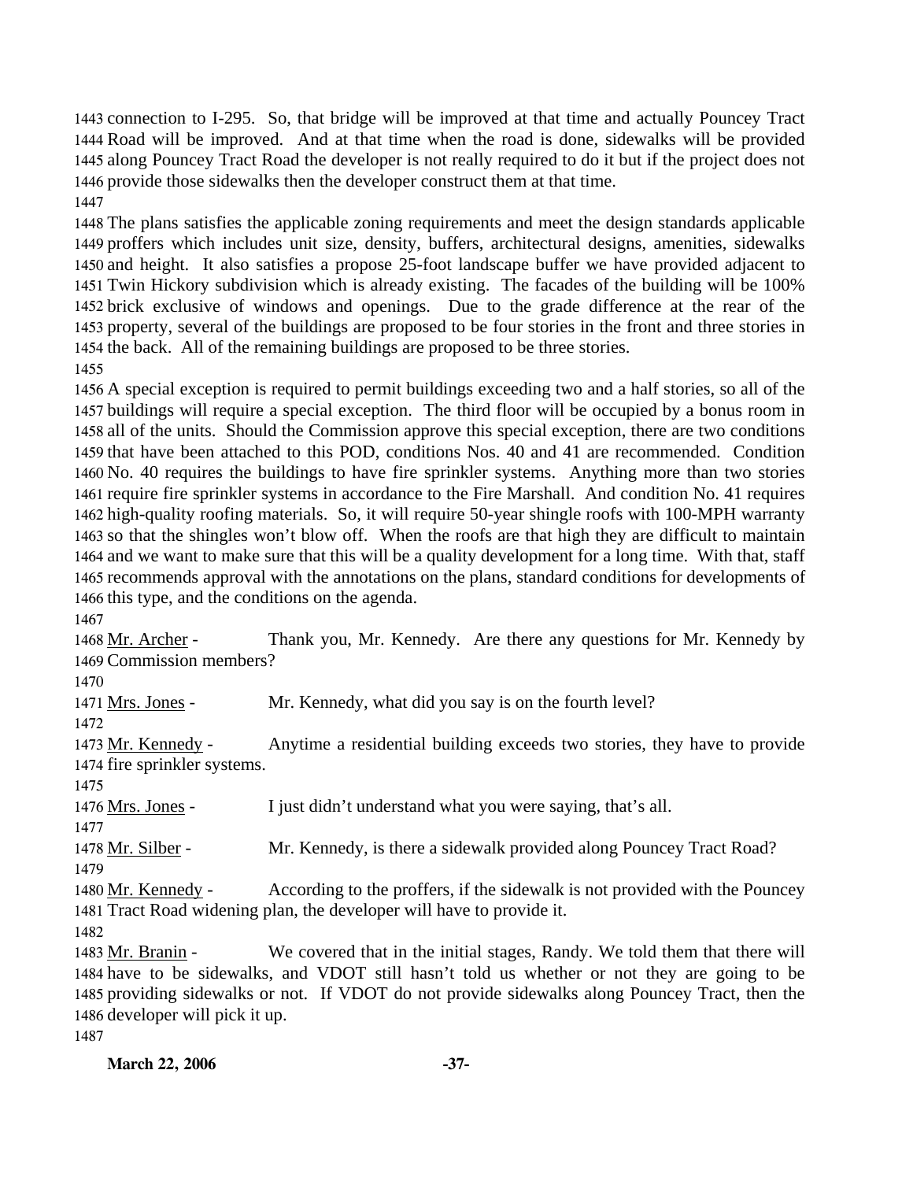connection to I-295. So, that bridge will be improved at that time and actually Pouncey Tract Road will be improved. And at that time when the road is done, sidewalks will be provided along Pouncey Tract Road the developer is not really required to do it but if the project does not provide those sidewalks then the developer construct them at that time.

The plans satisfies the applicable zoning requirements and meet the design standards applicable proffers which includes unit size, density, buffers, architectural designs, amenities, sidewalks and height. It also satisfies a propose 25-foot landscape buffer we have provided adjacent to Twin Hickory subdivision which is already existing. The facades of the building will be 100% brick exclusive of windows and openings. Due to the grade difference at the rear of the property, several of the buildings are proposed to be four stories in the front and three stories in the back. All of the remaining buildings are proposed to be three stories.

A special exception is required to permit buildings exceeding two and a half stories, so all of the buildings will require a special exception. The third floor will be occupied by a bonus room in all of the units. Should the Commission approve this special exception, there are two conditions that have been attached to this POD, conditions Nos. 40 and 41 are recommended. Condition No. 40 requires the buildings to have fire sprinkler systems. Anything more than two stories require fire sprinkler systems in accordance to the Fire Marshall. And condition No. 41 requires high-quality roofing materials. So, it will require 50-year shingle roofs with 100-MPH warranty so that the shingles won't blow off. When the roofs are that high they are difficult to maintain and we want to make sure that this will be a quality development for a long time. With that, staff recommends approval with the annotations on the plans, standard conditions for developments of this type, and the conditions on the agenda.

Mr. Archer - Thank you, Mr. Kennedy. Are there any questions for Mr. Kennedy by Commission members?

Mrs. Jones - Mr. Kennedy, what did you say is on the fourth level?

Mr. Kennedy - Anytime a residential building exceeds two stories, they have to provide fire sprinkler systems.

Mrs. Jones - I just didn't understand what you were saying, that's all.

Mr. Silber - Mr. Kennedy, is there a sidewalk provided along Pouncey Tract Road?

Mr. Kennedy - According to the proffers, if the sidewalk is not provided with the Pouncey Tract Road widening plan, the developer will have to provide it.

Mr. Branin - We covered that in the initial stages, Randy. We told them that there will have to be sidewalks, and VDOT still hasn't told us whether or not they are going to be providing sidewalks or not. If VDOT do not provide sidewalks along Pouncey Tract, then the developer will pick it up.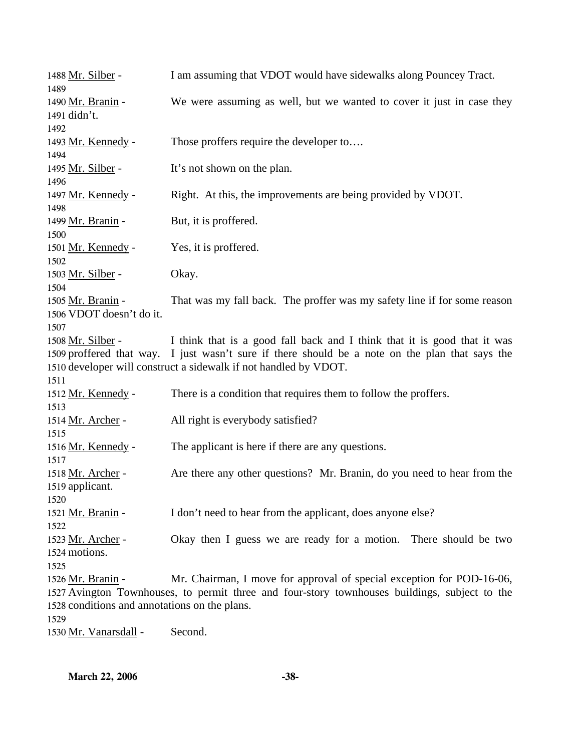1488 Mr. Silber - I am assuming that VDOT would have sidewalks along Pouncey Tract.
1489
1490 Mr. Branin - We were assuming as well, but we wanted to cover it just in case they
1491 didn't.
1492
1493 Mr. Kennedy - Those proffers require the developer to….
1494
1495 Mr. Silber - It's not shown on the plan.
1496
1497 Mr. Kennedy - Right. At this, the improvements are being provided by VDOT.
1498
1499 Mr. Branin - But, it is proffered.
1500
1501 Mr. Kennedy - Yes, it is proffered.
1502
1503 Mr. Silber - Okay.
1504
1505 Mr. Branin - That was my fall back. The proffer was my safety line if for some reason
1506 VDOT doesn't do it.
1507
1508 Mr. Silber - I think that is a good fall back and I think that it is good that it was
1509 proffered that way. I just wasn't sure if there should be a note on the plan that says the
1510 developer will construct a sidewalk if not handled by VDOT.
1511
1512 Mr. Kennedy - There is a condition that requires them to follow the proffers.
1513
1514 Mr. Archer - All right is everybody satisfied?
1515
1516 Mr. Kennedy - The applicant is here if there are any questions.
1517
1518 Mr. Archer - Are there any other questions? Mr. Branin, do you need to hear from the
1519 applicant.
1520
1521 Mr. Branin - I don't need to hear from the applicant, does anyone else?
1522
1523 Mr. Archer - Okay then I guess we are ready for a motion. There should be two
1524 motions.
1525
1526 Mr. Branin - Mr. Chairman, I move for approval of special exception for POD-16-06,
1527 Avington Townhouses, to permit three and four-story townhouses buildings, subject to the
1528 conditions and annotations on the plans.
1529
1530 Mr. Vanarsdall - Second.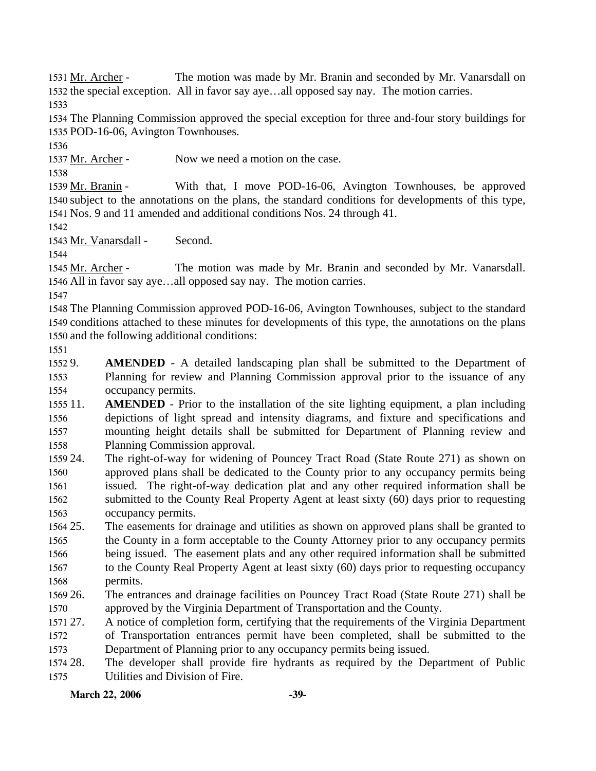Mr. Archer - The motion was made by Mr. Branin and seconded by Mr. Vanarsdall on the special exception. All in favor say aye…all opposed say nay. The motion carries.

The Planning Commission approved the special exception for three and-four story buildings for POD-16-06, Avington Townhouses.

Mr. Archer - Now we need a motion on the case.

Mr. Branin - With that, I move POD-16-06, Avington Townhouses, be approved subject to the annotations on the plans, the standard conditions for developments of this type, Nos. 9 and 11 amended and additional conditions Nos. 24 through 41.

Mr. Vanarsdall - Second.

Mr. Archer - The motion was made by Mr. Branin and seconded by Mr. Vanarsdall. All in favor say aye…all opposed say nay. The motion carries.

The Planning Commission approved POD-16-06, Avington Townhouses, subject to the standard conditions attached to these minutes for developments of this type, the annotations on the plans and the following additional conditions:

9. **AMENDED** - A detailed landscaping plan shall be submitted to the Department of Planning for review and Planning Commission approval prior to the issuance of any occupancy permits.
11. **AMENDED** - Prior to the installation of the site lighting equipment, a plan including depictions of light spread and intensity diagrams, and fixture and specifications and mounting height details shall be submitted for Department of Planning review and Planning Commission approval.
24. The right-of-way for widening of Pouncey Tract Road (State Route 271) as shown on approved plans shall be dedicated to the County prior to any occupancy permits being issued. The right-of-way dedication plat and any other required information shall be submitted to the County Real Property Agent at least sixty (60) days prior to requesting occupancy permits.
25. The easements for drainage and utilities as shown on approved plans shall be granted to the County in a form acceptable to the County Attorney prior to any occupancy permits being issued. The easement plats and any other required information shall be submitted to the County Real Property Agent at least sixty (60) days prior to requesting occupancy permits.
26. The entrances and drainage facilities on Pouncey Tract Road (State Route 271) shall be approved by the Virginia Department of Transportation and the County.
27. A notice of completion form, certifying that the requirements of the Virginia Department of Transportation entrances permit have been completed, shall be submitted to the Department of Planning prior to any occupancy permits being issued.
28. The developer shall provide fire hydrants as required by the Department of Public Utilities and Division of Fire.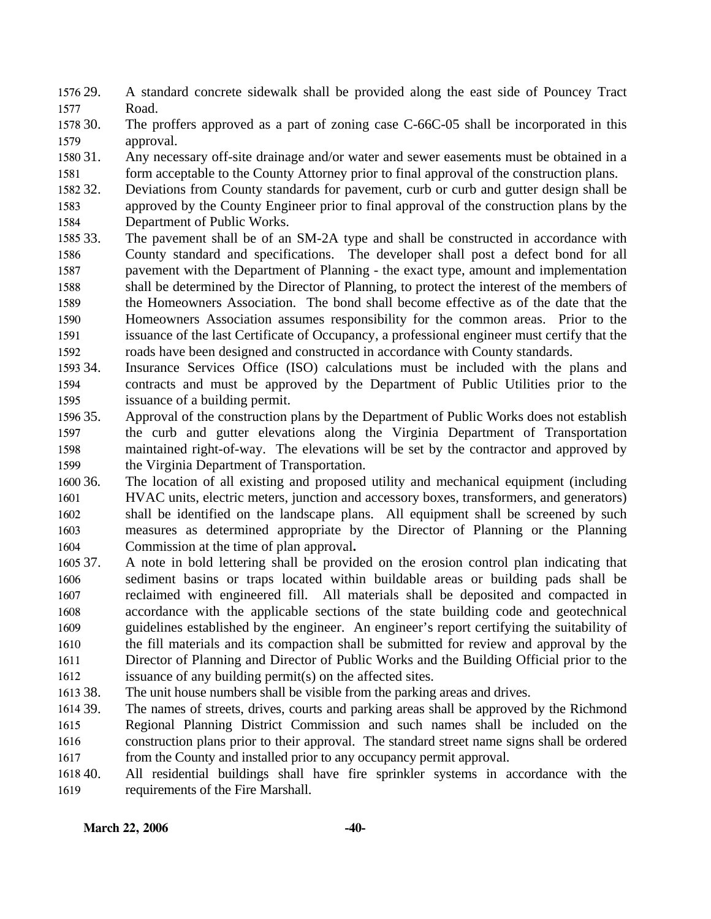29. A standard concrete sidewalk shall be provided along the east side of Pouncey Tract Road.

30. The proffers approved as a part of zoning case C-66C-05 shall be incorporated in this approval.

31. Any necessary off-site drainage and/or water and sewer easements must be obtained in a form acceptable to the County Attorney prior to final approval of the construction plans.

32. Deviations from County standards for pavement, curb or curb and gutter design shall be approved by the County Engineer prior to final approval of the construction plans by the Department of Public Works.

33. The pavement shall be of an SM-2A type and shall be constructed in accordance with County standard and specifications. The developer shall post a defect bond for all pavement with the Department of Planning - the exact type, amount and implementation shall be determined by the Director of Planning, to protect the interest of the members of the Homeowners Association. The bond shall become effective as of the date that the Homeowners Association assumes responsibility for the common areas. Prior to the issuance of the last Certificate of Occupancy, a professional engineer must certify that the roads have been designed and constructed in accordance with County standards.

34. Insurance Services Office (ISO) calculations must be included with the plans and contracts and must be approved by the Department of Public Utilities prior to the issuance of a building permit.

35. Approval of the construction plans by the Department of Public Works does not establish the curb and gutter elevations along the Virginia Department of Transportation maintained right-of-way. The elevations will be set by the contractor and approved by the Virginia Department of Transportation.

36. The location of all existing and proposed utility and mechanical equipment (including HVAC units, electric meters, junction and accessory boxes, transformers, and generators) shall be identified on the landscape plans. All equipment shall be screened by such measures as determined appropriate by the Director of Planning or the Planning Commission at the time of plan approval.

37. A note in bold lettering shall be provided on the erosion control plan indicating that sediment basins or traps located within buildable areas or building pads shall be reclaimed with engineered fill. All materials shall be deposited and compacted in accordance with the applicable sections of the state building code and geotechnical guidelines established by the engineer. An engineer's report certifying the suitability of the fill materials and its compaction shall be submitted for review and approval by the Director of Planning and Director of Public Works and the Building Official prior to the issuance of any building permit(s) on the affected sites.

38. The unit house numbers shall be visible from the parking areas and drives.

39. The names of streets, drives, courts and parking areas shall be approved by the Richmond Regional Planning District Commission and such names shall be included on the construction plans prior to their approval. The standard street name signs shall be ordered from the County and installed prior to any occupancy permit approval.

40. All residential buildings shall have fire sprinkler systems in accordance with the requirements of the Fire Marshall.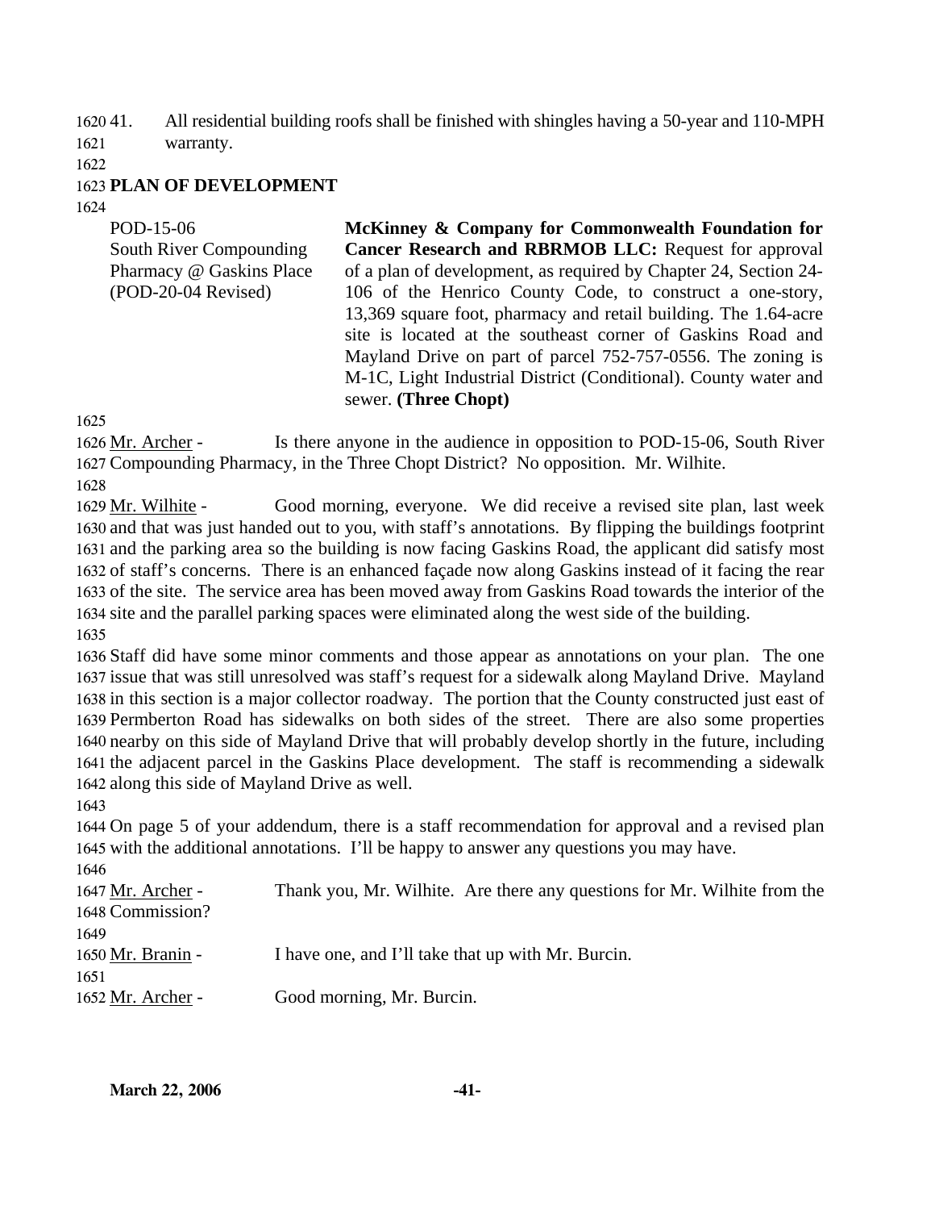41. All residential building roofs shall be finished with shingles having a 50-year and 110-MPH warranty.

## PLAN OF DEVELOPMENT

POD-15-06
South River Compounding Pharmacy @ Gaskins Place
(POD-20-04 Revised)

**McKinney & Company for Commonwealth Foundation for Cancer Research and RBRMOB LLC:** Request for approval of a plan of development, as required by Chapter 24, Section 24-106 of the Henrico County Code, to construct a one-story, 13,369 square foot, pharmacy and retail building. The 1.64-acre site is located at the southeast corner of Gaskins Road and Mayland Drive on part of parcel 752-757-0556. The zoning is M-1C, Light Industrial District (Conditional). County water and sewer. **(Three Chopt)**

Mr. Archer - Is there anyone in the audience in opposition to POD-15-06, South River Compounding Pharmacy, in the Three Chopt District? No opposition. Mr. Wilhite.

Mr. Wilhite - Good morning, everyone. We did receive a revised site plan, last week and that was just handed out to you, with staff's annotations. By flipping the buildings footprint and the parking area so the building is now facing Gaskins Road, the applicant did satisfy most of staff's concerns. There is an enhanced façade now along Gaskins instead of it facing the rear of the site. The service area has been moved away from Gaskins Road towards the interior of the site and the parallel parking spaces were eliminated along the west side of the building.

Staff did have some minor comments and those appear as annotations on your plan. The one issue that was still unresolved was staff's request for a sidewalk along Mayland Drive. Mayland in this section is a major collector roadway. The portion that the County constructed just east of Permberton Road has sidewalks on both sides of the street. There are also some properties nearby on this side of Mayland Drive that will probably develop shortly in the future, including the adjacent parcel in the Gaskins Place development. The staff is recommending a sidewalk along this side of Mayland Drive as well.

On page 5 of your addendum, there is a staff recommendation for approval and a revised plan with the additional annotations. I'll be happy to answer any questions you may have.

Mr. Archer - Thank you, Mr. Wilhite. Are there any questions for Mr. Wilhite from the Commission?

Mr. Branin - I have one, and I'll take that up with Mr. Burcin.

Mr. Archer - Good morning, Mr. Burcin.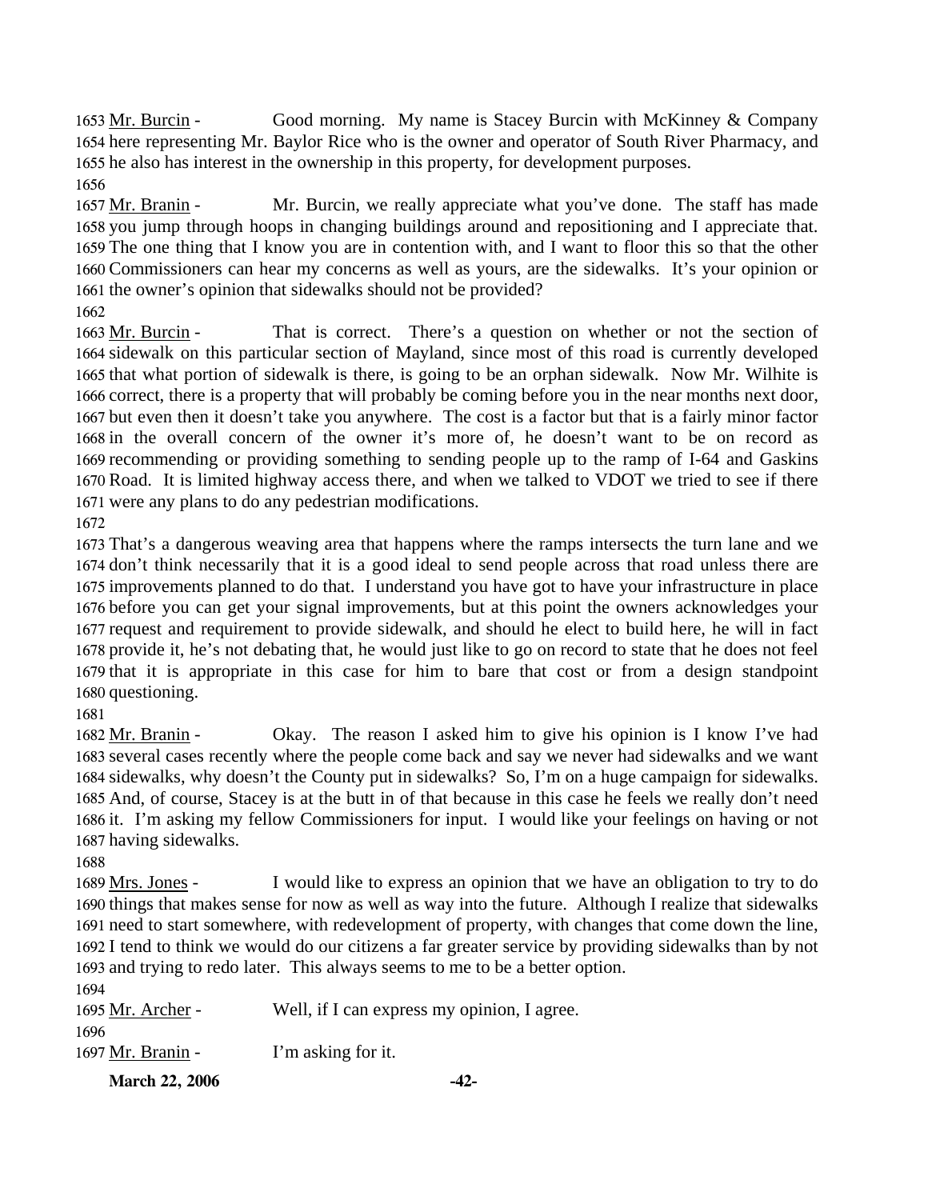1653 Mr. Burcin - Good morning. My name is Stacey Burcin with McKinney & Company 1654 here representing Mr. Baylor Rice who is the owner and operator of South River Pharmacy, and 1655 he also has interest in the ownership in this property, for development purposes.

1656

1657 Mr. Branin - Mr. Burcin, we really appreciate what you've done. The staff has made 1658 you jump through hoops in changing buildings around and repositioning and I appreciate that. 1659 The one thing that I know you are in contention with, and I want to floor this so that the other 1660 Commissioners can hear my concerns as well as yours, are the sidewalks. It's your opinion or 1661 the owner's opinion that sidewalks should not be provided?

1662

1663 Mr. Burcin - That is correct. There's a question on whether or not the section of 1664 sidewalk on this particular section of Mayland, since most of this road is currently developed 1665 that what portion of sidewalk is there, is going to be an orphan sidewalk. Now Mr. Wilhite is 1666 correct, there is a property that will probably be coming before you in the near months next door, 1667 but even then it doesn't take you anywhere. The cost is a factor but that is a fairly minor factor 1668 in the overall concern of the owner it's more of, he doesn't want to be on record as 1669 recommending or providing something to sending people up to the ramp of I-64 and Gaskins 1670 Road. It is limited highway access there, and when we talked to VDOT we tried to see if there 1671 were any plans to do any pedestrian modifications.

1672

1673 That's a dangerous weaving area that happens where the ramps intersects the turn lane and we 1674 don't think necessarily that it is a good ideal to send people across that road unless there are 1675 improvements planned to do that. I understand you have got to have your infrastructure in place 1676 before you can get your signal improvements, but at this point the owners acknowledges your 1677 request and requirement to provide sidewalk, and should he elect to build here, he will in fact 1678 provide it, he's not debating that, he would just like to go on record to state that he does not feel 1679 that it is appropriate in this case for him to bare that cost or from a design standpoint 1680 questioning.

1681

1682 Mr. Branin - Okay. The reason I asked him to give his opinion is I know I've had 1683 several cases recently where the people come back and say we never had sidewalks and we want 1684 sidewalks, why doesn't the County put in sidewalks? So, I'm on a huge campaign for sidewalks. 1685 And, of course, Stacey is at the butt in of that because in this case he feels we really don't need 1686 it. I'm asking my fellow Commissioners for input. I would like your feelings on having or not 1687 having sidewalks.

1688

1689 Mrs. Jones - I would like to express an opinion that we have an obligation to try to do 1690 things that makes sense for now as well as way into the future. Although I realize that sidewalks 1691 need to start somewhere, with redevelopment of property, with changes that come down the line, 1692 I tend to think we would do our citizens a far greater service by providing sidewalks than by not 1693 and trying to redo later. This always seems to me to be a better option.

1694

1695 Mr. Archer - Well, if I can express my opinion, I agree.

1696

1697 Mr. Branin - I'm asking for it.

**March 22, 2006**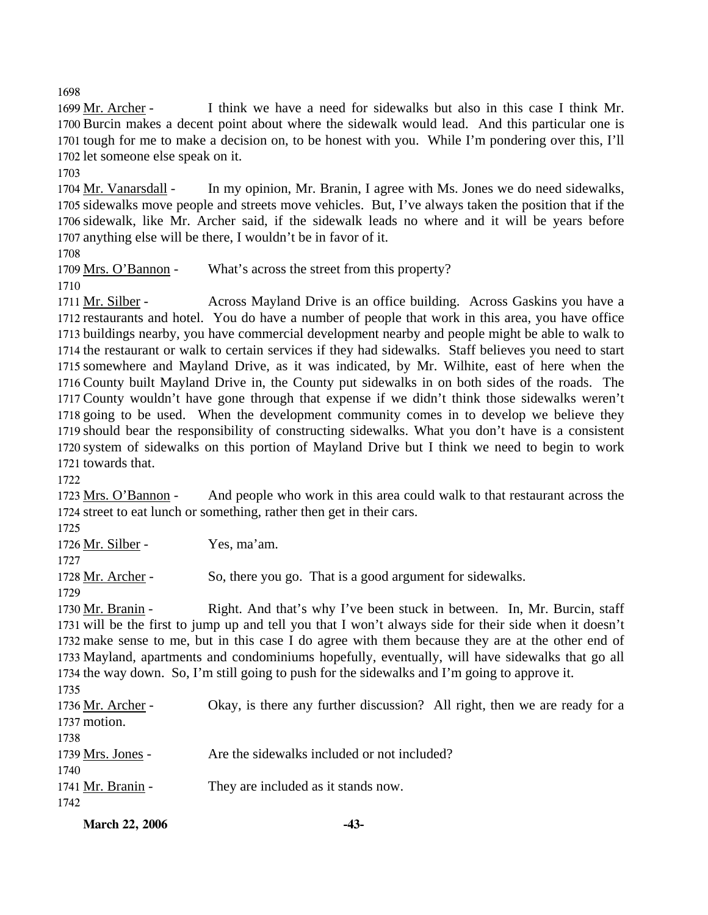Mr. Archer - I think we have a need for sidewalks but also in this case I think Mr. Burcin makes a decent point about where the sidewalk would lead. And this particular one is tough for me to make a decision on, to be honest with you. While I'm pondering over this, I'll let someone else speak on it.

Mr. Vanarsdall - In my opinion, Mr. Branin, I agree with Ms. Jones we do need sidewalks, sidewalks move people and streets move vehicles. But, I've always taken the position that if the sidewalk, like Mr. Archer said, if the sidewalk leads no where and it will be years before anything else will be there, I wouldn't be in favor of it.

Mrs. O'Bannon - What's across the street from this property?

Mr. Silber - Across Mayland Drive is an office building. Across Gaskins you have a restaurants and hotel. You do have a number of people that work in this area, you have office buildings nearby, you have commercial development nearby and people might be able to walk to the restaurant or walk to certain services if they had sidewalks. Staff believes you need to start somewhere and Mayland Drive, as it was indicated, by Mr. Wilhite, east of here when the County built Mayland Drive in, the County put sidewalks in on both sides of the roads. The County wouldn't have gone through that expense if we didn't think those sidewalks weren't going to be used. When the development community comes in to develop we believe they should bear the responsibility of constructing sidewalks. What you don't have is a consistent system of sidewalks on this portion of Mayland Drive but I think we need to begin to work towards that.

Mrs. O'Bannon - And people who work in this area could walk to that restaurant across the street to eat lunch or something, rather then get in their cars.

Mr. Silber - Yes, ma'am.

Mr. Archer - So, there you go. That is a good argument for sidewalks.

Mr. Branin - Right. And that's why I've been stuck in between. In, Mr. Burcin, staff will be the first to jump up and tell you that I won't always side for their side when it doesn't make sense to me, but in this case I do agree with them because they are at the other end of Mayland, apartments and condominiums hopefully, eventually, will have sidewalks that go all the way down. So, I'm still going to push for the sidewalks and I'm going to approve it.

Mr. Archer - Okay, is there any further discussion? All right, then we are ready for a motion.

Mrs. Jones - Are the sidewalks included or not included?

Mr. Branin - They are included as it stands now.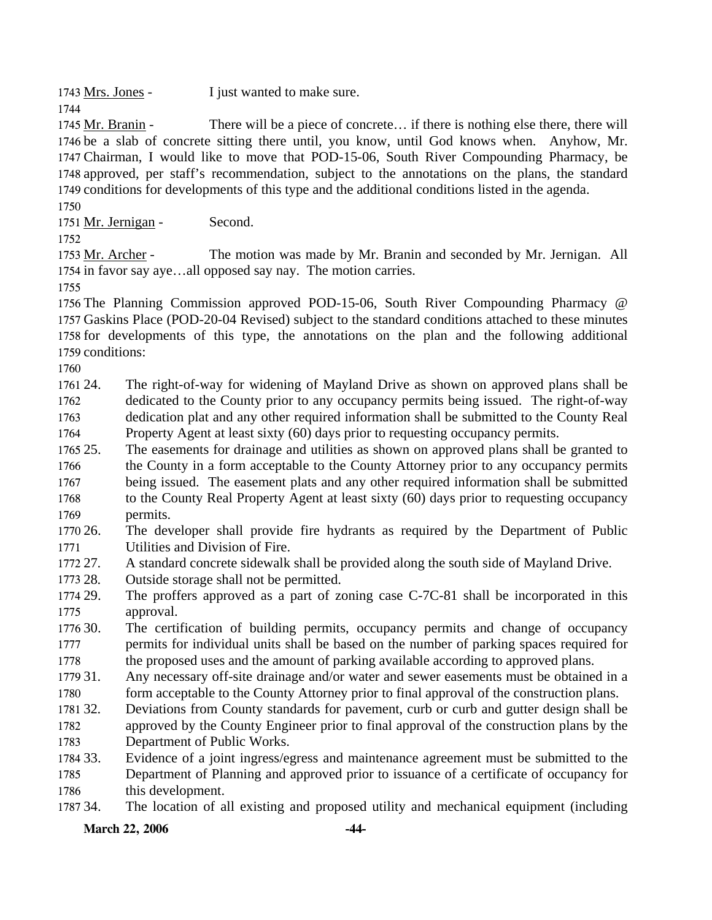Mrs. Jones - I just wanted to make sure.

Mr. Branin - There will be a piece of concrete… if there is nothing else there, there will be a slab of concrete sitting there until, you know, until God knows when. Anyhow, Mr. Chairman, I would like to move that POD-15-06, South River Compounding Pharmacy, be approved, per staff's recommendation, subject to the annotations on the plans, the standard conditions for developments of this type and the additional conditions listed in the agenda.

Mr. Jernigan - Second.

Mr. Archer - The motion was made by Mr. Branin and seconded by Mr. Jernigan. All in favor say aye…all opposed say nay. The motion carries.

The Planning Commission approved POD-15-06, South River Compounding Pharmacy @ Gaskins Place (POD-20-04 Revised) subject to the standard conditions attached to these minutes for developments of this type, the annotations on the plan and the following additional conditions:

24. The right-of-way for widening of Mayland Drive as shown on approved plans shall be dedicated to the County prior to any occupancy permits being issued. The right-of-way dedication plat and any other required information shall be submitted to the County Real Property Agent at least sixty (60) days prior to requesting occupancy permits.
25. The easements for drainage and utilities as shown on approved plans shall be granted to the County in a form acceptable to the County Attorney prior to any occupancy permits being issued. The easement plats and any other required information shall be submitted to the County Real Property Agent at least sixty (60) days prior to requesting occupancy permits.
26. The developer shall provide fire hydrants as required by the Department of Public Utilities and Division of Fire.
27. A standard concrete sidewalk shall be provided along the south side of Mayland Drive.
28. Outside storage shall not be permitted.
29. The proffers approved as a part of zoning case C-7C-81 shall be incorporated in this approval.
30. The certification of building permits, occupancy permits and change of occupancy permits for individual units shall be based on the number of parking spaces required for the proposed uses and the amount of parking available according to approved plans.
31. Any necessary off-site drainage and/or water and sewer easements must be obtained in a form acceptable to the County Attorney prior to final approval of the construction plans.
32. Deviations from County standards for pavement, curb or curb and gutter design shall be approved by the County Engineer prior to final approval of the construction plans by the Department of Public Works.
33. Evidence of a joint ingress/egress and maintenance agreement must be submitted to the Department of Planning and approved prior to issuance of a certificate of occupancy for this development.
34. The location of all existing and proposed utility and mechanical equipment (including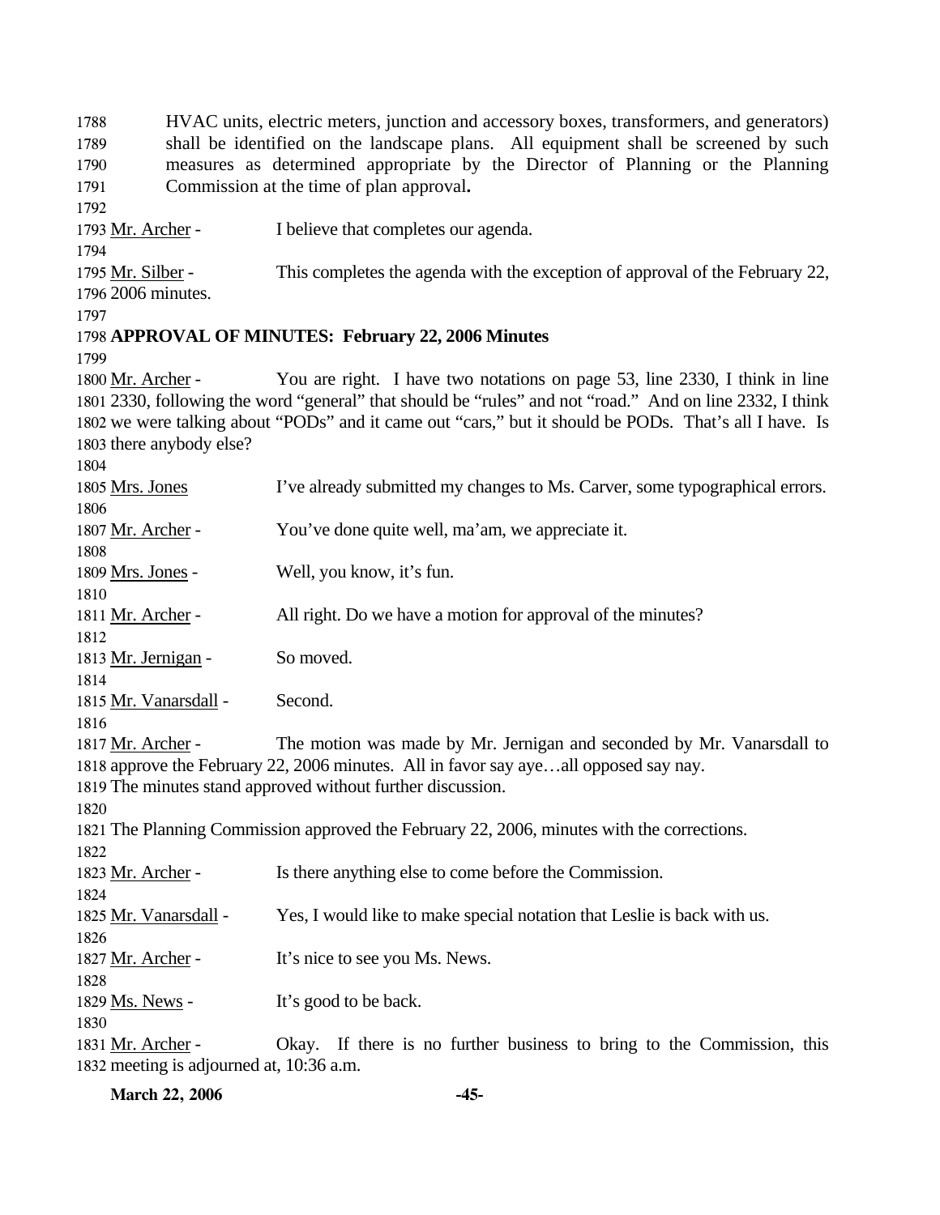HVAC units, electric meters, junction and accessory boxes, transformers, and generators) shall be identified on the landscape plans. All equipment shall be screened by such measures as determined appropriate by the Director of Planning or the Planning Commission at the time of plan approval**.**

Mr. Archer - I believe that completes our agenda.

Mr. Silber - This completes the agenda with the exception of approval of the February 22, 2006 minutes.

**APPROVAL OF MINUTES: February 22, 2006 Minutes**

Mr. Archer - You are right. I have two notations on page 53, line 2330, I think in line 2330, following the word "general" that should be "rules" and not "road." And on line 2332, I think we were talking about "PODs" and it came out "cars," but it should be PODs. That's all I have. Is there anybody else?

Mrs. Jones I've already submitted my changes to Ms. Carver, some typographical errors.

Mr. Archer - You've done quite well, ma'am, we appreciate it.

Mrs. Jones - Well, you know, it's fun.

Mr. Archer - All right. Do we have a motion for approval of the minutes?

Mr. Jernigan - So moved.

Mr. Vanarsdall - Second.

Mr. Archer - The motion was made by Mr. Jernigan and seconded by Mr. Vanarsdall to approve the February 22, 2006 minutes. All in favor say aye…all opposed say nay. The minutes stand approved without further discussion.

The Planning Commission approved the February 22, 2006, minutes with the corrections.

Mr. Archer - Is there anything else to come before the Commission.

Mr. Vanarsdall - Yes, I would like to make special notation that Leslie is back with us.

Mr. Archer - It's nice to see you Ms. News.

Ms. News - It's good to be back.

Mr. Archer - Okay. If there is no further business to bring to the Commission, this meeting is adjourned at, 10:36 a.m.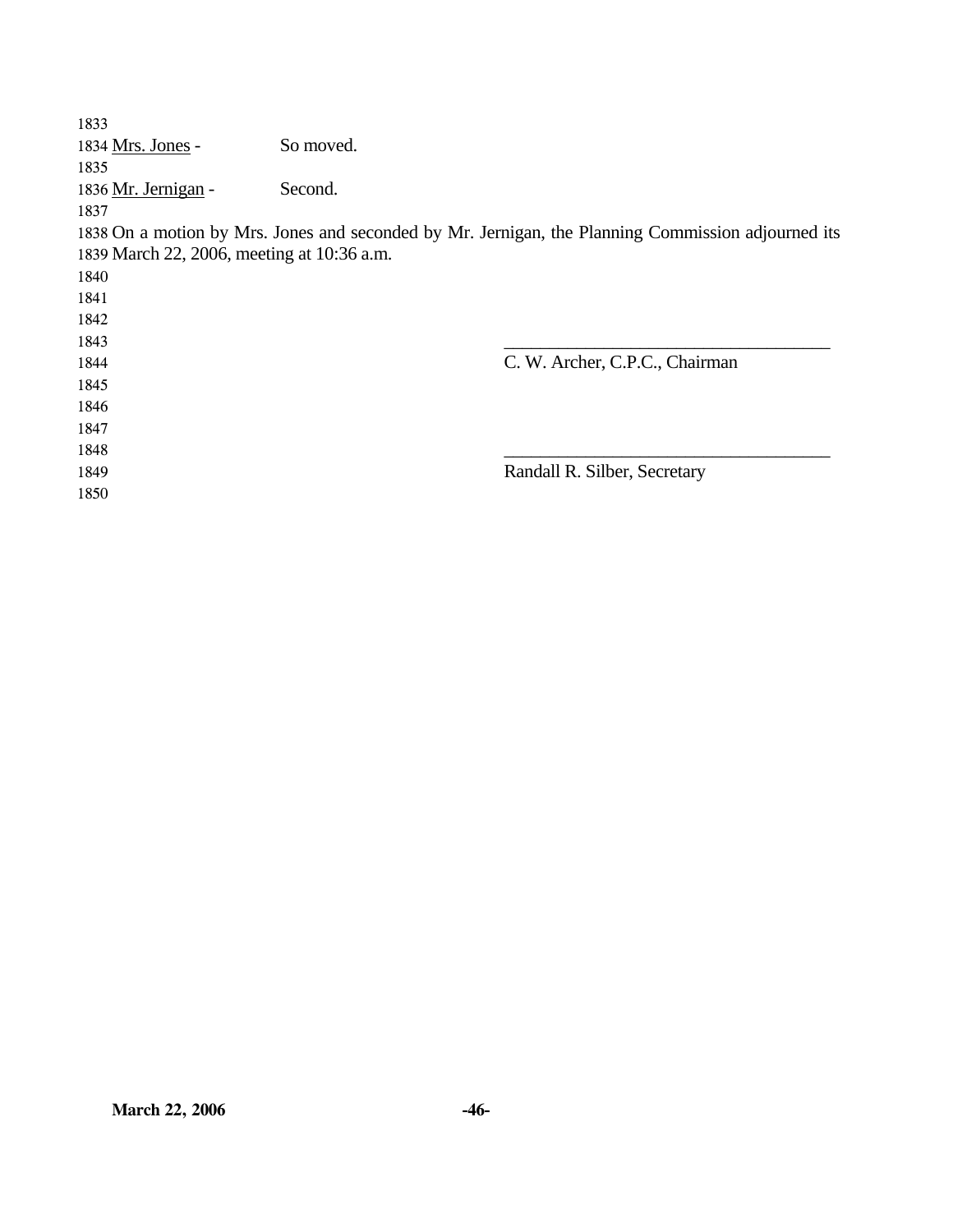<u>Mrs. Jones</u> - So moved.

<u>Mr. Jernigan</u> - Second.

On a motion by Mrs. Jones and seconded by Mr. Jernigan, the Planning Commission adjourned its March 22, 2006, meeting at 10:36 a.m.

\_\_\_\_\_\_\_\_\_\_\_\_\_\_\_\_\_\_\_\_\_\_\_\_\_\_\_\_\_\_\_\_\_\_\_\_

C. W. Archer, C.P.C., Chairman

\_\_\_\_\_\_\_\_\_\_\_\_\_\_\_\_\_\_\_\_\_\_\_\_\_\_\_\_\_\_\_\_\_\_\_\_

Randall R. Silber, Secretary